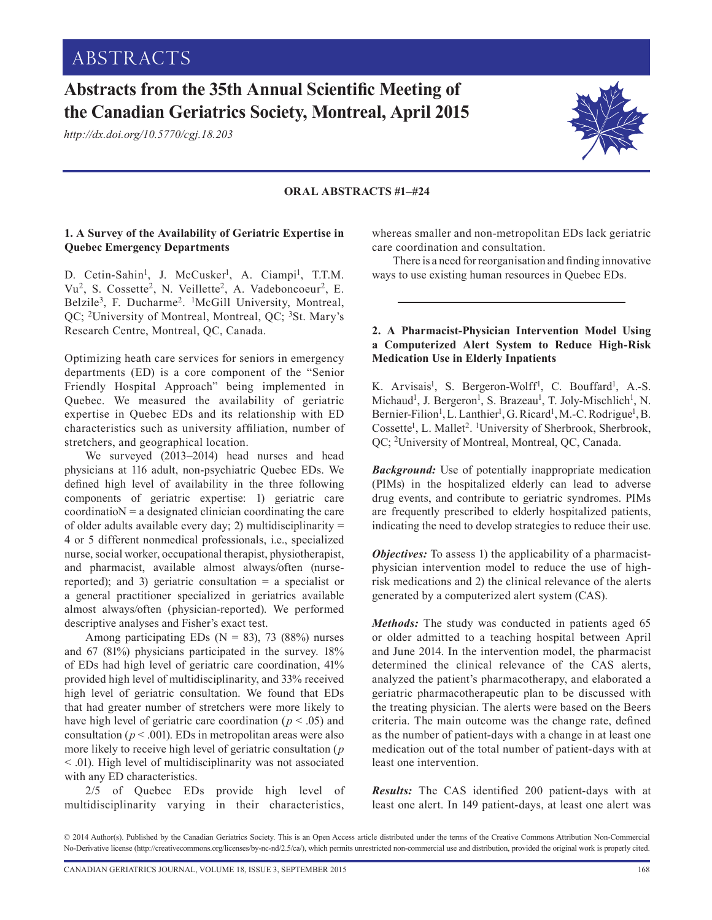# ABSTRACTS

# Abstracts from the 35th Annual Scientific Meeting of the Canadian Geriatrics Society, Montreal, April 2015

*http://dx.doi.org/10.5770/cgj.18.203*

**ORAL ABSTRACTS #1–#24**

### 1. A Survey of the Availability of Geriatric Expertise in Quebec Emergency Departments

D. Cetin-Sahin[1], J. McCusker[1], A. Ciampi[1], T.T.M. Vu[2], S. Cossette[2], N. Veillette[2], A. Vadeboncoeur[2], E. Belzile[3], F. Ducharme[2]. [1]McGill University, Montreal, QC; [2]University of Montreal, Montreal, QC; [3]St. Mary's Research Centre, Montreal, QC, Canada.

Optimizing heath care services for seniors in emergency departments (ED) is a core component of the "Senior Friendly Hospital Approach" being implemented in Quebec. We measured the availability of geriatric expertise in Quebec EDs and its relationship with ED characteristics such as university affiliation, number of stretchers, and geographical location.

We surveyed (2013–2014) head nurses and head physicians at 116 adult, non-psychiatric Quebec EDs. We defined high level of availability in the three following components of geriatric expertise: 1) geriatric care coordinatioN = a designated clinician coordinating the care of older adults available every day; 2) multidisciplinarity = 4 or 5 different nonmedical professionals, i.e., specialized nurse, social worker, occupational therapist, physiotherapist, and pharmacist, available almost always/often (nurse-reported); and 3) geriatric consultation = a specialist or a general practitioner specialized in geriatrics available almost always/often (physician-reported). We performed descriptive analyses and Fisher's exact test.

Among participating EDs (N = 83), 73 (88%) nurses and 67 (81%) physicians participated in the survey. 18% of EDs had high level of geriatric care coordination, 41% provided high level of multidisciplinarity, and 33% received high level of geriatric consultation. We found that EDs that had greater number of stretchers were more likely to have high level of geriatric care coordination ($p < .05$) and consultation ($p < .001$). EDs in metropolitan areas were also more likely to receive high level of geriatric consultation ($p < .01$). High level of multidisciplinarity was not associated with any ED characteristics.

2/5 of Quebec EDs provide high level of multidisciplinarity varying in their characteristics, whereas smaller and non-metropolitan EDs lack geriatric care coordination and consultation.

There is a need for reorganisation and finding innovative ways to use existing human resources in Quebec EDs.

### 2. A Pharmacist-Physician Intervention Model Using a Computerized Alert System to Reduce High-Risk Medication Use in Elderly Inpatients

K. Arvisais[1], S. Bergeron-Wolff[1], C. Bouffard[1], A.-S. Michaud[1], J. Bergeron[1], S. Brazeau[1], T. Joly-Mischlich[1], N. Bernier-Filion[1], L. Lanthier[1], G. Ricard[1], M.-C. Rodrigue[1], B. Cossette[1], L. Mallet[2]. [1]University of Sherbrooke, Sherbrooke, QC; [2]University of Montreal, Montreal, QC, Canada.

***Background:*** Use of potentially inappropriate medication (PIMs) in the hospitalized elderly can lead to adverse drug events, and contribute to geriatric syndromes. PIMs are frequently prescribed to elderly hospitalized patients, indicating the need to develop strategies to reduce their use.

***Objectives:*** To assess 1) the applicability of a pharmacist-physician intervention model to reduce the use of high-risk medications and 2) the clinical relevance of the alerts generated by a computerized alert system (CAS).

***Methods:*** The study was conducted in patients aged 65 or older admitted to a teaching hospital between April and June 2014. In the intervention model, the pharmacist determined the clinical relevance of the CAS alerts, analyzed the patient's pharmacotherapy, and elaborated a geriatric pharmacotherapeutic plan to be discussed with the treating physician. The alerts were based on the Beers criteria. The main outcome was the change rate, defined as the number of patient-days with a change in at least one medication out of the total number of patient-days with at least one intervention.

***Results:*** The CAS identified 200 patient-days with at least one alert. In 149 patient-days, at least one alert was

© 2014 Author(s). Published by the Canadian Geriatrics Society. This is an Open Access article distributed under the terms of the Creative Commons Attribution Non-Commercial No-Derivative license (http://creativecommons.org/licenses/by-nc-nd/2.5/ca/), which permits unrestricted non-commercial use and distribution, provided the original work is properly cited.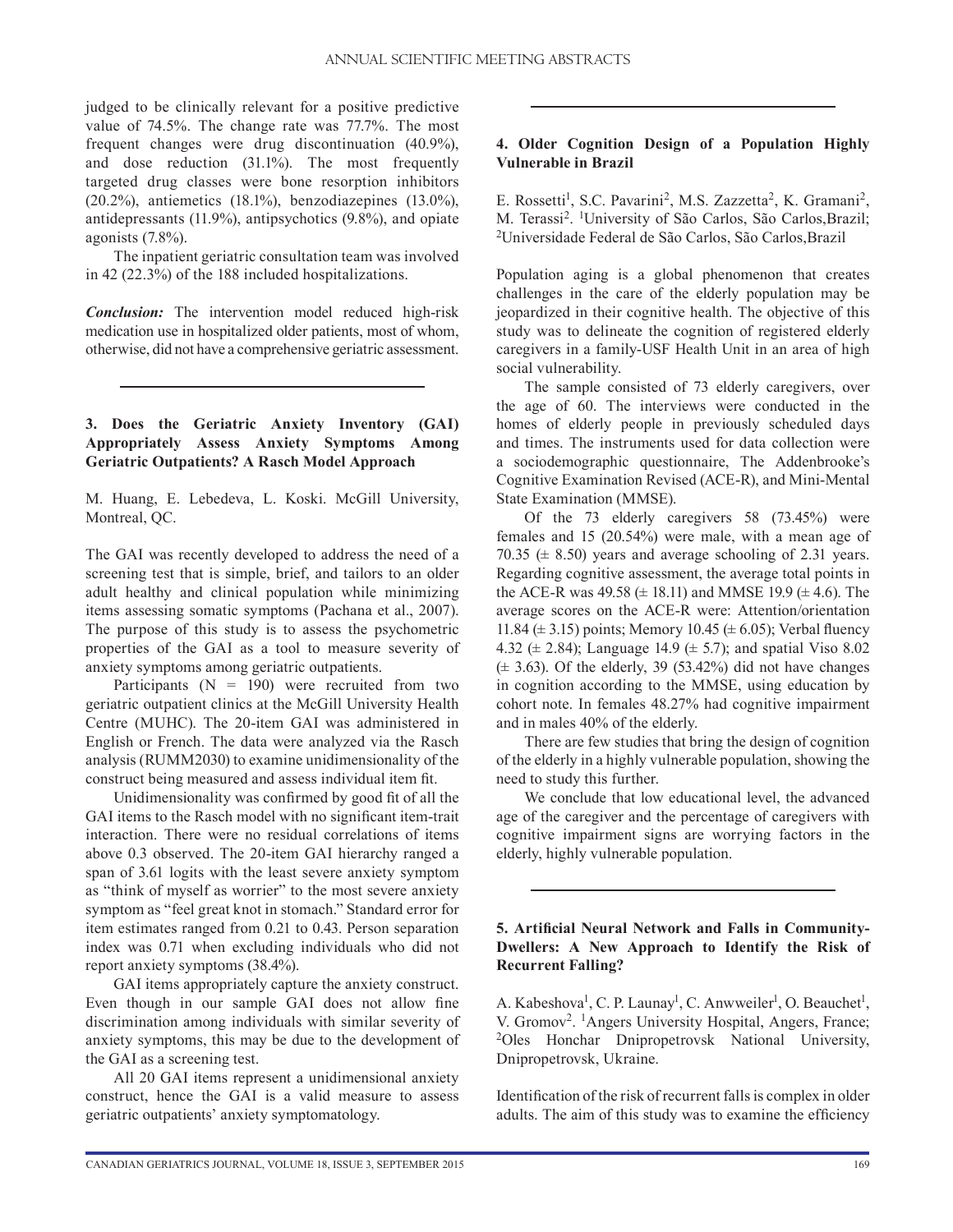judged to be clinically relevant for a positive predictive value of 74.5%. The change rate was 77.7%. The most frequent changes were drug discontinuation (40.9%), and dose reduction (31.1%). The most frequently targeted drug classes were bone resorption inhibitors (20.2%), antiemetics (18.1%), benzodiazepines (13.0%), antidepressants (11.9%), antipsychotics (9.8%), and opiate agonists (7.8%).

The inpatient geriatric consultation team was involved in 42 (22.3%) of the 188 included hospitalizations.

***Conclusion:*** The intervention model reduced high-risk medication use in hospitalized older patients, most of whom, otherwise, did not have a comprehensive geriatric assessment.

---

### 3. Does the Geriatric Anxiety Inventory (GAI) Appropriately Assess Anxiety Symptoms Among Geriatric Outpatients? A Rasch Model Approach

M. Huang, E. Lebedeva, L. Koski. McGill University, Montreal, QC.

The GAI was recently developed to address the need of a screening test that is simple, brief, and tailors to an older adult healthy and clinical population while minimizing items assessing somatic symptoms (Pachana et al., 2007). The purpose of this study is to assess the psychometric properties of the GAI as a tool to measure severity of anxiety symptoms among geriatric outpatients.

Participants (N = 190) were recruited from two geriatric outpatient clinics at the McGill University Health Centre (MUHC). The 20-item GAI was administered in English or French. The data were analyzed via the Rasch analysis (RUMM2030) to examine unidimensionality of the construct being measured and assess individual item fit.

Unidimensionality was confirmed by good fit of all the GAI items to the Rasch model with no significant item-trait interaction. There were no residual correlations of items above 0.3 observed. The 20-item GAI hierarchy ranged a span of 3.61 logits with the least severe anxiety symptom as "think of myself as worrier" to the most severe anxiety symptom as "feel great knot in stomach." Standard error for item estimates ranged from 0.21 to 0.43. Person separation index was 0.71 when excluding individuals who did not report anxiety symptoms (38.4%).

GAI items appropriately capture the anxiety construct. Even though in our sample GAI does not allow fine discrimination among individuals with similar severity of anxiety symptoms, this may be due to the development of the GAI as a screening test.

All 20 GAI items represent a unidimensional anxiety construct, hence the GAI is a valid measure to assess geriatric outpatients' anxiety symptomatology.

---

### 4. Older Cognition Design of a Population Highly Vulnerable in Brazil

E. Rossetti[1], S.C. Pavarini[2], M.S. Zazzetta[2], K. Gramani[2], M. Terassi[2]. [1]University of São Carlos, São Carlos,Brazil; [2]Universidade Federal de São Carlos, São Carlos,Brazil

Population aging is a global phenomenon that creates challenges in the care of the elderly population may be jeopardized in their cognitive health. The objective of this study was to delineate the cognition of registered elderly caregivers in a family-USF Health Unit in an area of high social vulnerability.

The sample consisted of 73 elderly caregivers, over the age of 60. The interviews were conducted in the homes of elderly people in previously scheduled days and times. The instruments used for data collection were a sociodemographic questionnaire, The Addenbrooke's Cognitive Examination Revised (ACE-R), and Mini-Mental State Examination (MMSE).

Of the 73 elderly caregivers 58 (73.45%) were females and 15 (20.54%) were male, with a mean age of 70.35 (± 8.50) years and average schooling of 2.31 years. Regarding cognitive assessment, the average total points in the ACE-R was 49.58 (± 18.11) and MMSE 19.9 (± 4.6). The average scores on the ACE-R were: Attention/orientation 11.84 (± 3.15) points; Memory 10.45 (± 6.05); Verbal fluency 4.32 (± 2.84); Language 14.9 (± 5.7); and spatial Viso 8.02 (± 3.63). Of the elderly, 39 (53.42%) did not have changes in cognition according to the MMSE, using education by cohort note. In females 48.27% had cognitive impairment and in males 40% of the elderly.

There are few studies that bring the design of cognition of the elderly in a highly vulnerable population, showing the need to study this further.

We conclude that low educational level, the advanced age of the caregiver and the percentage of caregivers with cognitive impairment signs are worrying factors in the elderly, highly vulnerable population.

---

### 5. Artificial Neural Network and Falls in Community-Dwellers: A New Approach to Identify the Risk of Recurrent Falling?

A. Kabeshova[1], C. P. Launay[1], C. Anwweiler[1], O. Beauchet[1], V. Gromov[2]. [1]Angers University Hospital, Angers, France; [2]Oles Honchar Dnipropetrovsk National University, Dnipropetrovsk, Ukraine.

Identification of the risk of recurrent falls is complex in older adults. The aim of this study was to examine the efficiency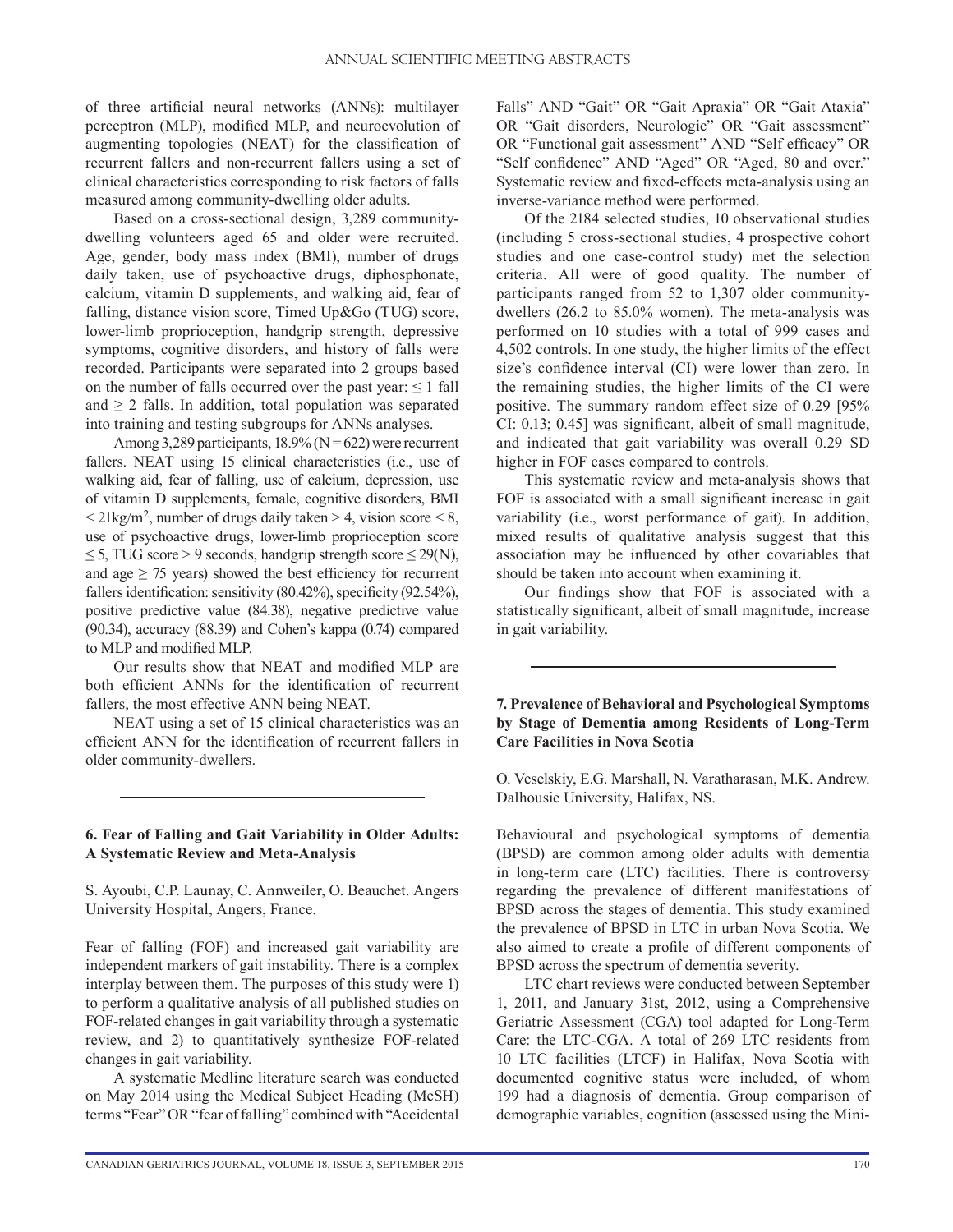of three artificial neural networks (ANNs): multilayer perceptron (MLP), modified MLP, and neuroevolution of augmenting topologies (NEAT) for the classification of recurrent fallers and non-recurrent fallers using a set of clinical characteristics corresponding to risk factors of falls measured among community-dwelling older adults.

Based on a cross-sectional design, 3,289 community-dwelling volunteers aged 65 and older were recruited. Age, gender, body mass index (BMI), number of drugs daily taken, use of psychoactive drugs, diphosphonate, calcium, vitamin D supplements, and walking aid, fear of falling, distance vision score, Timed Up&Go (TUG) score, lower-limb proprioception, handgrip strength, depressive symptoms, cognitive disorders, and history of falls were recorded. Participants were separated into 2 groups based on the number of falls occurred over the past year: $\leq 1$ fall and $\geq 2$ falls. In addition, total population was separated into training and testing subgroups for ANNs analyses.

Among 3,289 participants, 18.9% (N = 622) were recurrent fallers. NEAT using 15 clinical characteristics (i.e., use of walking aid, fear of falling, use of calcium, depression, use of vitamin D supplements, female, cognitive disorders, BMI $< 21\text{kg/m}^2$, number of drugs daily taken > 4, vision score < 8, use of psychoactive drugs, lower-limb proprioception score $\leq 5$, TUG score > 9 seconds, handgrip strength score $\leq 29$(N), and age $\geq 75$ years) showed the best efficiency for recurrent fallers identification: sensitivity (80.42%), specificity (92.54%), positive predictive value (84.38), negative predictive value (90.34), accuracy (88.39) and Cohen's kappa (0.74) compared to MLP and modified MLP.

Our results show that NEAT and modified MLP are both efficient ANNs for the identification of recurrent fallers, the most effective ANN being NEAT.

NEAT using a set of 15 clinical characteristics was an efficient ANN for the identification of recurrent fallers in older community-dwellers.

---

### 6. Fear of Falling and Gait Variability in Older Adults: A Systematic Review and Meta-Analysis

S. Ayoubi, C.P. Launay, C. Annweiler, O. Beauchet. Angers University Hospital, Angers, France.

Fear of falling (FOF) and increased gait variability are independent markers of gait instability. There is a complex interplay between them. The purposes of this study were 1) to perform a qualitative analysis of all published studies on FOF-related changes in gait variability through a systematic review, and 2) to quantitatively synthesize FOF-related changes in gait variability.

A systematic Medline literature search was conducted on May 2014 using the Medical Subject Heading (MeSH) terms "Fear" OR "fear of falling" combined with "Accidental Falls" AND "Gait" OR "Gait Apraxia" OR "Gait Ataxia" OR "Gait disorders, Neurologic" OR "Gait assessment" OR "Functional gait assessment" AND "Self efficacy" OR "Self confidence" AND "Aged" OR "Aged, 80 and over." Systematic review and fixed-effects meta-analysis using an inverse-variance method were performed.

Of the 2184 selected studies, 10 observational studies (including 5 cross-sectional studies, 4 prospective cohort studies and one case-control study) met the selection criteria. All were of good quality. The number of participants ranged from 52 to 1,307 older community-dwellers (26.2 to 85.0% women). The meta-analysis was performed on 10 studies with a total of 999 cases and 4,502 controls. In one study, the higher limits of the effect size's confidence interval (CI) were lower than zero. In the remaining studies, the higher limits of the CI were positive. The summary random effect size of 0.29 [95% CI: 0.13; 0.45] was significant, albeit of small magnitude, and indicated that gait variability was overall 0.29 SD higher in FOF cases compared to controls.

This systematic review and meta-analysis shows that FOF is associated with a small significant increase in gait variability (i.e., worst performance of gait). In addition, mixed results of qualitative analysis suggest that this association may be influenced by other covariables that should be taken into account when examining it.

Our findings show that FOF is associated with a statistically significant, albeit of small magnitude, increase in gait variability.

---

### 7. Prevalence of Behavioral and Psychological Symptoms by Stage of Dementia among Residents of Long-Term Care Facilities in Nova Scotia

O. Veselskiy, E.G. Marshall, N. Varatharasan, M.K. Andrew. Dalhousie University, Halifax, NS.

Behavioural and psychological symptoms of dementia (BPSD) are common among older adults with dementia in long-term care (LTC) facilities. There is controversy regarding the prevalence of different manifestations of BPSD across the stages of dementia. This study examined the prevalence of BPSD in LTC in urban Nova Scotia. We also aimed to create a profile of different components of BPSD across the spectrum of dementia severity.

LTC chart reviews were conducted between September 1, 2011, and January 31st, 2012, using a Comprehensive Geriatric Assessment (CGA) tool adapted for Long-Term Care: the LTC-CGA. A total of 269 LTC residents from 10 LTC facilities (LTCF) in Halifax, Nova Scotia with documented cognitive status were included, of whom 199 had a diagnosis of dementia. Group comparison of demographic variables, cognition (assessed using the Mini-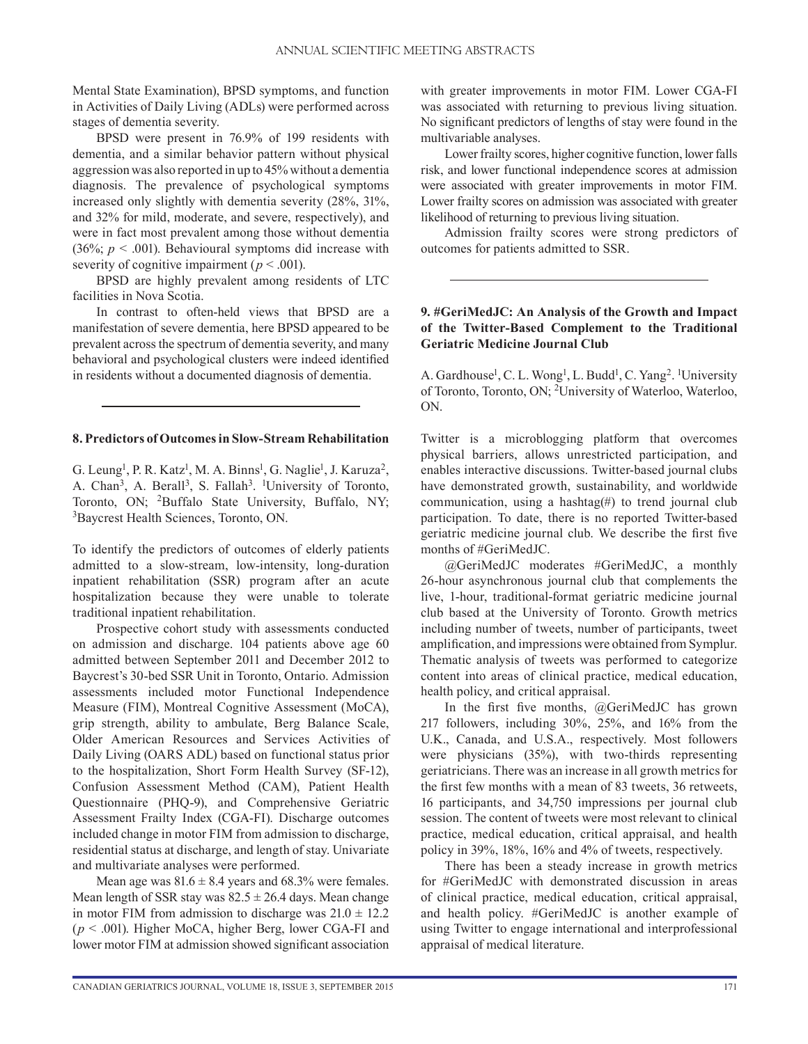Mental State Examination), BPSD symptoms, and function in Activities of Daily Living (ADLs) were performed across stages of dementia severity.

BPSD were present in 76.9% of 199 residents with dementia, and a similar behavior pattern without physical aggression was also reported in up to 45% without a dementia diagnosis. The prevalence of psychological symptoms increased only slightly with dementia severity (28%, 31%, and 32% for mild, moderate, and severe, respectively), and were in fact most prevalent among those without dementia (36%; $p < .001$). Behavioural symptoms did increase with severity of cognitive impairment ($p < .001$).

BPSD are highly prevalent among residents of LTC facilities in Nova Scotia.

In contrast to often-held views that BPSD are a manifestation of severe dementia, here BPSD appeared to be prevalent across the spectrum of dementia severity, and many behavioral and psychological clusters were indeed identified in residents without a documented diagnosis of dementia.

---

### 8. Predictors of Outcomes in Slow-Stream Rehabilitation

G. Leung[1], P. R. Katz[1], M. A. Binns[1], G. Naglie[1], J. Karuza[2], A. Chan[3], A. Berall[3], S. Fallah[3]. [1]University of Toronto, Toronto, ON; [2]Buffalo State University, Buffalo, NY; [3]Baycrest Health Sciences, Toronto, ON.

To identify the predictors of outcomes of elderly patients admitted to a slow-stream, low-intensity, long-duration inpatient rehabilitation (SSR) program after an acute hospitalization because they were unable to tolerate traditional inpatient rehabilitation.

Prospective cohort study with assessments conducted on admission and discharge. 104 patients above age 60 admitted between September 2011 and December 2012 to Baycrest's 30-bed SSR Unit in Toronto, Ontario. Admission assessments included motor Functional Independence Measure (FIM), Montreal Cognitive Assessment (MoCA), grip strength, ability to ambulate, Berg Balance Scale, Older American Resources and Services Activities of Daily Living (OARS ADL) based on functional status prior to the hospitalization, Short Form Health Survey (SF-12), Confusion Assessment Method (CAM), Patient Health Questionnaire (PHQ-9), and Comprehensive Geriatric Assessment Frailty Index (CGA-FI). Discharge outcomes included change in motor FIM from admission to discharge, residential status at discharge, and length of stay. Univariate and multivariate analyses were performed.

Mean age was $81.6 \pm 8.4$ years and 68.3% were females. Mean length of SSR stay was $82.5 \pm 26.4$ days. Mean change in motor FIM from admission to discharge was $21.0 \pm 12.2$ ($p < .001$). Higher MoCA, higher Berg, lower CGA-FI and lower motor FIM at admission showed significant association with greater improvements in motor FIM. Lower CGA-FI was associated with returning to previous living situation. No significant predictors of lengths of stay were found in the multivariable analyses.

Lower frailty scores, higher cognitive function, lower falls risk, and lower functional independence scores at admission were associated with greater improvements in motor FIM. Lower frailty scores on admission was associated with greater likelihood of returning to previous living situation.

Admission frailty scores were strong predictors of outcomes for patients admitted to SSR.

---

### 9. #GeriMedJC: An Analysis of the Growth and Impact of the Twitter-Based Complement to the Traditional Geriatric Medicine Journal Club

A. Gardhouse[1], C. L. Wong[1], L. Budd[1], C. Yang[2]. [1]University of Toronto, Toronto, ON; [2]University of Waterloo, Waterloo, ON.

Twitter is a microblogging platform that overcomes physical barriers, allows unrestricted participation, and enables interactive discussions. Twitter-based journal clubs have demonstrated growth, sustainability, and worldwide communication, using a hashtag(#) to trend journal club participation. To date, there is no reported Twitter-based geriatric medicine journal club. We describe the first five months of #GeriMedJC.

@GeriMedJC moderates #GeriMedJC, a monthly 26-hour asynchronous journal club that complements the live, 1-hour, traditional-format geriatric medicine journal club based at the University of Toronto. Growth metrics including number of tweets, number of participants, tweet amplification, and impressions were obtained from Symplur. Thematic analysis of tweets was performed to categorize content into areas of clinical practice, medical education, health policy, and critical appraisal.

In the first five months, @GeriMedJC has grown 217 followers, including 30%, 25%, and 16% from the U.K., Canada, and U.S.A., respectively. Most followers were physicians (35%), with two-thirds representing geriatricians. There was an increase in all growth metrics for the first few months with a mean of 83 tweets, 36 retweets, 16 participants, and 34,750 impressions per journal club session. The content of tweets were most relevant to clinical practice, medical education, critical appraisal, and health policy in 39%, 18%, 16% and 4% of tweets, respectively.

There has been a steady increase in growth metrics for #GeriMedJC with demonstrated discussion in areas of clinical practice, medical education, critical appraisal, and health policy. #GeriMedJC is another example of using Twitter to engage international and interprofessional appraisal of medical literature.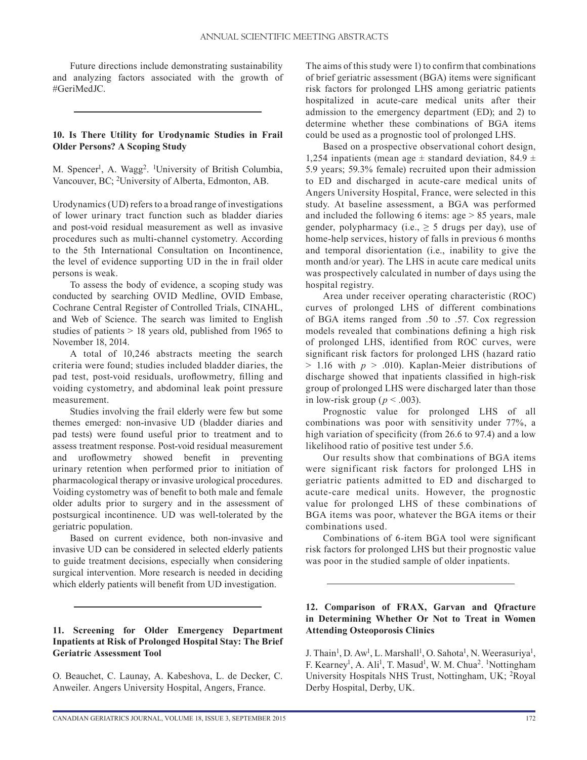Future directions include demonstrating sustainability and analyzing factors associated with the growth of #GeriMedJC.

---

**10. Is There Utility for Urodynamic Studies in Frail Older Persons? A Scoping Study**

M. Spencer[1], A. Wagg[2]. [1]University of British Columbia, Vancouver, BC; [2]University of Alberta, Edmonton, AB.

Urodynamics (UD) refers to a broad range of investigations of lower urinary tract function such as bladder diaries and post-void residual measurement as well as invasive procedures such as multi-channel cystometry. According to the 5th International Consultation on Incontinence, the level of evidence supporting UD in the in frail older persons is weak.

To assess the body of evidence, a scoping study was conducted by searching OVID Medline, OVID Embase, Cochrane Central Register of Controlled Trials, CINAHL, and Web of Science. The search was limited to English studies of patients > 18 years old, published from 1965 to November 18, 2014.

A total of 10,246 abstracts meeting the search criteria were found; studies included bladder diaries, the pad test, post-void residuals, uroflowmetry, filling and voiding cystometry, and abdominal leak point pressure measurement.

Studies involving the frail elderly were few but some themes emerged: non-invasive UD (bladder diaries and pad tests) were found useful prior to treatment and to assess treatment response. Post-void residual measurement and uroflowmetry showed benefit in preventing urinary retention when performed prior to initiation of pharmacological therapy or invasive urological procedures. Voiding cystometry was of benefit to both male and female older adults prior to surgery and in the assessment of postsurgical incontinence. UD was well-tolerated by the geriatric population.

Based on current evidence, both non-invasive and invasive UD can be considered in selected elderly patients to guide treatment decisions, especially when considering surgical intervention. More research is needed in deciding which elderly patients will benefit from UD investigation.

---

**11. Screening for Older Emergency Department Inpatients at Risk of Prolonged Hospital Stay: The Brief Geriatric Assessment Tool**

O. Beauchet, C. Launay, A. Kabeshova, L. de Decker, C. Anweiler. Angers University Hospital, Angers, France.

The aims of this study were 1) to confirm that combinations of brief geriatric assessment (BGA) items were significant risk factors for prolonged LHS among geriatric patients hospitalized in acute-care medical units after their admission to the emergency department (ED); and 2) to determine whether these combinations of BGA items could be used as a prognostic tool of prolonged LHS.

Based on a prospective observational cohort design, 1,254 inpatients (mean age ± standard deviation, 84.9 ± 5.9 years; 59.3% female) recruited upon their admission to ED and discharged in acute-care medical units of Angers University Hospital, France, were selected in this study. At baseline assessment, a BGA was performed and included the following 6 items: age > 85 years, male gender, polypharmacy (i.e., ≥ 5 drugs per day), use of home-help services, history of falls in previous 6 months and temporal disorientation (i.e., inability to give the month and/or year). The LHS in acute care medical units was prospectively calculated in number of days using the hospital registry.

Area under receiver operating characteristic (ROC) curves of prolonged LHS of different combinations of BGA items ranged from .50 to .57. Cox regression models revealed that combinations defining a high risk of prolonged LHS, identified from ROC curves, were significant risk factors for prolonged LHS (hazard ratio > 1.16 with $p$ > .010). Kaplan-Meier distributions of discharge showed that inpatients classified in high-risk group of prolonged LHS were discharged later than those in low-risk group ($p$ < .003).

Prognostic value for prolonged LHS of all combinations was poor with sensitivity under 77%, a high variation of specificity (from 26.6 to 97.4) and a low likelihood ratio of positive test under 5.6.

Our results show that combinations of BGA items were significant risk factors for prolonged LHS in geriatric patients admitted to ED and discharged to acute-care medical units. However, the prognostic value for prolonged LHS of these combinations of BGA items was poor, whatever the BGA items or their combinations used.

Combinations of 6-item BGA tool were significant risk factors for prolonged LHS but their prognostic value was poor in the studied sample of older inpatients.

---

**12. Comparison of FRAX, Garvan and Qfracture in Determining Whether Or Not to Treat in Women Attending Osteoporosis Clinics**

J. Thain[1], D. Aw[1], L. Marshall[1], O. Sahota[1], N. Weerasuriya[1], F. Kearney[1], A. Ali[1], T. Masud[1], W. M. Chua[2]. [1]Nottingham University Hospitals NHS Trust, Nottingham, UK; [2]Royal Derby Hospital, Derby, UK.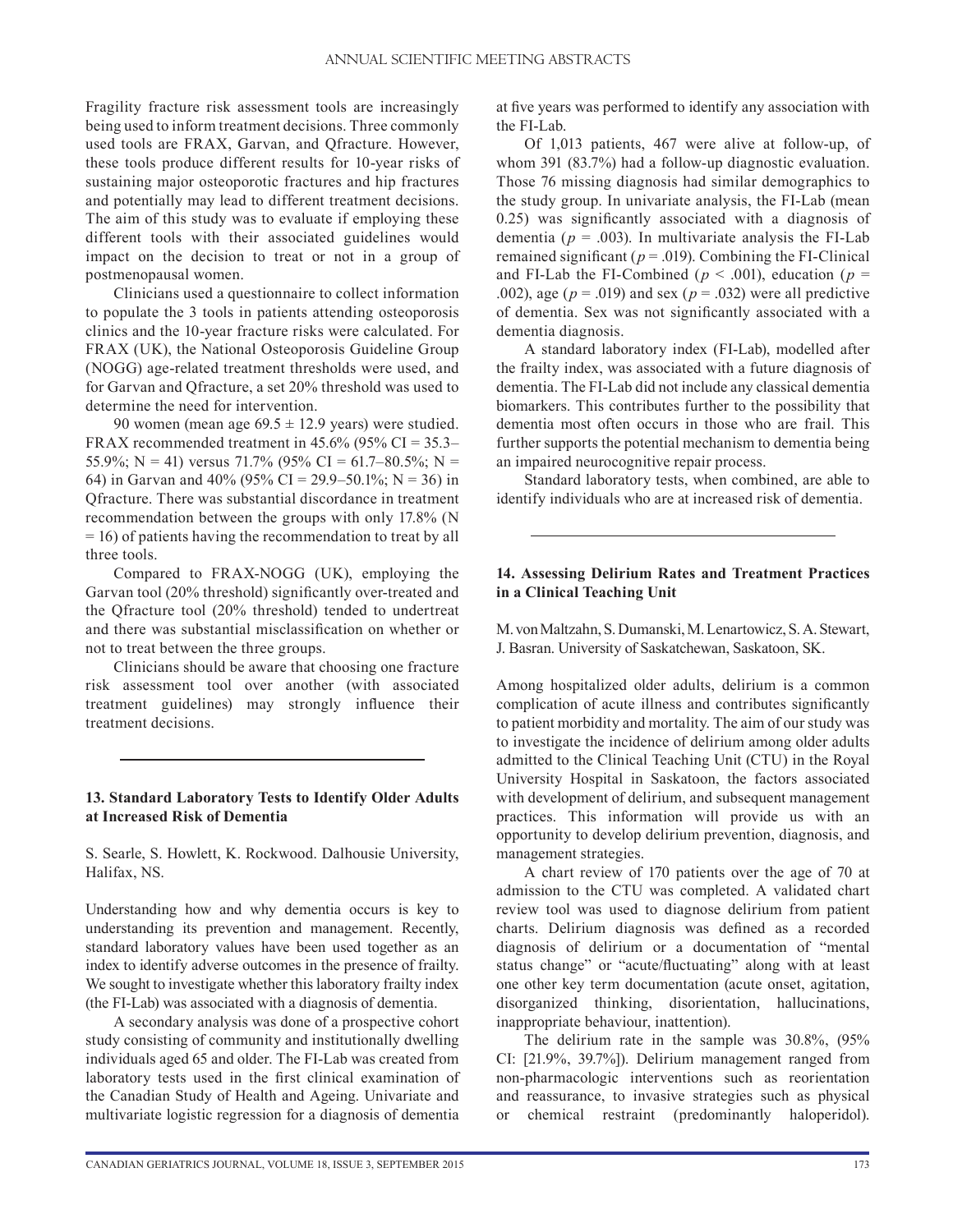Fragility fracture risk assessment tools are increasingly being used to inform treatment decisions. Three commonly used tools are FRAX, Garvan, and Qfracture. However, these tools produce different results for 10-year risks of sustaining major osteoporotic fractures and hip fractures and potentially may lead to different treatment decisions. The aim of this study was to evaluate if employing these different tools with their associated guidelines would impact on the decision to treat or not in a group of postmenopausal women.

Clinicians used a questionnaire to collect information to populate the 3 tools in patients attending osteoporosis clinics and the 10-year fracture risks were calculated. For FRAX (UK), the National Osteoporosis Guideline Group (NOGG) age-related treatment thresholds were used, and for Garvan and Qfracture, a set 20% threshold was used to determine the need for intervention.

90 women (mean age 69.5 ± 12.9 years) were studied. FRAX recommended treatment in 45.6% (95% CI = 35.3–55.9%; N = 41) versus 71.7% (95% CI = 61.7–80.5%; N = 64) in Garvan and 40% (95% CI = 29.9–50.1%; N = 36) in Qfracture. There was substantial discordance in treatment recommendation between the groups with only 17.8% (N = 16) of patients having the recommendation to treat by all three tools.

Compared to FRAX-NOGG (UK), employing the Garvan tool (20% threshold) significantly over-treated and the Qfracture tool (20% threshold) tended to undertreat and there was substantial misclassification on whether or not to treat between the three groups.

Clinicians should be aware that choosing one fracture risk assessment tool over another (with associated treatment guidelines) may strongly influence their treatment decisions.

### 13. Standard Laboratory Tests to Identify Older Adults at Increased Risk of Dementia

S. Searle, S. Howlett, K. Rockwood. Dalhousie University, Halifax, NS.

Understanding how and why dementia occurs is key to understanding its prevention and management. Recently, standard laboratory values have been used together as an index to identify adverse outcomes in the presence of frailty. We sought to investigate whether this laboratory frailty index (the FI-Lab) was associated with a diagnosis of dementia.

A secondary analysis was done of a prospective cohort study consisting of community and institutionally dwelling individuals aged 65 and older. The FI-Lab was created from laboratory tests used in the first clinical examination of the Canadian Study of Health and Ageing. Univariate and multivariate logistic regression for a diagnosis of dementia at five years was performed to identify any association with the FI-Lab.

Of 1,013 patients, 467 were alive at follow-up, of whom 391 (83.7%) had a follow-up diagnostic evaluation. Those 76 missing diagnosis had similar demographics to the study group. In univariate analysis, the FI-Lab (mean 0.25) was significantly associated with a diagnosis of dementia ($p$ = .003). In multivariate analysis the FI-Lab remained significant ($p$ = .019). Combining the FI-Clinical and FI-Lab the FI-Combined ($p < .001$), education ($p$ = .002), age ($p$ = .019) and sex ($p$ = .032) were all predictive of dementia. Sex was not significantly associated with a dementia diagnosis.

A standard laboratory index (FI-Lab), modelled after the frailty index, was associated with a future diagnosis of dementia. The FI-Lab did not include any classical dementia biomarkers. This contributes further to the possibility that dementia most often occurs in those who are frail. This further supports the potential mechanism to dementia being an impaired neurocognitive repair process.

Standard laboratory tests, when combined, are able to identify individuals who are at increased risk of dementia.

### 14. Assessing Delirium Rates and Treatment Practices in a Clinical Teaching Unit

M. von Maltzahn, S. Dumanski, M. Lenartowicz, S. A. Stewart, J. Basran. University of Saskatchewan, Saskatoon, SK.

Among hospitalized older adults, delirium is a common complication of acute illness and contributes significantly to patient morbidity and mortality. The aim of our study was to investigate the incidence of delirium among older adults admitted to the Clinical Teaching Unit (CTU) in the Royal University Hospital in Saskatoon, the factors associated with development of delirium, and subsequent management practices. This information will provide us with an opportunity to develop delirium prevention, diagnosis, and management strategies.

A chart review of 170 patients over the age of 70 at admission to the CTU was completed. A validated chart review tool was used to diagnose delirium from patient charts. Delirium diagnosis was defined as a recorded diagnosis of delirium or a documentation of "mental status change" or "acute/fluctuating" along with at least one other key term documentation (acute onset, agitation, disorganized thinking, disorientation, hallucinations, inappropriate behaviour, inattention).

The delirium rate in the sample was 30.8%, (95% CI: [21.9%, 39.7%]). Delirium management ranged from non-pharmacologic interventions such as reorientation and reassurance, to invasive strategies such as physical or chemical restraint (predominantly haloperidol).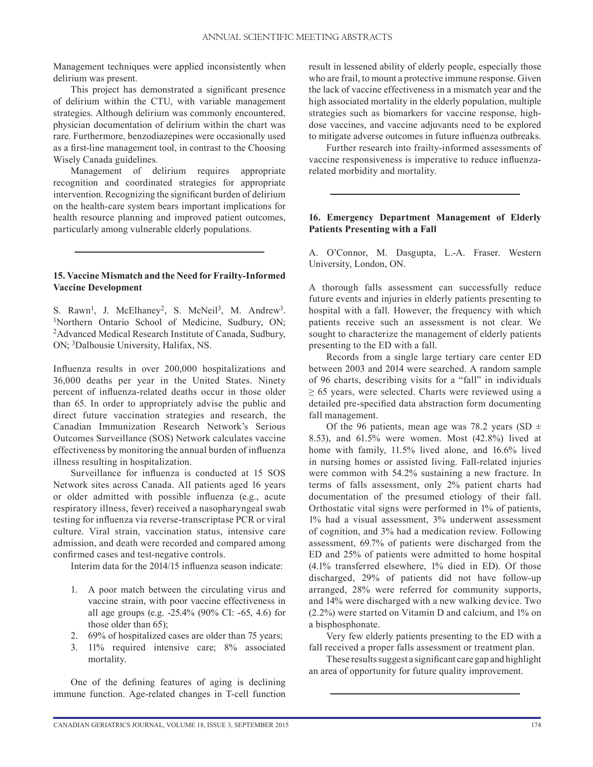Management techniques were applied inconsistently when delirium was present.

This project has demonstrated a significant presence of delirium within the CTU, with variable management strategies. Although delirium was commonly encountered, physician documentation of delirium within the chart was rare. Furthermore, benzodiazepines were occasionally used as a first-line management tool, in contrast to the Choosing Wisely Canada guidelines.

Management of delirium requires appropriate recognition and coordinated strategies for appropriate intervention. Recognizing the significant burden of delirium on the health-care system bears important implications for health resource planning and improved patient outcomes, particularly among vulnerable elderly populations.

---

### 15. Vaccine Mismatch and the Need for Frailty-Informed Vaccine Development

S. Rawn[1], J. McElhaney[2], S. McNeil[3], M. Andrew[3]. [1]Northern Ontario School of Medicine, Sudbury, ON; [2]Advanced Medical Research Institute of Canada, Sudbury, ON; [3]Dalhousie University, Halifax, NS.

Influenza results in over 200,000 hospitalizations and 36,000 deaths per year in the United States. Ninety percent of influenza-related deaths occur in those older than 65. In order to appropriately advise the public and direct future vaccination strategies and research, the Canadian Immunization Research Network's Serious Outcomes Surveillance (SOS) Network calculates vaccine effectiveness by monitoring the annual burden of influenza illness resulting in hospitalization.

Surveillance for influenza is conducted at 15 SOS Network sites across Canada. All patients aged 16 years or older admitted with possible influenza (e.g., acute respiratory illness, fever) received a nasopharyngeal swab testing for influenza via reverse-transcriptase PCR or viral culture. Viral strain, vaccination status, intensive care admission, and death were recorded and compared among confirmed cases and test-negative controls.

Interim data for the 2014/15 influenza season indicate:

1. A poor match between the circulating virus and vaccine strain, with poor vaccine effectiveness in all age groups (e.g. -25.4% (90% CI: -65, 4.6) for those older than 65);
2. 69% of hospitalized cases are older than 75 years;
3. 11% required intensive care; 8% associated mortality.

One of the defining features of aging is declining immune function. Age-related changes in T-cell function result in lessened ability of elderly people, especially those who are frail, to mount a protective immune response. Given the lack of vaccine effectiveness in a mismatch year and the high associated mortality in the elderly population, multiple strategies such as biomarkers for vaccine response, high-dose vaccines, and vaccine adjuvants need to be explored to mitigate adverse outcomes in future influenza outbreaks.

Further research into frailty-informed assessments of vaccine responsiveness is imperative to reduce influenza-related morbidity and mortality.

---

### 16. Emergency Department Management of Elderly Patients Presenting with a Fall

A. O'Connor, M. Dasgupta, L.-A. Fraser. Western University, London, ON.

A thorough falls assessment can successfully reduce future events and injuries in elderly patients presenting to hospital with a fall. However, the frequency with which patients receive such an assessment is not clear. We sought to characterize the management of elderly patients presenting to the ED with a fall.

Records from a single large tertiary care center ED between 2003 and 2014 were searched. A random sample of 96 charts, describing visits for a "fall" in individuals ≥ 65 years, were selected. Charts were reviewed using a detailed pre-specified data abstraction form documenting fall management.

Of the 96 patients, mean age was 78.2 years (SD ± 8.53), and 61.5% were women. Most (42.8%) lived at home with family, 11.5% lived alone, and 16.6% lived in nursing homes or assisted living. Fall-related injuries were common with 54.2% sustaining a new fracture. In terms of falls assessment, only 2% patient charts had documentation of the presumed etiology of their fall. Orthostatic vital signs were performed in 1% of patients, 1% had a visual assessment, 3% underwent assessment of cognition, and 3% had a medication review. Following assessment, 69.7% of patients were discharged from the ED and 25% of patients were admitted to home hospital (4.1% transferred elsewhere, 1% died in ED). Of those discharged, 29% of patients did not have follow-up arranged, 28% were referred for community supports, and 14% were discharged with a new walking device. Two (2.2%) were started on Vitamin D and calcium, and 1% on a bisphosphonate.

Very few elderly patients presenting to the ED with a fall received a proper falls assessment or treatment plan.

These results suggest a significant care gap and highlight an area of opportunity for future quality improvement.

---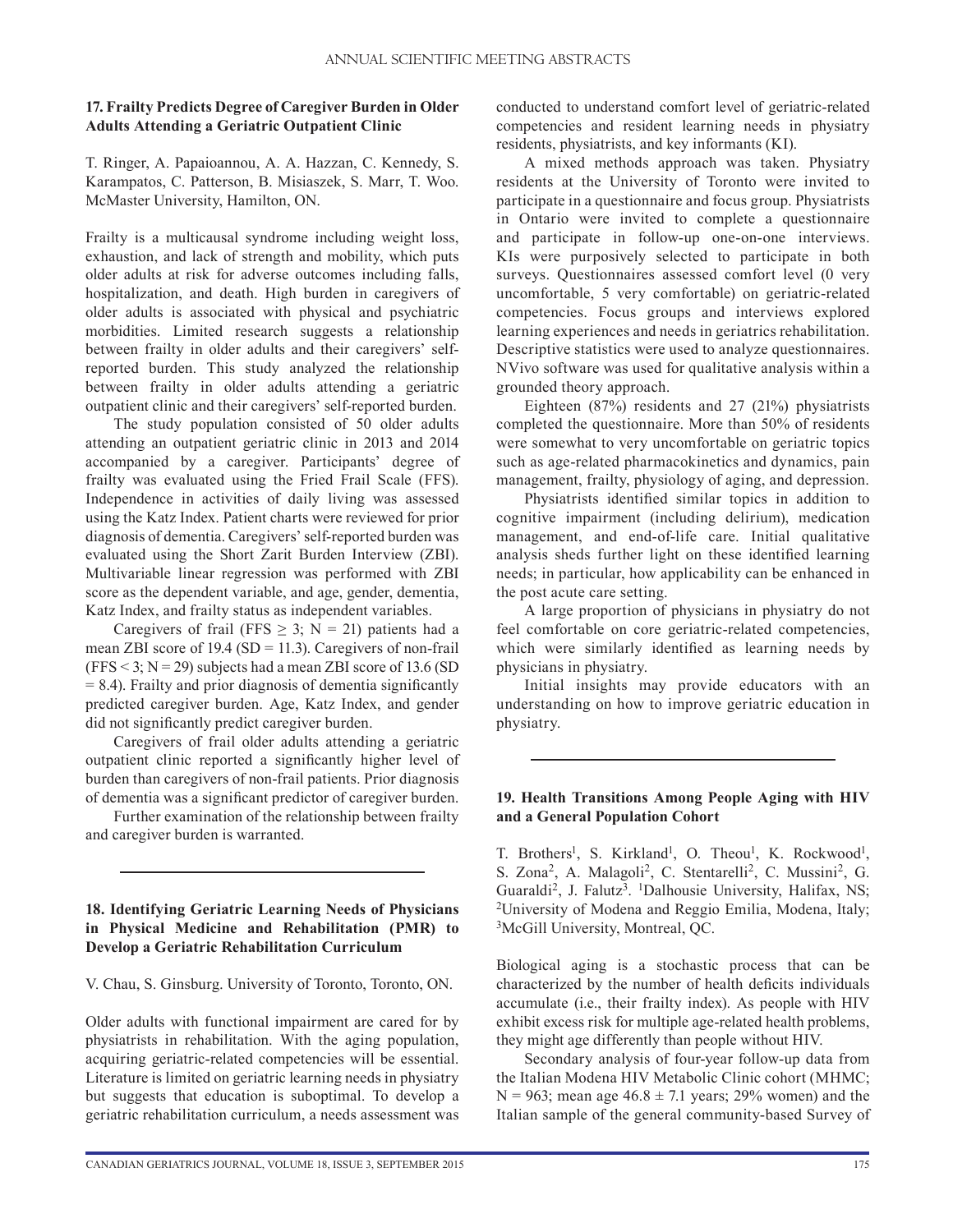### 17. Frailty Predicts Degree of Caregiver Burden in Older Adults Attending a Geriatric Outpatient Clinic

T. Ringer, A. Papaioannou, A. A. Hazzan, C. Kennedy, S. Karampatos, C. Patterson, B. Misiaszek, S. Marr, T. Woo. McMaster University, Hamilton, ON.

Frailty is a multicausal syndrome including weight loss, exhaustion, and lack of strength and mobility, which puts older adults at risk for adverse outcomes including falls, hospitalization, and death. High burden in caregivers of older adults is associated with physical and psychiatric morbidities. Limited research suggests a relationship between frailty in older adults and their caregivers' self-reported burden. This study analyzed the relationship between frailty in older adults attending a geriatric outpatient clinic and their caregivers' self-reported burden.

The study population consisted of 50 older adults attending an outpatient geriatric clinic in 2013 and 2014 accompanied by a caregiver. Participants' degree of frailty was evaluated using the Fried Frail Scale (FFS). Independence in activities of daily living was assessed using the Katz Index. Patient charts were reviewed for prior diagnosis of dementia. Caregivers' self-reported burden was evaluated using the Short Zarit Burden Interview (ZBI). Multivariable linear regression was performed with ZBI score as the dependent variable, and age, gender, dementia, Katz Index, and frailty status as independent variables.

Caregivers of frail (FFS $\geq$ 3; N = 21) patients had a mean ZBI score of 19.4 (SD = 11.3). Caregivers of non-frail (FFS < 3; N = 29) subjects had a mean ZBI score of 13.6 (SD = 8.4). Frailty and prior diagnosis of dementia significantly predicted caregiver burden. Age, Katz Index, and gender did not significantly predict caregiver burden.

Caregivers of frail older adults attending a geriatric outpatient clinic reported a significantly higher level of burden than caregivers of non-frail patients. Prior diagnosis of dementia was a significant predictor of caregiver burden.

Further examination of the relationship between frailty and caregiver burden is warranted.

---

### 18. Identifying Geriatric Learning Needs of Physicians in Physical Medicine and Rehabilitation (PMR) to Develop a Geriatric Rehabilitation Curriculum

V. Chau, S. Ginsburg. University of Toronto, Toronto, ON.

Older adults with functional impairment are cared for by physiatrists in rehabilitation. With the aging population, acquiring geriatric-related competencies will be essential. Literature is limited on geriatric learning needs in physiatry but suggests that education is suboptimal. To develop a geriatric rehabilitation curriculum, a needs assessment was conducted to understand comfort level of geriatric-related competencies and resident learning needs in physiatry residents, physiatrists, and key informants (KI).

A mixed methods approach was taken. Physiatry residents at the University of Toronto were invited to participate in a questionnaire and focus group. Physiatrists in Ontario were invited to complete a questionnaire and participate in follow-up one-on-one interviews. KIs were purposively selected to participate in both surveys. Questionnaires assessed comfort level (0 very uncomfortable, 5 very comfortable) on geriatric-related competencies. Focus groups and interviews explored learning experiences and needs in geriatrics rehabilitation. Descriptive statistics were used to analyze questionnaires. NVivo software was used for qualitative analysis within a grounded theory approach.

Eighteen (87%) residents and 27 (21%) physiatrists completed the questionnaire. More than 50% of residents were somewhat to very uncomfortable on geriatric topics such as age-related pharmacokinetics and dynamics, pain management, frailty, physiology of aging, and depression.

Physiatrists identified similar topics in addition to cognitive impairment (including delirium), medication management, and end-of-life care. Initial qualitative analysis sheds further light on these identified learning needs; in particular, how applicability can be enhanced in the post acute care setting.

A large proportion of physicians in physiatry do not feel comfortable on core geriatric-related competencies, which were similarly identified as learning needs by physicians in physiatry.

Initial insights may provide educators with an understanding on how to improve geriatric education in physiatry.

---

### 19. Health Transitions Among People Aging with HIV and a General Population Cohort

T. Brothers[1], S. Kirkland[1], O. Theou[1], K. Rockwood[1], S. Zona[2], A. Malagoli[2], C. Stentarelli[2], C. Mussini[2], G. Guaraldi[2], J. Falutz[3]. [1]Dalhousie University, Halifax, NS; [2]University of Modena and Reggio Emilia, Modena, Italy; [3]McGill University, Montreal, QC.

Biological aging is a stochastic process that can be characterized by the number of health deficits individuals accumulate (i.e., their frailty index). As people with HIV exhibit excess risk for multiple age-related health problems, they might age differently than people without HIV.

Secondary analysis of four-year follow-up data from the Italian Modena HIV Metabolic Clinic cohort (MHMC; N = 963; mean age 46.8 $\pm$ 7.1 years; 29% women) and the Italian sample of the general community-based Survey of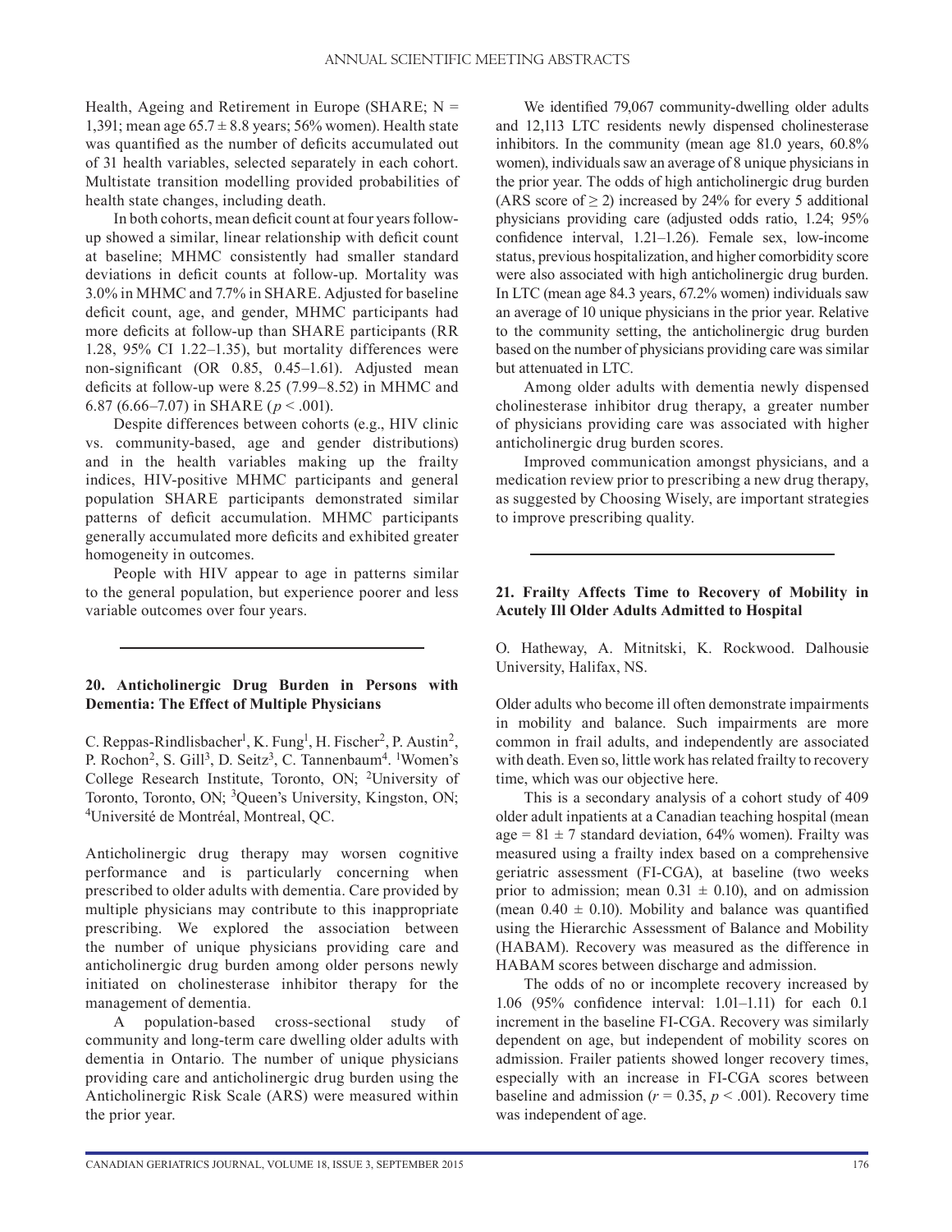Health, Ageing and Retirement in Europe (SHARE; N = 1,391; mean age 65.7 ± 8.8 years; 56% women). Health state was quantified as the number of deficits accumulated out of 31 health variables, selected separately in each cohort. Multistate transition modelling provided probabilities of health state changes, including death.

In both cohorts, mean deficit count at four years follow-up showed a similar, linear relationship with deficit count at baseline; MHMC consistently had smaller standard deviations in deficit counts at follow-up. Mortality was 3.0% in MHMC and 7.7% in SHARE. Adjusted for baseline deficit count, age, and gender, MHMC participants had more deficits at follow-up than SHARE participants (RR 1.28, 95% CI 1.22–1.35), but mortality differences were non-significant (OR 0.85, 0.45–1.61). Adjusted mean deficits at follow-up were 8.25 (7.99–8.52) in MHMC and 6.87 (6.66–7.07) in SHARE ($p < .001$).

Despite differences between cohorts (e.g., HIV clinic vs. community-based, age and gender distributions) and in the health variables making up the frailty indices, HIV-positive MHMC participants and general population SHARE participants demonstrated similar patterns of deficit accumulation. MHMC participants generally accumulated more deficits and exhibited greater homogeneity in outcomes.

People with HIV appear to age in patterns similar to the general population, but experience poorer and less variable outcomes over four years.

---

### 20. Anticholinergic Drug Burden in Persons with Dementia: The Effect of Multiple Physicians

C. Reppas-Rindlisbacher[1], K. Fung[1], H. Fischer[2], P. Austin[2], P. Rochon[2], S. Gill[3], D. Seitz[3], C. Tannenbaum[4]. [1]Women's College Research Institute, Toronto, ON; [2]University of Toronto, Toronto, ON; [3]Queen's University, Kingston, ON; [4]Université de Montréal, Montreal, QC.

Anticholinergic drug therapy may worsen cognitive performance and is particularly concerning when prescribed to older adults with dementia. Care provided by multiple physicians may contribute to this inappropriate prescribing. We explored the association between the number of unique physicians providing care and anticholinergic drug burden among older persons newly initiated on cholinesterase inhibitor therapy for the management of dementia.

A population-based cross-sectional study of community and long-term care dwelling older adults with dementia in Ontario. The number of unique physicians providing care and anticholinergic drug burden using the Anticholinergic Risk Scale (ARS) were measured within the prior year.

We identified 79,067 community-dwelling older adults and 12,113 LTC residents newly dispensed cholinesterase inhibitors. In the community (mean age 81.0 years, 60.8% women), individuals saw an average of 8 unique physicians in the prior year. The odds of high anticholinergic drug burden (ARS score of ≥ 2) increased by 24% for every 5 additional physicians providing care (adjusted odds ratio, 1.24; 95% confidence interval, 1.21–1.26). Female sex, low-income status, previous hospitalization, and higher comorbidity score were also associated with high anticholinergic drug burden. In LTC (mean age 84.3 years, 67.2% women) individuals saw an average of 10 unique physicians in the prior year. Relative to the community setting, the anticholinergic drug burden based on the number of physicians providing care was similar but attenuated in LTC.

Among older adults with dementia newly dispensed cholinesterase inhibitor drug therapy, a greater number of physicians providing care was associated with higher anticholinergic drug burden scores.

Improved communication amongst physicians, and a medication review prior to prescribing a new drug therapy, as suggested by Choosing Wisely, are important strategies to improve prescribing quality.

---

### 21. Frailty Affects Time to Recovery of Mobility in Acutely Ill Older Adults Admitted to Hospital

O. Hatheway, A. Mitnitski, K. Rockwood. Dalhousie University, Halifax, NS.

Older adults who become ill often demonstrate impairments in mobility and balance. Such impairments are more common in frail adults, and independently are associated with death. Even so, little work has related frailty to recovery time, which was our objective here.

This is a secondary analysis of a cohort study of 409 older adult inpatients at a Canadian teaching hospital (mean age = 81 ± 7 standard deviation, 64% women). Frailty was measured using a frailty index based on a comprehensive geriatric assessment (FI-CGA), at baseline (two weeks prior to admission; mean 0.31 ± 0.10), and on admission (mean 0.40 ± 0.10). Mobility and balance was quantified using the Hierarchic Assessment of Balance and Mobility (HABAM). Recovery was measured as the difference in HABAM scores between discharge and admission.

The odds of no or incomplete recovery increased by 1.06 (95% confidence interval: 1.01–1.11) for each 0.1 increment in the baseline FI-CGA. Recovery was similarly dependent on age, but independent of mobility scores on admission. Frailer patients showed longer recovery times, especially with an increase in FI-CGA scores between baseline and admission ($r = 0.35$, $p < .001$). Recovery time was independent of age.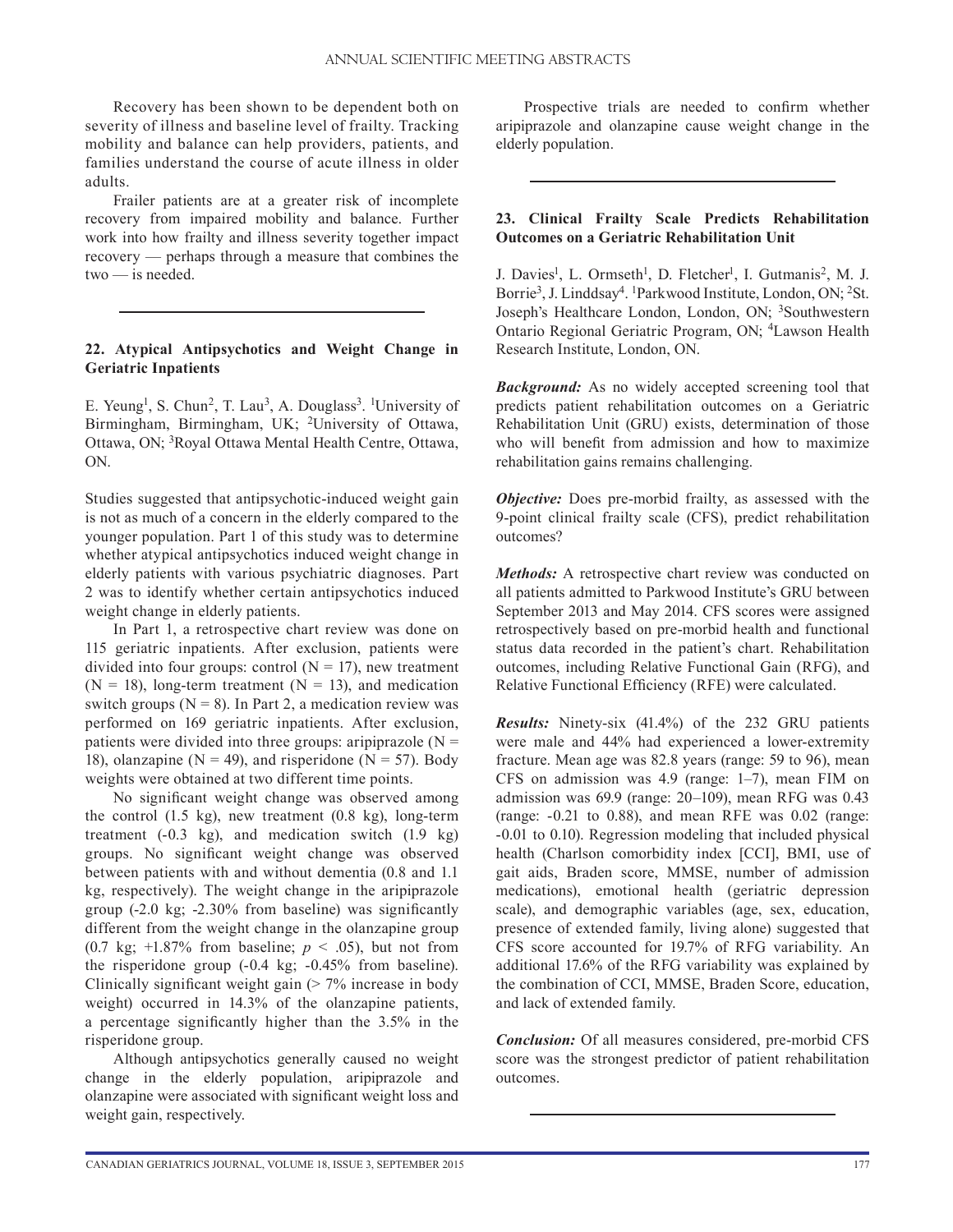Recovery has been shown to be dependent both on severity of illness and baseline level of frailty. Tracking mobility and balance can help providers, patients, and families understand the course of acute illness in older adults.

Frailer patients are at a greater risk of incomplete recovery from impaired mobility and balance. Further work into how frailty and illness severity together impact recovery — perhaps through a measure that combines the two — is needed.

---

### 22. Atypical Antipsychotics and Weight Change in Geriatric Inpatients

E. Yeung[1], S. Chun[2], T. Lau[3], A. Douglass[3]. [1]University of Birmingham, Birmingham, UK; [2]University of Ottawa, Ottawa, ON; [3]Royal Ottawa Mental Health Centre, Ottawa, ON.

Studies suggested that antipsychotic-induced weight gain is not as much of a concern in the elderly compared to the younger population. Part 1 of this study was to determine whether atypical antipsychotics induced weight change in elderly patients with various psychiatric diagnoses. Part 2 was to identify whether certain antipsychotics induced weight change in elderly patients.

In Part 1, a retrospective chart review was done on 115 geriatric inpatients. After exclusion, patients were divided into four groups: control ($N = 17$), new treatment ($N = 18$), long-term treatment ($N = 13$), and medication switch groups ($N = 8$). In Part 2, a medication review was performed on 169 geriatric inpatients. After exclusion, patients were divided into three groups: aripiprazole ($N = 18$), olanzapine ($N = 49$), and risperidone ($N = 57$). Body weights were obtained at two different time points.

No significant weight change was observed among the control (1.5 kg), new treatment (0.8 kg), long-term treatment (-0.3 kg), and medication switch (1.9 kg) groups. No significant weight change was observed between patients with and without dementia (0.8 and 1.1 kg, respectively). The weight change in the aripiprazole group (-2.0 kg; -2.30% from baseline) was significantly different from the weight change in the olanzapine group (0.7 kg; +1.87% from baseline; $p < .05$), but not from the risperidone group (-0.4 kg; -0.45% from baseline). Clinically significant weight gain (> 7% increase in body weight) occurred in 14.3% of the olanzapine patients, a percentage significantly higher than the 3.5% in the risperidone group.

Although antipsychotics generally caused no weight change in the elderly population, aripiprazole and olanzapine were associated with significant weight loss and weight gain, respectively.

Prospective trials are needed to confirm whether aripiprazole and olanzapine cause weight change in the elderly population.

---

### 23. Clinical Frailty Scale Predicts Rehabilitation Outcomes on a Geriatric Rehabilitation Unit

J. Davies[1], L. Ormseth[1], D. Fletcher[1], I. Gutmanis[2], M. J. Borrie[3], J. Linddsay[4]. [1]Parkwood Institute, London, ON; [2]St. Joseph's Healthcare London, London, ON; [3]Southwestern Ontario Regional Geriatric Program, ON; [4]Lawson Health Research Institute, London, ON.

***Background:*** As no widely accepted screening tool that predicts patient rehabilitation outcomes on a Geriatric Rehabilitation Unit (GRU) exists, determination of those who will benefit from admission and how to maximize rehabilitation gains remains challenging.

***Objective:*** Does pre-morbid frailty, as assessed with the 9-point clinical frailty scale (CFS), predict rehabilitation outcomes?

***Methods:*** A retrospective chart review was conducted on all patients admitted to Parkwood Institute's GRU between September 2013 and May 2014. CFS scores were assigned retrospectively based on pre-morbid health and functional status data recorded in the patient's chart. Rehabilitation outcomes, including Relative Functional Gain (RFG), and Relative Functional Efficiency (RFE) were calculated.

***Results:*** Ninety-six (41.4%) of the 232 GRU patients were male and 44% had experienced a lower-extremity fracture. Mean age was 82.8 years (range: 59 to 96), mean CFS on admission was 4.9 (range: 1–7), mean FIM on admission was 69.9 (range: 20–109), mean RFG was 0.43 (range: -0.21 to 0.88), and mean RFE was 0.02 (range: -0.01 to 0.10). Regression modeling that included physical health (Charlson comorbidity index [CCI], BMI, use of gait aids, Braden score, MMSE, number of admission medications), emotional health (geriatric depression scale), and demographic variables (age, sex, education, presence of extended family, living alone) suggested that CFS score accounted for 19.7% of RFG variability. An additional 17.6% of the RFG variability was explained by the combination of CCI, MMSE, Braden Score, education, and lack of extended family.

***Conclusion:*** Of all measures considered, pre-morbid CFS score was the strongest predictor of patient rehabilitation outcomes.

---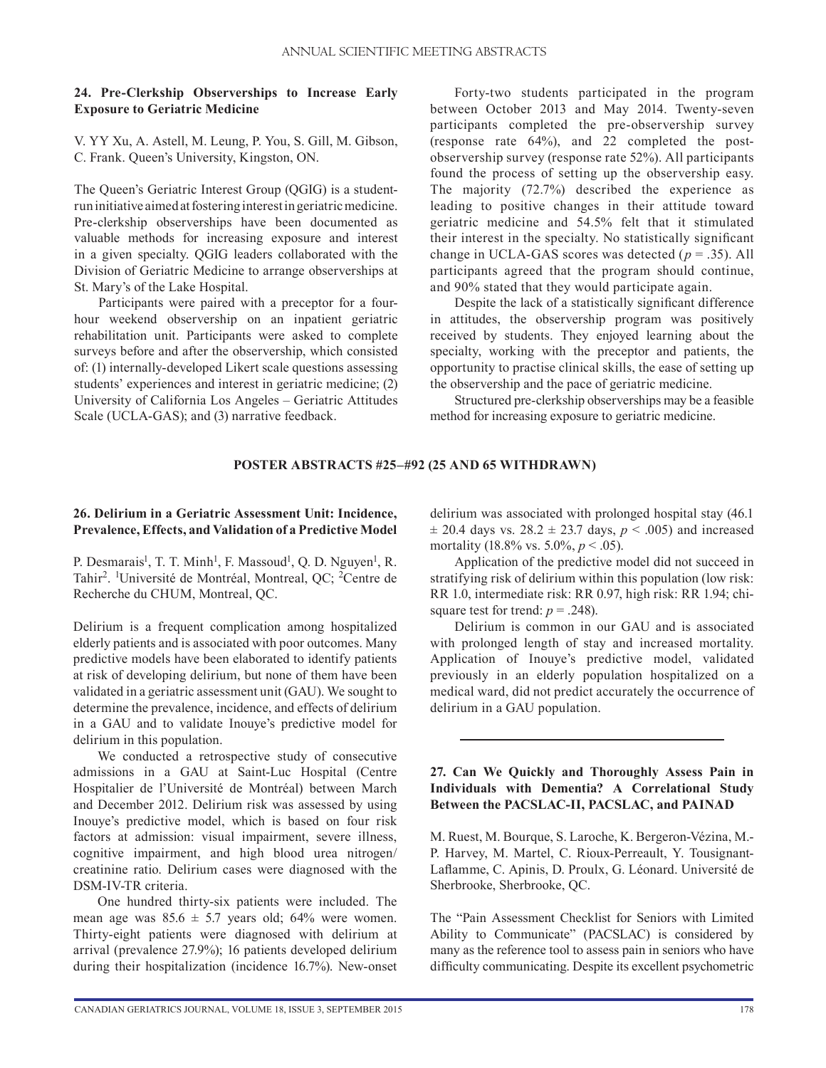### 24. Pre-Clerkship Observerships to Increase Early Exposure to Geriatric Medicine

V. YY Xu, A. Astell, M. Leung, P. You, S. Gill, M. Gibson, C. Frank. Queen's University, Kingston, ON.

The Queen's Geriatric Interest Group (QGIG) is a student-run initiative aimed at fostering interest in geriatric medicine. Pre-clerkship observerships have been documented as valuable methods for increasing exposure and interest in a given specialty. QGIG leaders collaborated with the Division of Geriatric Medicine to arrange observerships at St. Mary's of the Lake Hospital.

Participants were paired with a preceptor for a four-hour weekend observership on an inpatient geriatric rehabilitation unit. Participants were asked to complete surveys before and after the observership, which consisted of: (1) internally-developed Likert scale questions assessing students' experiences and interest in geriatric medicine; (2) University of California Los Angeles – Geriatric Attitudes Scale (UCLA-GAS); and (3) narrative feedback.

Forty-two students participated in the program between October 2013 and May 2014. Twenty-seven participants completed the pre-observership survey (response rate 64%), and 22 completed the post-observership survey (response rate 52%). All participants found the process of setting up the observership easy. The majority (72.7%) described the experience as leading to positive changes in their attitude toward geriatric medicine and 54.5% felt that it stimulated their interest in the specialty. No statistically significant change in UCLA-GAS scores was detected ($p = .35$). All participants agreed that the program should continue, and 90% stated that they would participate again.

Despite the lack of a statistically significant difference in attitudes, the observership program was positively received by students. They enjoyed learning about the specialty, working with the preceptor and patients, the opportunity to practise clinical skills, the ease of setting up the observership and the pace of geriatric medicine.

Structured pre-clerkship observerships may be a feasible method for increasing exposure to geriatric medicine.

## POSTER ABSTRACTS #25–#92 (25 AND 65 WITHDRAWN)

### 26. Delirium in a Geriatric Assessment Unit: Incidence, Prevalence, Effects, and Validation of a Predictive Model

P. Desmarais[1], T. T. Minh[1], F. Massoud[1], Q. D. Nguyen[1], R. Tahir[2]. [1]Université de Montréal, Montreal, QC; [2]Centre de Recherche du CHUM, Montreal, QC.

Delirium is a frequent complication among hospitalized elderly patients and is associated with poor outcomes. Many predictive models have been elaborated to identify patients at risk of developing delirium, but none of them have been validated in a geriatric assessment unit (GAU). We sought to determine the prevalence, incidence, and effects of delirium in a GAU and to validate Inouye's predictive model for delirium in this population.

We conducted a retrospective study of consecutive admissions in a GAU at Saint-Luc Hospital (Centre Hospitalier de l'Université de Montréal) between March and December 2012. Delirium risk was assessed by using Inouye's predictive model, which is based on four risk factors at admission: visual impairment, severe illness, cognitive impairment, and high blood urea nitrogen/creatinine ratio. Delirium cases were diagnosed with the DSM-IV-TR criteria.

One hundred thirty-six patients were included. The mean age was $85.6 \pm 5.7$ years old; 64% were women. Thirty-eight patients were diagnosed with delirium at arrival (prevalence 27.9%); 16 patients developed delirium during their hospitalization (incidence 16.7%). New-onset delirium was associated with prolonged hospital stay ($46.1 \pm 20.4$ days vs. $28.2 \pm 23.7$ days, $p < .005$) and increased mortality (18.8% vs. 5.0%, $p < .05$).

Application of the predictive model did not succeed in stratifying risk of delirium within this population (low risk: RR 1.0, intermediate risk: RR 0.97, high risk: RR 1.94; chi-square test for trend: $p = .248$).

Delirium is common in our GAU and is associated with prolonged length of stay and increased mortality. Application of Inouye's predictive model, validated previously in an elderly population hospitalized on a medical ward, did not predict accurately the occurrence of delirium in a GAU population.

### 27. Can We Quickly and Thoroughly Assess Pain in Individuals with Dementia? A Correlational Study Between the PACSLAC-II, PACSLAC, and PAINAD

M. Ruest, M. Bourque, S. Laroche, K. Bergeron-Vézina, M.-P. Harvey, M. Martel, C. Rioux-Perreault, Y. Tousignant-Laflamme, C. Apinis, D. Proulx, G. Léonard. Université de Sherbrooke, Sherbrooke, QC.

The "Pain Assessment Checklist for Seniors with Limited Ability to Communicate" (PACSLAC) is considered by many as the reference tool to assess pain in seniors who have difficulty communicating. Despite its excellent psychometric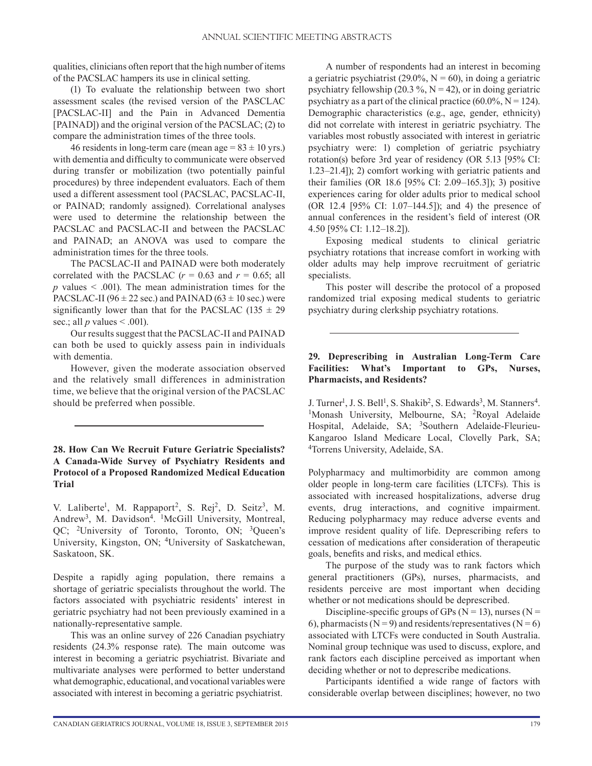qualities, clinicians often report that the high number of items of the PACSLAC hampers its use in clinical setting.

(1) To evaluate the relationship between two short assessment scales (the revised version of the PASCLAC [PACSLAC-II] and the Pain in Advanced Dementia [PAINAD]) and the original version of the PACSLAC; (2) to compare the administration times of the three tools.

46 residents in long-term care (mean age = 83 ± 10 yrs.) with dementia and difficulty to communicate were observed during transfer or mobilization (two potentially painful procedures) by three independent evaluators. Each of them used a different assessment tool (PACSLAC, PACSLAC-II, or PAINAD; randomly assigned). Correlational analyses were used to determine the relationship between the PACSLAC and PACSLAC-II and between the PACSLAC and PAINAD; an ANOVA was used to compare the administration times for the three tools.

The PACSLAC-II and PAINAD were both moderately correlated with the PACSLAC ($r$ = 0.63 and $r$ = 0.65; all $p$ values < .001). The mean administration times for the PACSLAC-II (96 ± 22 sec.) and PAINAD (63 ± 10 sec.) were significantly lower than that for the PACSLAC (135 ± 29 sec.; all $p$ values < .001).

Our results suggest that the PACSLAC-II and PAINAD can both be used to quickly assess pain in individuals with dementia.

However, given the moderate association observed and the relatively small differences in administration time, we believe that the original version of the PACSLAC should be preferred when possible.

---

### 28. How Can We Recruit Future Geriatric Specialists? A Canada-Wide Survey of Psychiatry Residents and Protocol of a Proposed Randomized Medical Education Trial

V. Laliberte[1], M. Rappaport[2], S. Rej[2], D. Seitz[3], M. Andrew[3], M. Davidson[4]. [1]McGill University, Montreal, QC; [2]University of Toronto, Toronto, ON; [3]Queen's University, Kingston, ON; [4]University of Saskatchewan, Saskatoon, SK.

Despite a rapidly aging population, there remains a shortage of geriatric specialists throughout the world. The factors associated with psychiatric residents' interest in geriatric psychiatry had not been previously examined in a nationally-representative sample.

This was an online survey of 226 Canadian psychiatry residents (24.3% response rate). The main outcome was interest in becoming a geriatric psychiatrist. Bivariate and multivariate analyses were performed to better understand what demographic, educational, and vocational variables were associated with interest in becoming a geriatric psychiatrist.

A number of respondents had an interest in becoming a geriatric psychiatrist (29.0%, N = 60), in doing a geriatric psychiatry fellowship (20.3 %, N = 42), or in doing geriatric psychiatry as a part of the clinical practice (60.0%, N = 124). Demographic characteristics (e.g., age, gender, ethnicity) did not correlate with interest in geriatric psychiatry. The variables most robustly associated with interest in geriatric psychiatry were: 1) completion of geriatric psychiatry rotation(s) before 3rd year of residency (OR 5.13 [95% CI: 1.23–21.4]); 2) comfort working with geriatric patients and their families (OR 18.6 [95% CI: 2.09–165.3]); 3) positive experiences caring for older adults prior to medical school (OR 12.4 [95% CI: 1.07–144.5]); and 4) the presence of annual conferences in the resident's field of interest (OR 4.50 [95% CI: 1.12–18.2]).

Exposing medical students to clinical geriatric psychiatry rotations that increase comfort in working with older adults may help improve recruitment of geriatric specialists.

This poster will describe the protocol of a proposed randomized trial exposing medical students to geriatric psychiatry during clerkship psychiatry rotations.

---

### 29. Deprescribing in Australian Long-Term Care Facilities: What's Important to GPs, Nurses, Pharmacists, and Residents?

J. Turner[1], J. S. Bell[1], S. Shakib[2], S. Edwards[3], M. Stanners[4]. [1]Monash University, Melbourne, SA; [2]Royal Adelaide Hospital, Adelaide, SA; [3]Southern Adelaide-Fleurieu-Kangaroo Island Medicare Local, Clovelly Park, SA; [4]Torrens University, Adelaide, SA.

Polypharmacy and multimorbidity are common among older people in long-term care facilities (LTCFs). This is associated with increased hospitalizations, adverse drug events, drug interactions, and cognitive impairment. Reducing polypharmacy may reduce adverse events and improve resident quality of life. Deprescribing refers to cessation of medications after consideration of therapeutic goals, benefits and risks, and medical ethics.

The purpose of the study was to rank factors which general practitioners (GPs), nurses, pharmacists, and residents perceive are most important when deciding whether or not medications should be deprescribed.

Discipline-specific groups of GPs (N = 13), nurses (N = 6), pharmacists (N = 9) and residents/representatives (N = 6) associated with LTCFs were conducted in South Australia. Nominal group technique was used to discuss, explore, and rank factors each discipline perceived as important when deciding whether or not to deprescribe medications.

Participants identified a wide range of factors with considerable overlap between disciplines; however, no two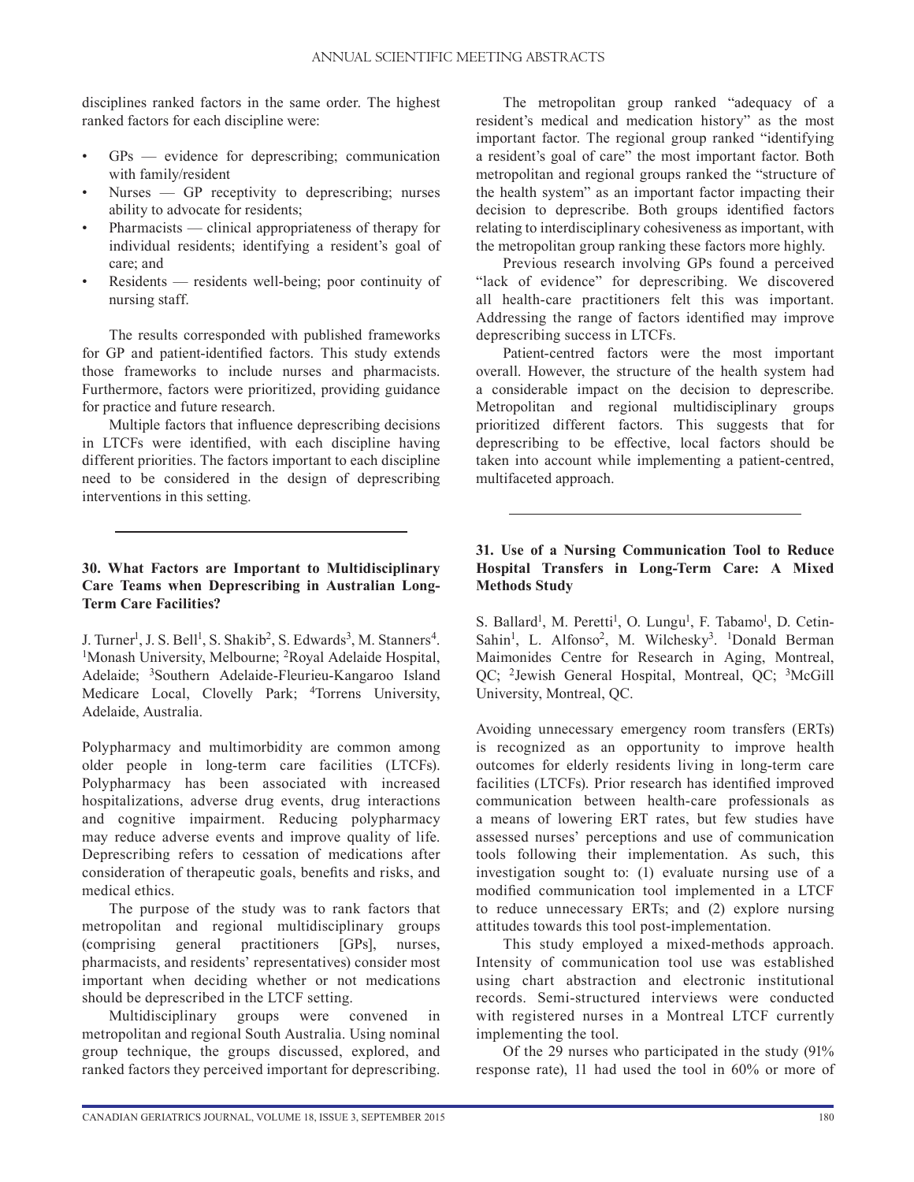disciplines ranked factors in the same order. The highest ranked factors for each discipline were:

- GPs — evidence for deprescribing; communication with family/resident
- Nurses — GP receptivity to deprescribing; nurses ability to advocate for residents;
- Pharmacists — clinical appropriateness of therapy for individual residents; identifying a resident's goal of care; and
- Residents — residents well-being; poor continuity of nursing staff.

The results corresponded with published frameworks for GP and patient-identified factors. This study extends those frameworks to include nurses and pharmacists. Furthermore, factors were prioritized, providing guidance for practice and future research.

Multiple factors that influence deprescribing decisions in LTCFs were identified, with each discipline having different priorities. The factors important to each discipline need to be considered in the design of deprescribing interventions in this setting.

---

### 30. What Factors are Important to Multidisciplinary Care Teams when Deprescribing in Australian Long-Term Care Facilities?

J. Turner[1], J. S. Bell[1], S. Shakib[2], S. Edwards[3], M. Stanners[4]. [1]Monash University, Melbourne; [2]Royal Adelaide Hospital, Adelaide; [3]Southern Adelaide-Fleurieu-Kangaroo Island Medicare Local, Clovelly Park; [4]Torrens University, Adelaide, Australia.

Polypharmacy and multimorbidity are common among older people in long-term care facilities (LTCFs). Polypharmacy has been associated with increased hospitalizations, adverse drug events, drug interactions and cognitive impairment. Reducing polypharmacy may reduce adverse events and improve quality of life. Deprescribing refers to cessation of medications after consideration of therapeutic goals, benefits and risks, and medical ethics.

The purpose of the study was to rank factors that metropolitan and regional multidisciplinary groups (comprising general practitioners [GPs], nurses, pharmacists, and residents' representatives) consider most important when deciding whether or not medications should be deprescribed in the LTCF setting.

Multidisciplinary groups were convened in metropolitan and regional South Australia. Using nominal group technique, the groups discussed, explored, and ranked factors they perceived important for deprescribing.

The metropolitan group ranked "adequacy of a resident's medical and medication history" as the most important factor. The regional group ranked "identifying a resident's goal of care" the most important factor. Both metropolitan and regional groups ranked the "structure of the health system" as an important factor impacting their decision to deprescribe. Both groups identified factors relating to interdisciplinary cohesiveness as important, with the metropolitan group ranking these factors more highly.

Previous research involving GPs found a perceived "lack of evidence" for deprescribing. We discovered all health-care practitioners felt this was important. Addressing the range of factors identified may improve deprescribing success in LTCFs.

Patient-centred factors were the most important overall. However, the structure of the health system had a considerable impact on the decision to deprescribe. Metropolitan and regional multidisciplinary groups prioritized different factors. This suggests that for deprescribing to be effective, local factors should be taken into account while implementing a patient-centred, multifaceted approach.

---

### 31. Use of a Nursing Communication Tool to Reduce Hospital Transfers in Long-Term Care: A Mixed Methods Study

S. Ballard[1], M. Peretti[1], O. Lungu[1], F. Tabamo[1], D. Cetin-Sahin[1], L. Alfonso[2], M. Wilchesky[3]. [1]Donald Berman Maimonides Centre for Research in Aging, Montreal, QC; [2]Jewish General Hospital, Montreal, QC; [3]McGill University, Montreal, QC.

Avoiding unnecessary emergency room transfers (ERTs) is recognized as an opportunity to improve health outcomes for elderly residents living in long-term care facilities (LTCFs). Prior research has identified improved communication between health-care professionals as a means of lowering ERT rates, but few studies have assessed nurses' perceptions and use of communication tools following their implementation. As such, this investigation sought to: (1) evaluate nursing use of a modified communication tool implemented in a LTCF to reduce unnecessary ERTs; and (2) explore nursing attitudes towards this tool post-implementation.

This study employed a mixed-methods approach. Intensity of communication tool use was established using chart abstraction and electronic institutional records. Semi-structured interviews were conducted with registered nurses in a Montreal LTCF currently implementing the tool.

Of the 29 nurses who participated in the study (91% response rate), 11 had used the tool in 60% or more of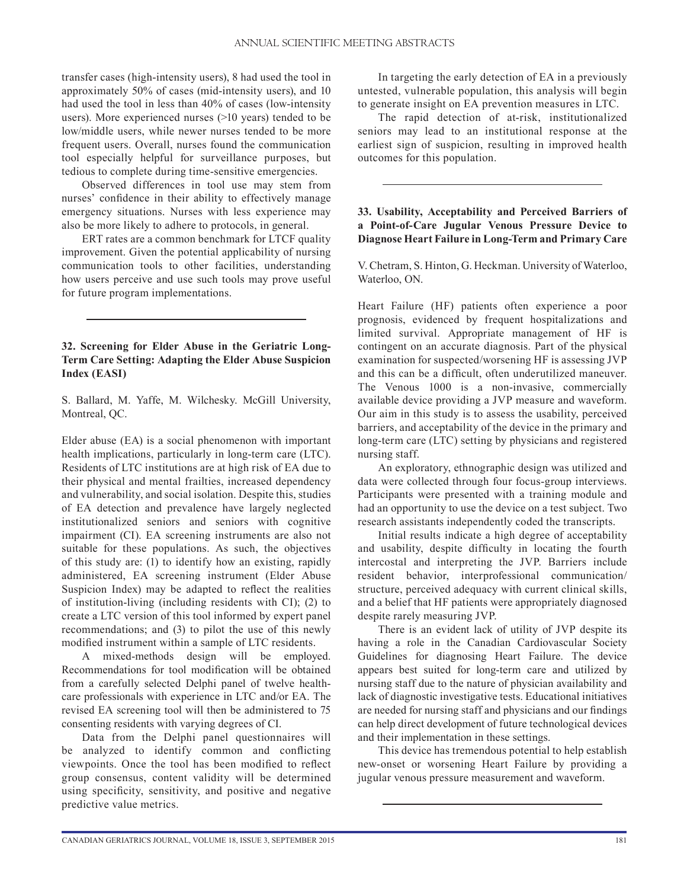transfer cases (high-intensity users), 8 had used the tool in approximately 50% of cases (mid-intensity users), and 10 had used the tool in less than 40% of cases (low-intensity users). More experienced nurses (>10 years) tended to be low/middle users, while newer nurses tended to be more frequent users. Overall, nurses found the communication tool especially helpful for surveillance purposes, but tedious to complete during time-sensitive emergencies.

Observed differences in tool use may stem from nurses' confidence in their ability to effectively manage emergency situations. Nurses with less experience may also be more likely to adhere to protocols, in general.

ERT rates are a common benchmark for LTCF quality improvement. Given the potential applicability of nursing communication tools to other facilities, understanding how users perceive and use such tools may prove useful for future program implementations.

---

### 32. Screening for Elder Abuse in the Geriatric Long-Term Care Setting: Adapting the Elder Abuse Suspicion Index (EASI)

S. Ballard, M. Yaffe, M. Wilchesky. McGill University, Montreal, QC.

Elder abuse (EA) is a social phenomenon with important health implications, particularly in long-term care (LTC). Residents of LTC institutions are at high risk of EA due to their physical and mental frailties, increased dependency and vulnerability, and social isolation. Despite this, studies of EA detection and prevalence have largely neglected institutionalized seniors and seniors with cognitive impairment (CI). EA screening instruments are also not suitable for these populations. As such, the objectives of this study are: (1) to identify how an existing, rapidly administered, EA screening instrument (Elder Abuse Suspicion Index) may be adapted to reflect the realities of institution-living (including residents with CI); (2) to create a LTC version of this tool informed by expert panel recommendations; and (3) to pilot the use of this newly modified instrument within a sample of LTC residents.

A mixed-methods design will be employed. Recommendations for tool modification will be obtained from a carefully selected Delphi panel of twelve health-care professionals with experience in LTC and/or EA. The revised EA screening tool will then be administered to 75 consenting residents with varying degrees of CI.

Data from the Delphi panel questionnaires will be analyzed to identify common and conflicting viewpoints. Once the tool has been modified to reflect group consensus, content validity will be determined using specificity, sensitivity, and positive and negative predictive value metrics.

In targeting the early detection of EA in a previously untested, vulnerable population, this analysis will begin to generate insight on EA prevention measures in LTC.

The rapid detection of at-risk, institutionalized seniors may lead to an institutional response at the earliest sign of suspicion, resulting in improved health outcomes for this population.

---

### 33. Usability, Acceptability and Perceived Barriers of a Point-of-Care Jugular Venous Pressure Device to Diagnose Heart Failure in Long-Term and Primary Care

V. Chetram, S. Hinton, G. Heckman. University of Waterloo, Waterloo, ON.

Heart Failure (HF) patients often experience a poor prognosis, evidenced by frequent hospitalizations and limited survival. Appropriate management of HF is contingent on an accurate diagnosis. Part of the physical examination for suspected/worsening HF is assessing JVP and this can be a difficult, often underutilized maneuver. The Venous 1000 is a non-invasive, commercially available device providing a JVP measure and waveform. Our aim in this study is to assess the usability, perceived barriers, and acceptability of the device in the primary and long-term care (LTC) setting by physicians and registered nursing staff.

An exploratory, ethnographic design was utilized and data were collected through four focus-group interviews. Participants were presented with a training module and had an opportunity to use the device on a test subject. Two research assistants independently coded the transcripts.

Initial results indicate a high degree of acceptability and usability, despite difficulty in locating the fourth intercostal and interpreting the JVP. Barriers include resident behavior, interprofessional communication/structure, perceived adequacy with current clinical skills, and a belief that HF patients were appropriately diagnosed despite rarely measuring JVP.

There is an evident lack of utility of JVP despite its having a role in the Canadian Cardiovascular Society Guidelines for diagnosing Heart Failure. The device appears best suited for long-term care and utilized by nursing staff due to the nature of physician availability and lack of diagnostic investigative tests. Educational initiatives are needed for nursing staff and physicians and our findings can help direct development of future technological devices and their implementation in these settings.

This device has tremendous potential to help establish new-onset or worsening Heart Failure by providing a jugular venous pressure measurement and waveform.

---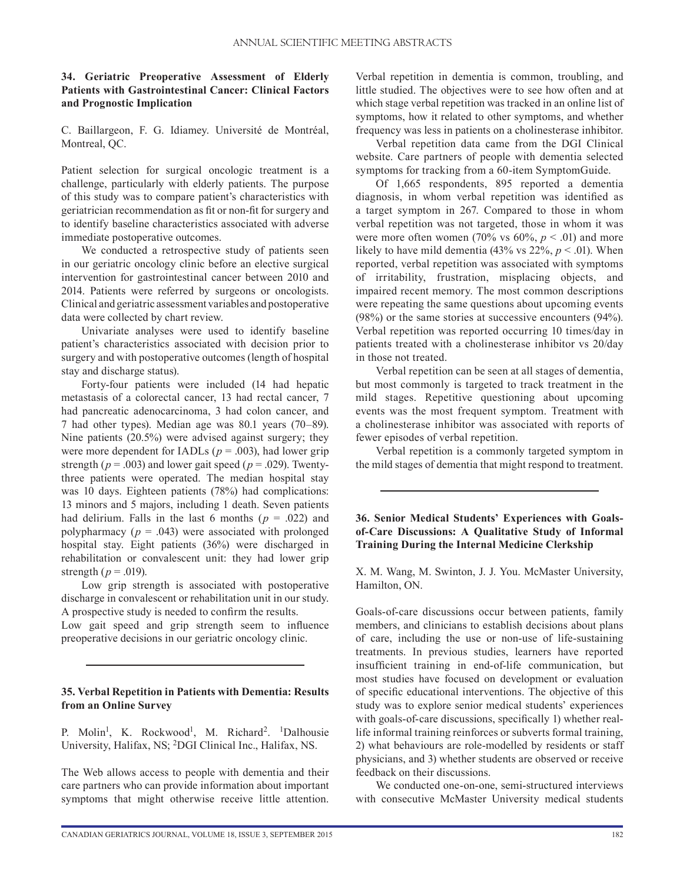### 34. Geriatric Preoperative Assessment of Elderly Patients with Gastrointestinal Cancer: Clinical Factors and Prognostic Implication

C. Baillargeon, F. G. Idiamey. Université de Montréal, Montreal, QC.

Patient selection for surgical oncologic treatment is a challenge, particularly with elderly patients. The purpose of this study was to compare patient's characteristics with geriatrician recommendation as fit or non-fit for surgery and to identify baseline characteristics associated with adverse immediate postoperative outcomes.

We conducted a retrospective study of patients seen in our geriatric oncology clinic before an elective surgical intervention for gastrointestinal cancer between 2010 and 2014. Patients were referred by surgeons or oncologists. Clinical and geriatric assessment variables and postoperative data were collected by chart review.

Univariate analyses were used to identify baseline patient's characteristics associated with decision prior to surgery and with postoperative outcomes (length of hospital stay and discharge status).

Forty-four patients were included (14 had hepatic metastasis of a colorectal cancer, 13 had rectal cancer, 7 had pancreatic adenocarcinoma, 3 had colon cancer, and 7 had other types). Median age was 80.1 years (70–89). Nine patients (20.5%) were advised against surgery; they were more dependent for IADLs ($p = .003$), had lower grip strength ($p = .003$) and lower gait speed ($p = .029$). Twenty-three patients were operated. The median hospital stay was 10 days. Eighteen patients (78%) had complications: 13 minors and 5 majors, including 1 death. Seven patients had delirium. Falls in the last 6 months ($p = .022$) and polypharmacy ($p = .043$) were associated with prolonged hospital stay. Eight patients (36%) were discharged in rehabilitation or convalescent unit: they had lower grip strength ($p = .019$).

Low grip strength is associated with postoperative discharge in convalescent or rehabilitation unit in our study. A prospective study is needed to confirm the results.
Low gait speed and grip strength seem to influence preoperative decisions in our geriatric oncology clinic.

### 35. Verbal Repetition in Patients with Dementia: Results from an Online Survey

P. Molin[1], K. Rockwood[1], M. Richard[2]. [1]Dalhousie University, Halifax, NS; [2]DGI Clinical Inc., Halifax, NS.

The Web allows access to people with dementia and their care partners who can provide information about important symptoms that might otherwise receive little attention. Verbal repetition in dementia is common, troubling, and little studied. The objectives were to see how often and at which stage verbal repetition was tracked in an online list of symptoms, how it related to other symptoms, and whether frequency was less in patients on a cholinesterase inhibitor.

Verbal repetition data came from the DGI Clinical website. Care partners of people with dementia selected symptoms for tracking from a 60-item SymptomGuide.

Of 1,665 respondents, 895 reported a dementia diagnosis, in whom verbal repetition was identified as a target symptom in 267. Compared to those in whom verbal repetition was not targeted, those in whom it was were more often women (70% vs 60%, $p < .01$) and more likely to have mild dementia (43% vs 22%, $p < .01$). When reported, verbal repetition was associated with symptoms of irritability, frustration, misplacing objects, and impaired recent memory. The most common descriptions were repeating the same questions about upcoming events (98%) or the same stories at successive encounters (94%). Verbal repetition was reported occurring 10 times/day in patients treated with a cholinesterase inhibitor vs 20/day in those not treated.

Verbal repetition can be seen at all stages of dementia, but most commonly is targeted to track treatment in the mild stages. Repetitive questioning about upcoming events was the most frequent symptom. Treatment with a cholinesterase inhibitor was associated with reports of fewer episodes of verbal repetition.

Verbal repetition is a commonly targeted symptom in the mild stages of dementia that might respond to treatment.

### 36. Senior Medical Students' Experiences with Goals-of-Care Discussions: A Qualitative Study of Informal Training During the Internal Medicine Clerkship

X. M. Wang, M. Swinton, J. J. You. McMaster University, Hamilton, ON.

Goals-of-care discussions occur between patients, family members, and clinicians to establish decisions about plans of care, including the use or non-use of life-sustaining treatments. In previous studies, learners have reported insufficient training in end-of-life communication, but most studies have focused on development or evaluation of specific educational interventions. The objective of this study was to explore senior medical students' experiences with goals-of-care discussions, specifically 1) whether real-life informal training reinforces or subverts formal training, 2) what behaviours are role-modelled by residents or staff physicians, and 3) whether students are observed or receive feedback on their discussions.

We conducted one-on-one, semi-structured interviews with consecutive McMaster University medical students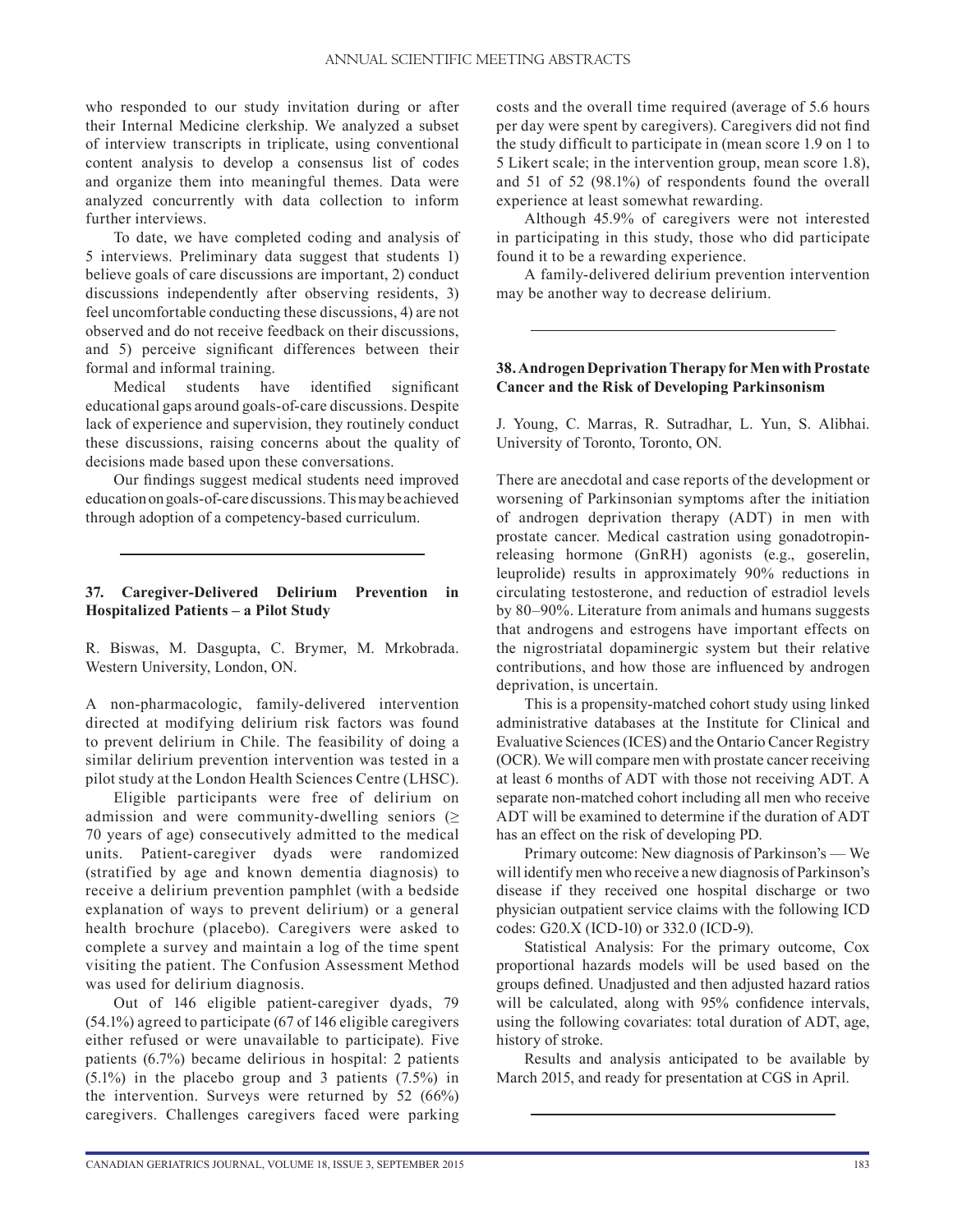who responded to our study invitation during or after their Internal Medicine clerkship. We analyzed a subset of interview transcripts in triplicate, using conventional content analysis to develop a consensus list of codes and organize them into meaningful themes. Data were analyzed concurrently with data collection to inform further interviews.

To date, we have completed coding and analysis of 5 interviews. Preliminary data suggest that students 1) believe goals of care discussions are important, 2) conduct discussions independently after observing residents, 3) feel uncomfortable conducting these discussions, 4) are not observed and do not receive feedback on their discussions, and 5) perceive significant differences between their formal and informal training.

Medical students have identified significant educational gaps around goals-of-care discussions. Despite lack of experience and supervision, they routinely conduct these discussions, raising concerns about the quality of decisions made based upon these conversations.

Our findings suggest medical students need improved education on goals-of-care discussions. This may be achieved through adoption of a competency-based curriculum.

---

### 37. Caregiver-Delivered Delirium Prevention in Hospitalized Patients – a Pilot Study

R. Biswas, M. Dasgupta, C. Brymer, M. Mrkobrada. Western University, London, ON.

A non-pharmacologic, family-delivered intervention directed at modifying delirium risk factors was found to prevent delirium in Chile. The feasibility of doing a similar delirium prevention intervention was tested in a pilot study at the London Health Sciences Centre (LHSC).

Eligible participants were free of delirium on admission and were community-dwelling seniors (≥ 70 years of age) consecutively admitted to the medical units. Patient-caregiver dyads were randomized (stratified by age and known dementia diagnosis) to receive a delirium prevention pamphlet (with a bedside explanation of ways to prevent delirium) or a general health brochure (placebo). Caregivers were asked to complete a survey and maintain a log of the time spent visiting the patient. The Confusion Assessment Method was used for delirium diagnosis.

Out of 146 eligible patient-caregiver dyads, 79 (54.1%) agreed to participate (67 of 146 eligible caregivers either refused or were unavailable to participate). Five patients (6.7%) became delirious in hospital: 2 patients (5.1%) in the placebo group and 3 patients (7.5%) in the intervention. Surveys were returned by 52 (66%) caregivers. Challenges caregivers faced were parking costs and the overall time required (average of 5.6 hours per day were spent by caregivers). Caregivers did not find the study difficult to participate in (mean score 1.9 on 1 to 5 Likert scale; in the intervention group, mean score 1.8), and 51 of 52 (98.1%) of respondents found the overall experience at least somewhat rewarding.

Although 45.9% of caregivers were not interested in participating in this study, those who did participate found it to be a rewarding experience.

A family-delivered delirium prevention intervention may be another way to decrease delirium.

---

### 38. Androgen Deprivation Therapy for Men with Prostate Cancer and the Risk of Developing Parkinsonism

J. Young, C. Marras, R. Sutradhar, L. Yun, S. Alibhai. University of Toronto, Toronto, ON.

There are anecdotal and case reports of the development or worsening of Parkinsonian symptoms after the initiation of androgen deprivation therapy (ADT) in men with prostate cancer. Medical castration using gonadotropin-releasing hormone (GnRH) agonists (e.g., goserelin, leuprolide) results in approximately 90% reductions in circulating testosterone, and reduction of estradiol levels by 80–90%. Literature from animals and humans suggests that androgens and estrogens have important effects on the nigrostriatal dopaminergic system but their relative contributions, and how those are influenced by androgen deprivation, is uncertain.

This is a propensity-matched cohort study using linked administrative databases at the Institute for Clinical and Evaluative Sciences (ICES) and the Ontario Cancer Registry (OCR). We will compare men with prostate cancer receiving at least 6 months of ADT with those not receiving ADT. A separate non-matched cohort including all men who receive ADT will be examined to determine if the duration of ADT has an effect on the risk of developing PD.

Primary outcome: New diagnosis of Parkinson's — We will identify men who receive a new diagnosis of Parkinson's disease if they received one hospital discharge or two physician outpatient service claims with the following ICD codes: G20.X (ICD-10) or 332.0 (ICD-9).

Statistical Analysis: For the primary outcome, Cox proportional hazards models will be used based on the groups defined. Unadjusted and then adjusted hazard ratios will be calculated, along with 95% confidence intervals, using the following covariates: total duration of ADT, age, history of stroke.

Results and analysis anticipated to be available by March 2015, and ready for presentation at CGS in April.

---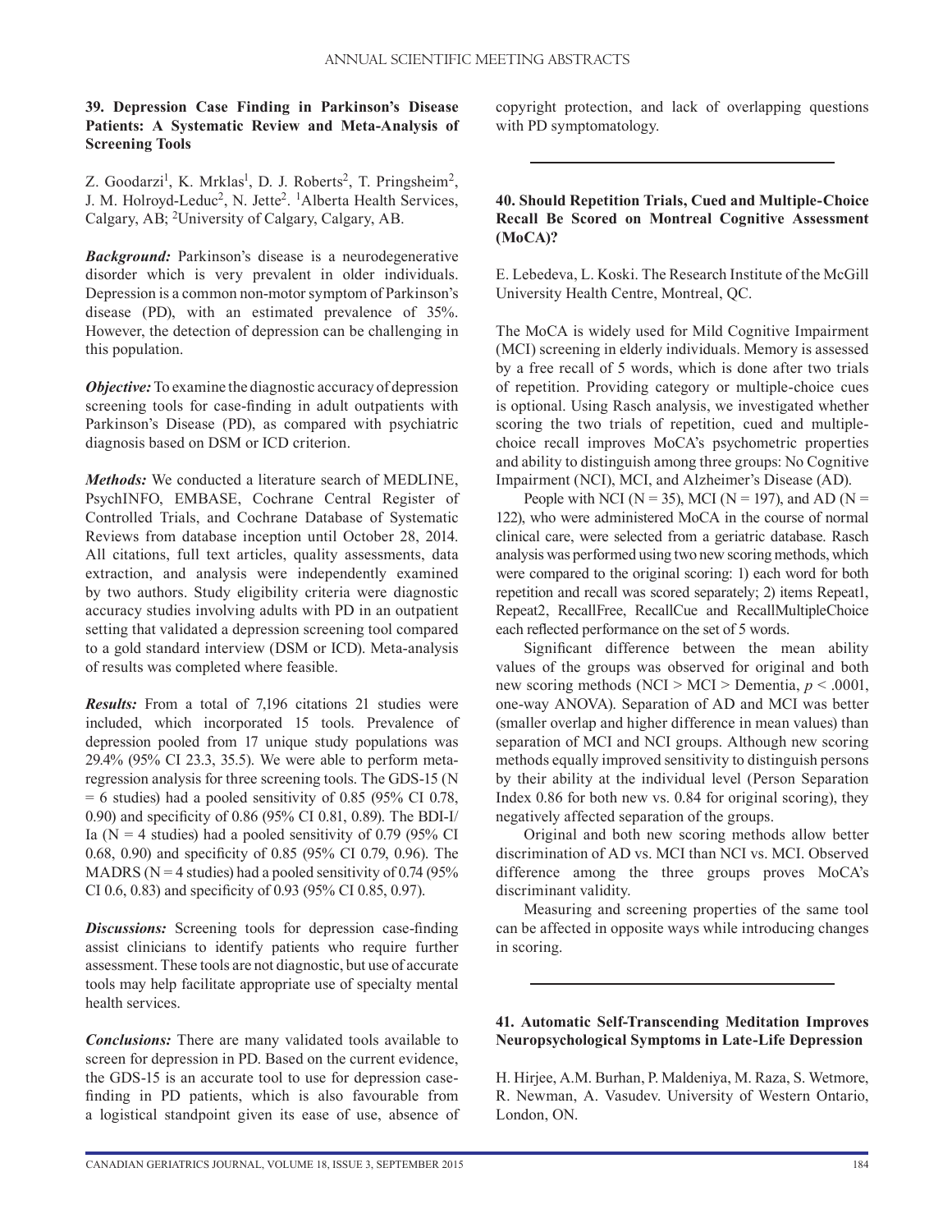### 39. Depression Case Finding in Parkinson's Disease Patients: A Systematic Review and Meta-Analysis of Screening Tools

Z. Goodarzi[1], K. Mrklas[1], D. J. Roberts[2], T. Pringsheim[2], J. M. Holroyd-Leduc[2], N. Jette[2]. [1]Alberta Health Services, Calgary, AB; [2]University of Calgary, Calgary, AB.

***Background:*** Parkinson's disease is a neurodegenerative disorder which is very prevalent in older individuals. Depression is a common non-motor symptom of Parkinson's disease (PD), with an estimated prevalence of 35%. However, the detection of depression can be challenging in this population.

***Objective:*** To examine the diagnostic accuracy of depression screening tools for case-finding in adult outpatients with Parkinson's Disease (PD), as compared with psychiatric diagnosis based on DSM or ICD criterion.

***Methods:*** We conducted a literature search of MEDLINE, PsychINFO, EMBASE, Cochrane Central Register of Controlled Trials, and Cochrane Database of Systematic Reviews from database inception until October 28, 2014. All citations, full text articles, quality assessments, data extraction, and analysis were independently examined by two authors. Study eligibility criteria were diagnostic accuracy studies involving adults with PD in an outpatient setting that validated a depression screening tool compared to a gold standard interview (DSM or ICD). Meta-analysis of results was completed where feasible.

***Results:*** From a total of 7,196 citations 21 studies were included, which incorporated 15 tools. Prevalence of depression pooled from 17 unique study populations was 29.4% (95% CI 23.3, 35.5). We were able to perform meta-regression analysis for three screening tools. The GDS-15 (N = 6 studies) had a pooled sensitivity of 0.85 (95% CI 0.78, 0.90) and specificity of 0.86 (95% CI 0.81, 0.89). The BDI-I/Ia (N = 4 studies) had a pooled sensitivity of 0.79 (95% CI 0.68, 0.90) and specificity of 0.85 (95% CI 0.79, 0.96). The MADRS (N = 4 studies) had a pooled sensitivity of 0.74 (95% CI 0.6, 0.83) and specificity of 0.93 (95% CI 0.85, 0.97).

***Discussions:*** Screening tools for depression case-finding assist clinicians to identify patients who require further assessment. These tools are not diagnostic, but use of accurate tools may help facilitate appropriate use of specialty mental health services.

***Conclusions:*** There are many validated tools available to screen for depression in PD. Based on the current evidence, the GDS-15 is an accurate tool to use for depression case-finding in PD patients, which is also favourable from a logistical standpoint given its ease of use, absence of copyright protection, and lack of overlapping questions with PD symptomatology.

---

### 40. Should Repetition Trials, Cued and Multiple-Choice Recall Be Scored on Montreal Cognitive Assessment (MoCA)?

E. Lebedeva, L. Koski. The Research Institute of the McGill University Health Centre, Montreal, QC.

The MoCA is widely used for Mild Cognitive Impairment (MCI) screening in elderly individuals. Memory is assessed by a free recall of 5 words, which is done after two trials of repetition. Providing category or multiple-choice cues is optional. Using Rasch analysis, we investigated whether scoring the two trials of repetition, cued and multiple-choice recall improves MoCA's psychometric properties and ability to distinguish among three groups: No Cognitive Impairment (NCI), MCI, and Alzheimer's Disease (AD).

People with NCI (N = 35), MCI (N = 197), and AD (N = 122), who were administered MoCA in the course of normal clinical care, were selected from a geriatric database. Rasch analysis was performed using two new scoring methods, which were compared to the original scoring: 1) each word for both repetition and recall was scored separately; 2) items Repeat1, Repeat2, RecallFree, RecallCue and RecallMultipleChoice each reflected performance on the set of 5 words.

Significant difference between the mean ability values of the groups was observed for original and both new scoring methods (NCI > MCI > Dementia, $p < .0001$, one-way ANOVA). Separation of AD and MCI was better (smaller overlap and higher difference in mean values) than separation of MCI and NCI groups. Although new scoring methods equally improved sensitivity to distinguish persons by their ability at the individual level (Person Separation Index 0.86 for both new vs. 0.84 for original scoring), they negatively affected separation of the groups.

Original and both new scoring methods allow better discrimination of AD vs. MCI than NCI vs. MCI. Observed difference among the three groups proves MoCA's discriminant validity.

Measuring and screening properties of the same tool can be affected in opposite ways while introducing changes in scoring.

---

### 41. Automatic Self-Transcending Meditation Improves Neuropsychological Symptoms in Late-Life Depression

H. Hirjee, A.M. Burhan, P. Maldeniya, M. Raza, S. Wetmore, R. Newman, A. Vasudev. University of Western Ontario, London, ON.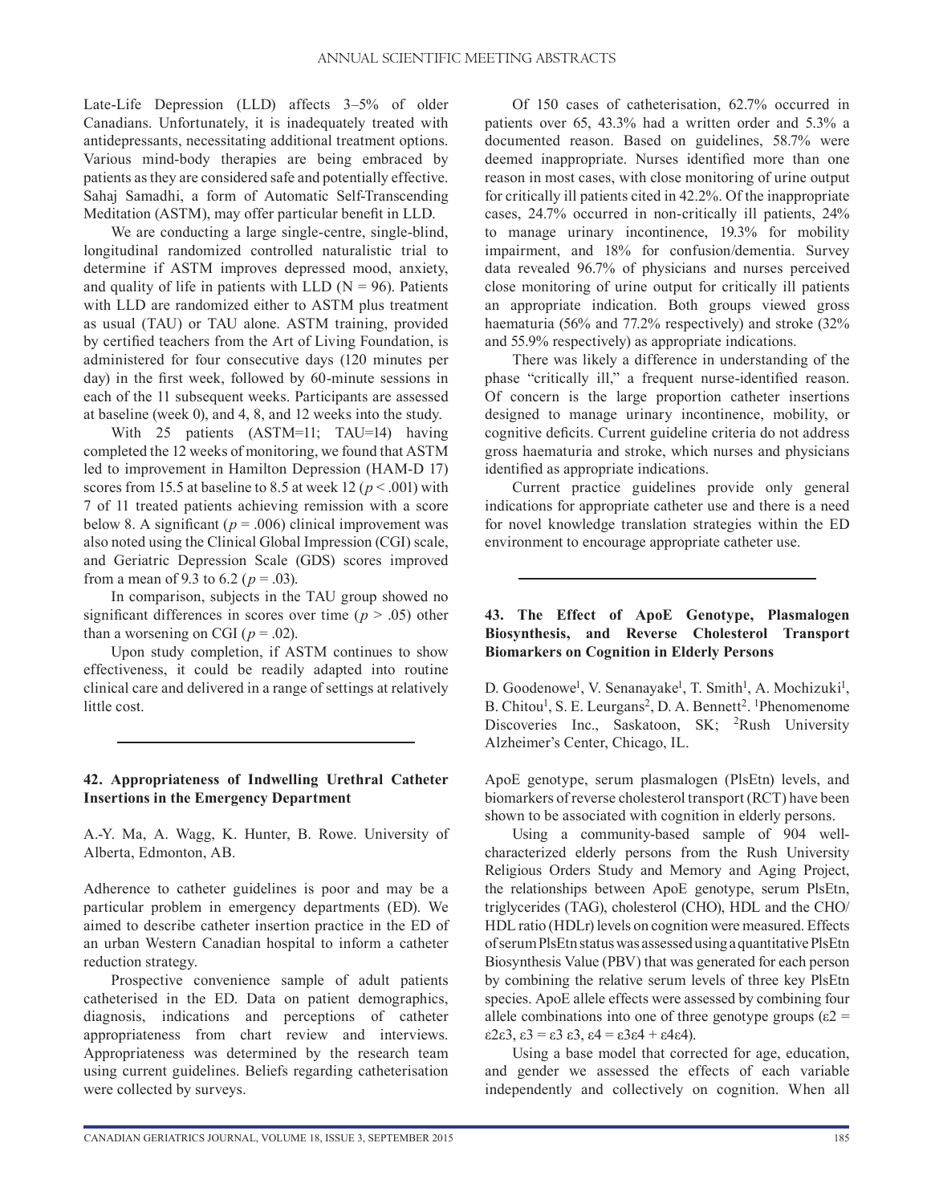Late-Life Depression (LLD) affects 3–5% of older Canadians. Unfortunately, it is inadequately treated with antidepressants, necessitating additional treatment options. Various mind-body therapies are being embraced by patients as they are considered safe and potentially effective. Sahaj Samadhi, a form of Automatic Self-Transcending Meditation (ASTM), may offer particular benefit in LLD.

We are conducting a large single-centre, single-blind, longitudinal randomized controlled naturalistic trial to determine if ASTM improves depressed mood, anxiety, and quality of life in patients with LLD ($N = 96$). Patients with LLD are randomized either to ASTM plus treatment as usual (TAU) or TAU alone. ASTM training, provided by certified teachers from the Art of Living Foundation, is administered for four consecutive days (120 minutes per day) in the first week, followed by 60-minute sessions in each of the 11 subsequent weeks. Participants are assessed at baseline (week 0), and 4, 8, and 12 weeks into the study.

With 25 patients (ASTM=11; TAU=14) having completed the 12 weeks of monitoring, we found that ASTM led to improvement in Hamilton Depression (HAM-D 17) scores from 15.5 at baseline to 8.5 at week 12 ($p < .001$) with 7 of 11 treated patients achieving remission with a score below 8. A significant ($p = .006$) clinical improvement was also noted using the Clinical Global Impression (CGI) scale, and Geriatric Depression Scale (GDS) scores improved from a mean of 9.3 to 6.2 ($p = .03$).

In comparison, subjects in the TAU group showed no significant differences in scores over time ($p > .05$) other than a worsening on CGI ($p = .02$).

Upon study completion, if ASTM continues to show effectiveness, it could be readily adapted into routine clinical care and delivered in a range of settings at relatively little cost.

---

**42. Appropriateness of Indwelling Urethral Catheter Insertions in the Emergency Department**

A.-Y. Ma, A. Wagg, K. Hunter, B. Rowe. University of Alberta, Edmonton, AB.

Adherence to catheter guidelines is poor and may be a particular problem in emergency departments (ED). We aimed to describe catheter insertion practice in the ED of an urban Western Canadian hospital to inform a catheter reduction strategy.

Prospective convenience sample of adult patients catheterised in the ED. Data on patient demographics, diagnosis, indications and perceptions of catheter appropriateness from chart review and interviews. Appropriateness was determined by the research team using current guidelines. Beliefs regarding catheterisation were collected by surveys.

Of 150 cases of catheterisation, 62.7% occurred in patients over 65, 43.3% had a written order and 5.3% a documented reason. Based on guidelines, 58.7% were deemed inappropriate. Nurses identified more than one reason in most cases, with close monitoring of urine output for critically ill patients cited in 42.2%. Of the inappropriate cases, 24.7% occurred in non-critically ill patients, 24% to manage urinary incontinence, 19.3% for mobility impairment, and 18% for confusion/dementia. Survey data revealed 96.7% of physicians and nurses perceived close monitoring of urine output for critically ill patients an appropriate indication. Both groups viewed gross haematuria (56% and 77.2% respectively) and stroke (32% and 55.9% respectively) as appropriate indications.

There was likely a difference in understanding of the phase "critically ill," a frequent nurse-identified reason. Of concern is the large proportion catheter insertions designed to manage urinary incontinence, mobility, or cognitive deficits. Current guideline criteria do not address gross haematuria and stroke, which nurses and physicians identified as appropriate indications.

Current practice guidelines provide only general indications for appropriate catheter use and there is a need for novel knowledge translation strategies within the ED environment to encourage appropriate catheter use.

---

**43. The Effect of ApoE Genotype, Plasmalogen Biosynthesis, and Reverse Cholesterol Transport Biomarkers on Cognition in Elderly Persons**

D. Goodenowe[1], V. Senanayake[1], T. Smith[1], A. Mochizuki[1], B. Chitou[1], S. E. Leurgans[2], D. A. Bennett[2]. [1]Phenomenome Discoveries Inc., Saskatoon, SK; [2]Rush University Alzheimer's Center, Chicago, IL.

ApoE genotype, serum plasmalogen (PlsEtn) levels, and biomarkers of reverse cholesterol transport (RCT) have been shown to be associated with cognition in elderly persons.

Using a community-based sample of 904 well-characterized elderly persons from the Rush University Religious Orders Study and Memory and Aging Project, the relationships between ApoE genotype, serum PlsEtn, triglycerides (TAG), cholesterol (CHO), HDL and the CHO/HDL ratio (HDLr) levels on cognition were measured. Effects of serum PlsEtn status was assessed using a quantitative PlsEtn Biosynthesis Value (PBV) that was generated for each person by combining the relative serum levels of three key PlsEtn species. ApoE allele effects were assessed by combining four allele combinations into one of three genotype groups ($\varepsilon2 = \varepsilon2\varepsilon3$, $\varepsilon3 = \varepsilon3\ \varepsilon3$, $\varepsilon4 = \varepsilon3\varepsilon4 + \varepsilon4\varepsilon4$).

Using a base model that corrected for age, education, and gender we assessed the effects of each variable independently and collectively on cognition. When all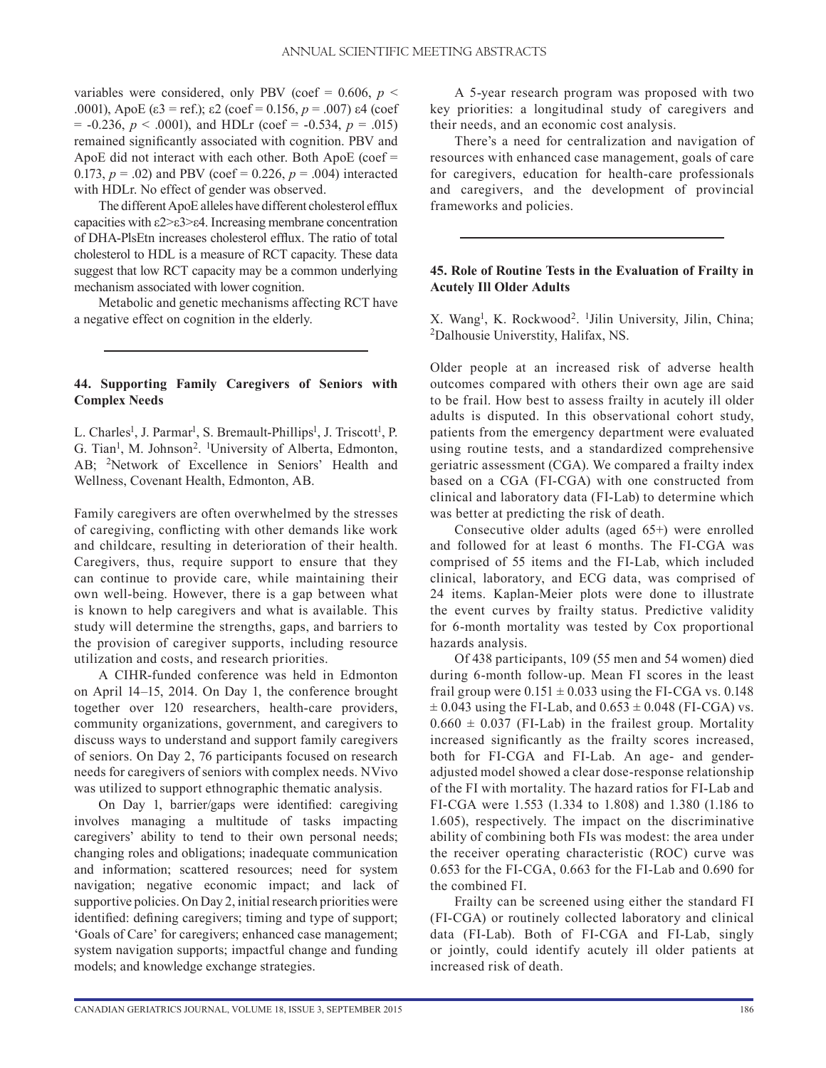variables were considered, only PBV (coef = 0.606, $p < .0001$), ApoE ($\varepsilon 3$ = ref.); $\varepsilon 2$ (coef = 0.156, $p = .007$) $\varepsilon 4$ (coef = -0.236, $p < .0001$), and HDLr (coef = -0.534, $p = .015$) remained significantly associated with cognition. PBV and ApoE did not interact with each other. Both ApoE (coef = 0.173, $p = .02$) and PBV (coef = 0.226, $p = .004$) interacted with HDLr. No effect of gender was observed.

The different ApoE alleles have different cholesterol efflux capacities with $\varepsilon 2 > \varepsilon 3 > \varepsilon 4$. Increasing membrane concentration of DHA-PlsEtn increases cholesterol efflux. The ratio of total cholesterol to HDL is a measure of RCT capacity. These data suggest that low RCT capacity may be a common underlying mechanism associated with lower cognition.

Metabolic and genetic mechanisms affecting RCT have a negative effect on cognition in the elderly.

---

### 44. Supporting Family Caregivers of Seniors with Complex Needs

L. Charles[1], J. Parmar[1], S. Bremault-Phillips[1], J. Triscott[1], P. G. Tian[1], M. Johnson[2]. [1]University of Alberta, Edmonton, AB; [2]Network of Excellence in Seniors' Health and Wellness, Covenant Health, Edmonton, AB.

Family caregivers are often overwhelmed by the stresses of caregiving, conflicting with other demands like work and childcare, resulting in deterioration of their health. Caregivers, thus, require support to ensure that they can continue to provide care, while maintaining their own well-being. However, there is a gap between what is known to help caregivers and what is available. This study will determine the strengths, gaps, and barriers to the provision of caregiver supports, including resource utilization and costs, and research priorities.

A CIHR-funded conference was held in Edmonton on April 14–15, 2014. On Day 1, the conference brought together over 120 researchers, health-care providers, community organizations, government, and caregivers to discuss ways to understand and support family caregivers of seniors. On Day 2, 76 participants focused on research needs for caregivers of seniors with complex needs. NVivo was utilized to support ethnographic thematic analysis.

On Day 1, barrier/gaps were identified: caregiving involves managing a multitude of tasks impacting caregivers' ability to tend to their own personal needs; changing roles and obligations; inadequate communication and information; scattered resources; need for system navigation; negative economic impact; and lack of supportive policies. On Day 2, initial research priorities were identified: defining caregivers; timing and type of support; 'Goals of Care' for caregivers; enhanced case management; system navigation supports; impactful change and funding models; and knowledge exchange strategies.

A 5-year research program was proposed with two key priorities: a longitudinal study of caregivers and their needs, and an economic cost analysis.

There's a need for centralization and navigation of resources with enhanced case management, goals of care for caregivers, education for health-care professionals and caregivers, and the development of provincial frameworks and policies.

---

### 45. Role of Routine Tests in the Evaluation of Frailty in Acutely Ill Older Adults

X. Wang[1], K. Rockwood[2]. [1]Jilin University, Jilin, China; [2]Dalhousie Universtity, Halifax, NS.

Older people at an increased risk of adverse health outcomes compared with others their own age are said to be frail. How best to assess frailty in acutely ill older adults is disputed. In this observational cohort study, patients from the emergency department were evaluated using routine tests, and a standardized comprehensive geriatric assessment (CGA). We compared a frailty index based on a CGA (FI-CGA) with one constructed from clinical and laboratory data (FI-Lab) to determine which was better at predicting the risk of death.

Consecutive older adults (aged 65+) were enrolled and followed for at least 6 months. The FI-CGA was comprised of 55 items and the FI-Lab, which included clinical, laboratory, and ECG data, was comprised of 24 items. Kaplan-Meier plots were done to illustrate the event curves by frailty status. Predictive validity for 6-month mortality was tested by Cox proportional hazards analysis.

Of 438 participants, 109 (55 men and 54 women) died during 6-month follow-up. Mean FI scores in the least frail group were $0.151 \pm 0.033$ using the FI-CGA vs. $0.148 \pm 0.043$ using the FI-Lab, and $0.653 \pm 0.048$ (FI-CGA) vs. $0.660 \pm 0.037$ (FI-Lab) in the frailest group. Mortality increased significantly as the frailty scores increased, both for FI-CGA and FI-Lab. An age- and gender-adjusted model showed a clear dose-response relationship of the FI with mortality. The hazard ratios for FI-Lab and FI-CGA were 1.553 (1.334 to 1.808) and 1.380 (1.186 to 1.605), respectively. The impact on the discriminative ability of combining both FIs was modest: the area under the receiver operating characteristic (ROC) curve was 0.653 for the FI-CGA, 0.663 for the FI-Lab and 0.690 for the combined FI.

Frailty can be screened using either the standard FI (FI-CGA) or routinely collected laboratory and clinical data (FI-Lab). Both of FI-CGA and FI-Lab, singly or jointly, could identify acutely ill older patients at increased risk of death.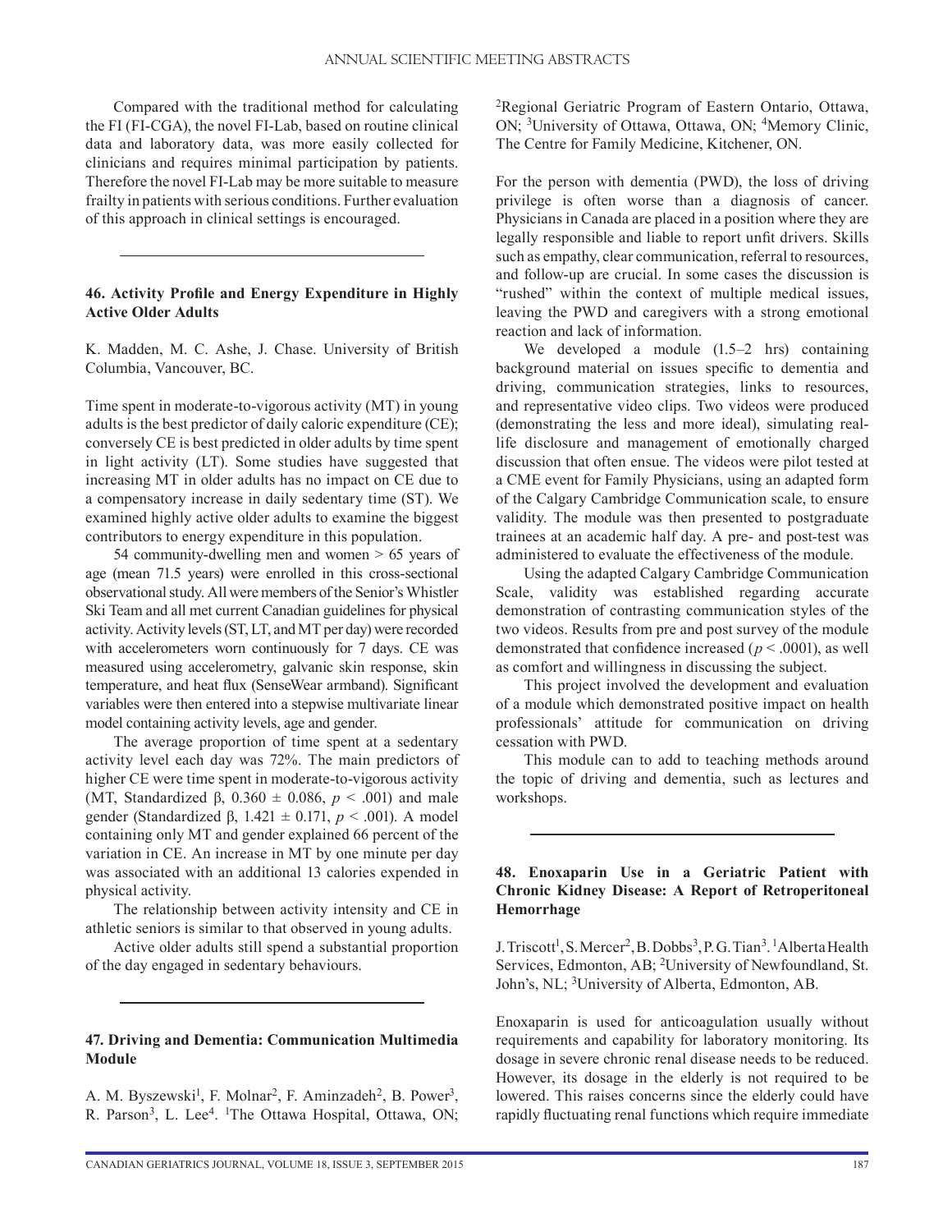Compared with the traditional method for calculating the FI (FI-CGA), the novel FI-Lab, based on routine clinical data and laboratory data, was more easily collected for clinicians and requires minimal participation by patients. Therefore the novel FI-Lab may be more suitable to measure frailty in patients with serious conditions. Further evaluation of this approach in clinical settings is encouraged.

---

### 46. Activity Profile and Energy Expenditure in Highly Active Older Adults

K. Madden, M. C. Ashe, J. Chase. University of British Columbia, Vancouver, BC.

Time spent in moderate-to-vigorous activity (MT) in young adults is the best predictor of daily caloric expenditure (CE); conversely CE is best predicted in older adults by time spent in light activity (LT). Some studies have suggested that increasing MT in older adults has no impact on CE due to a compensatory increase in daily sedentary time (ST). We examined highly active older adults to examine the biggest contributors to energy expenditure in this population.

54 community-dwelling men and women > 65 years of age (mean 71.5 years) were enrolled in this cross-sectional observational study. All were members of the Senior's Whistler Ski Team and all met current Canadian guidelines for physical activity. Activity levels (ST, LT, and MT per day) were recorded with accelerometers worn continuously for 7 days. CE was measured using accelerometry, galvanic skin response, skin temperature, and heat flux (SenseWear armband). Significant variables were then entered into a stepwise multivariate linear model containing activity levels, age and gender.

The average proportion of time spent at a sedentary activity level each day was 72%. The main predictors of higher CE were time spent in moderate-to-vigorous activity (MT, Standardized β, 0.360 ± 0.086, $p < .001$) and male gender (Standardized β, 1.421 ± 0.171, $p < .001$). A model containing only MT and gender explained 66 percent of the variation in CE. An increase in MT by one minute per day was associated with an additional 13 calories expended in physical activity.

The relationship between activity intensity and CE in athletic seniors is similar to that observed in young adults.

Active older adults still spend a substantial proportion of the day engaged in sedentary behaviours.

---

### 47. Driving and Dementia: Communication Multimedia Module

A. M. Byszewski[1], F. Molnar[2], F. Aminzadeh[2], B. Power[3], R. Parson[3], L. Lee[4]. [1]The Ottawa Hospital, Ottawa, ON; [2]Regional Geriatric Program of Eastern Ontario, Ottawa, ON; [3]University of Ottawa, Ottawa, ON; [4]Memory Clinic, The Centre for Family Medicine, Kitchener, ON.

For the person with dementia (PWD), the loss of driving privilege is often worse than a diagnosis of cancer. Physicians in Canada are placed in a position where they are legally responsible and liable to report unfit drivers. Skills such as empathy, clear communication, referral to resources, and follow-up are crucial. In some cases the discussion is "rushed" within the context of multiple medical issues, leaving the PWD and caregivers with a strong emotional reaction and lack of information.

We developed a module (1.5–2 hrs) containing background material on issues specific to dementia and driving, communication strategies, links to resources, and representative video clips. Two videos were produced (demonstrating the less and more ideal), simulating real-life disclosure and management of emotionally charged discussion that often ensue. The videos were pilot tested at a CME event for Family Physicians, using an adapted form of the Calgary Cambridge Communication scale, to ensure validity. The module was then presented to postgraduate trainees at an academic half day. A pre- and post-test was administered to evaluate the effectiveness of the module.

Using the adapted Calgary Cambridge Communication Scale, validity was established regarding accurate demonstration of contrasting communication styles of the two videos. Results from pre and post survey of the module demonstrated that confidence increased ($p < .0001$), as well as comfort and willingness in discussing the subject.

This project involved the development and evaluation of a module which demonstrated positive impact on health professionals' attitude for communication on driving cessation with PWD.

This module can to add to teaching methods around the topic of driving and dementia, such as lectures and workshops.

---

### 48. Enoxaparin Use in a Geriatric Patient with Chronic Kidney Disease: A Report of Retroperitoneal Hemorrhage

J. Triscott[1], S. Mercer[2], B. Dobbs[3], P. G. Tian[3]. [1]Alberta Health Services, Edmonton, AB; [2]University of Newfoundland, St. John's, NL; [3]University of Alberta, Edmonton, AB.

Enoxaparin is used for anticoagulation usually without requirements and capability for laboratory monitoring. Its dosage in severe chronic renal disease needs to be reduced. However, its dosage in the elderly is not required to be lowered. This raises concerns since the elderly could have rapidly fluctuating renal functions which require immediate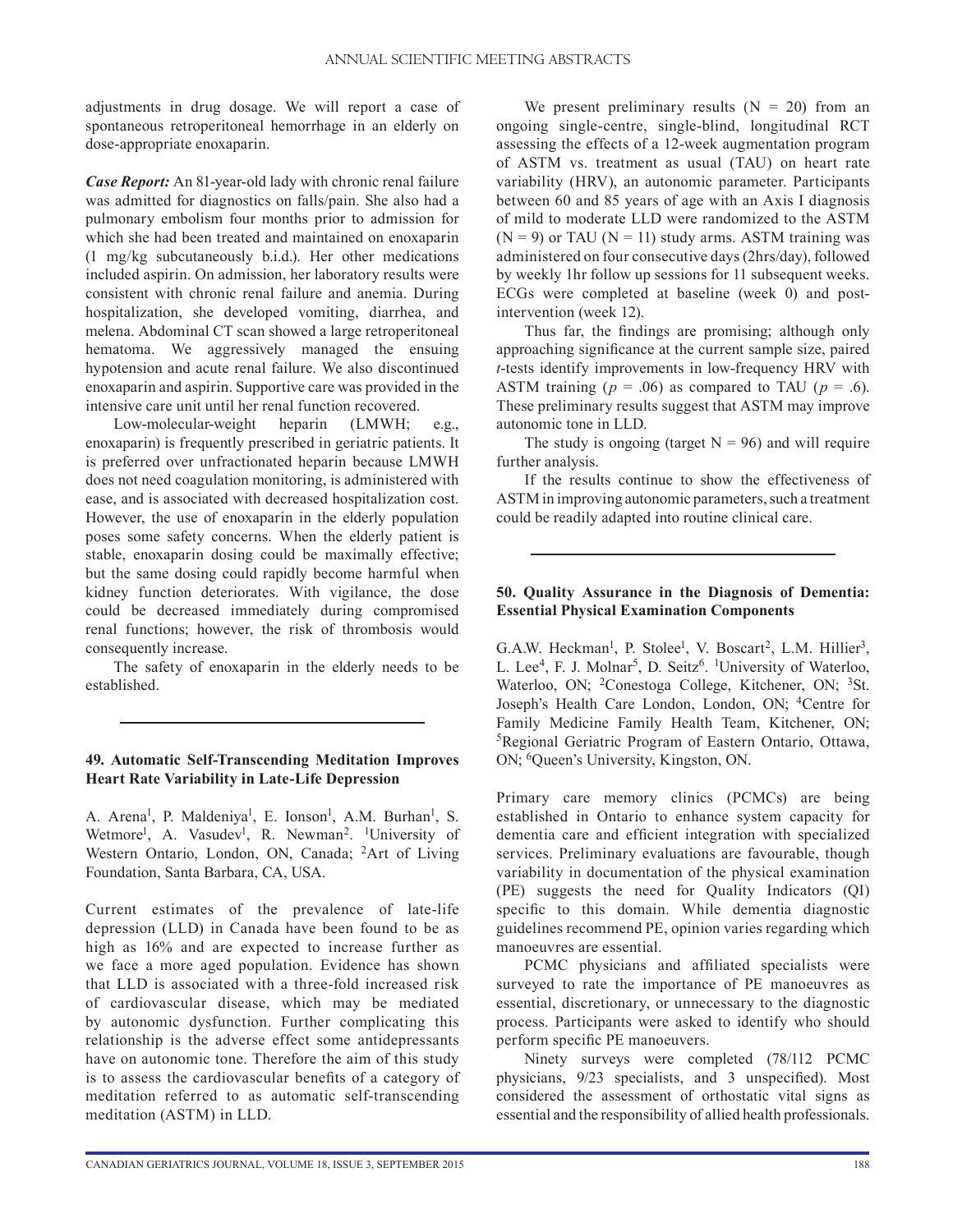adjustments in drug dosage. We will report a case of spontaneous retroperitoneal hemorrhage in an elderly on dose-appropriate enoxaparin.

***Case Report:*** An 81-year-old lady with chronic renal failure was admitted for diagnostics on falls/pain. She also had a pulmonary embolism four months prior to admission for which she had been treated and maintained on enoxaparin (1 mg/kg subcutaneously b.i.d.). Her other medications included aspirin. On admission, her laboratory results were consistent with chronic renal failure and anemia. During hospitalization, she developed vomiting, diarrhea, and melena. Abdominal CT scan showed a large retroperitoneal hematoma. We aggressively managed the ensuing hypotension and acute renal failure. We also discontinued enoxaparin and aspirin. Supportive care was provided in the intensive care unit until her renal function recovered.

Low-molecular-weight heparin (LMWH; e.g., enoxaparin) is frequently prescribed in geriatric patients. It is preferred over unfractionated heparin because LMWH does not need coagulation monitoring, is administered with ease, and is associated with decreased hospitalization cost. However, the use of enoxaparin in the elderly population poses some safety concerns. When the elderly patient is stable, enoxaparin dosing could be maximally effective; but the same dosing could rapidly become harmful when kidney function deteriorates. With vigilance, the dose could be decreased immediately during compromised renal functions; however, the risk of thrombosis would consequently increase.

The safety of enoxaparin in the elderly needs to be established.

---

### 49. Automatic Self-Transcending Meditation Improves Heart Rate Variability in Late-Life Depression

A. Arena[1], P. Maldeniya[1], E. Ionson[1], A.M. Burhan[1], S. Wetmore[1], A. Vasudev[1], R. Newman[2]. [1]University of Western Ontario, London, ON, Canada; [2]Art of Living Foundation, Santa Barbara, CA, USA.

Current estimates of the prevalence of late-life depression (LLD) in Canada have been found to be as high as 16% and are expected to increase further as we face a more aged population. Evidence has shown that LLD is associated with a three-fold increased risk of cardiovascular disease, which may be mediated by autonomic dysfunction. Further complicating this relationship is the adverse effect some antidepressants have on autonomic tone. Therefore the aim of this study is to assess the cardiovascular benefits of a category of meditation referred to as automatic self-transcending meditation (ASTM) in LLD.

We present preliminary results (N = 20) from an ongoing single-centre, single-blind, longitudinal RCT assessing the effects of a 12-week augmentation program of ASTM vs. treatment as usual (TAU) on heart rate variability (HRV), an autonomic parameter. Participants between 60 and 85 years of age with an Axis I diagnosis of mild to moderate LLD were randomized to the ASTM (N = 9) or TAU (N = 11) study arms. ASTM training was administered on four consecutive days (2hrs/day), followed by weekly 1hr follow up sessions for 11 subsequent weeks. ECGs were completed at baseline (week 0) and post-intervention (week 12).

Thus far, the findings are promising; although only approaching significance at the current sample size, paired *t*-tests identify improvements in low-frequency HRV with ASTM training ($p = .06$) as compared to TAU ($p = .6$). These preliminary results suggest that ASTM may improve autonomic tone in LLD.

The study is ongoing (target N = 96) and will require further analysis.

If the results continue to show the effectiveness of ASTM in improving autonomic parameters, such a treatment could be readily adapted into routine clinical care.

---

### 50. Quality Assurance in the Diagnosis of Dementia: Essential Physical Examination Components

G.A.W. Heckman[1], P. Stolee[1], V. Boscart[2], L.M. Hillier[3], L. Lee[4], F. J. Molnar[5], D. Seitz[6]. [1]University of Waterloo, Waterloo, ON; [2]Conestoga College, Kitchener, ON; [3]St. Joseph's Health Care London, London, ON; [4]Centre for Family Medicine Family Health Team, Kitchener, ON; [5]Regional Geriatric Program of Eastern Ontario, Ottawa, ON; [6]Queen's University, Kingston, ON.

Primary care memory clinics (PCMCs) are being established in Ontario to enhance system capacity for dementia care and efficient integration with specialized services. Preliminary evaluations are favourable, though variability in documentation of the physical examination (PE) suggests the need for Quality Indicators (QI) specific to this domain. While dementia diagnostic guidelines recommend PE, opinion varies regarding which manoeuvres are essential.

PCMC physicians and affiliated specialists were surveyed to rate the importance of PE manoeuvres as essential, discretionary, or unnecessary to the diagnostic process. Participants were asked to identify who should perform specific PE manoeuvers.

Ninety surveys were completed (78/112 PCMC physicians, 9/23 specialists, and 3 unspecified). Most considered the assessment of orthostatic vital signs as essential and the responsibility of allied health professionals.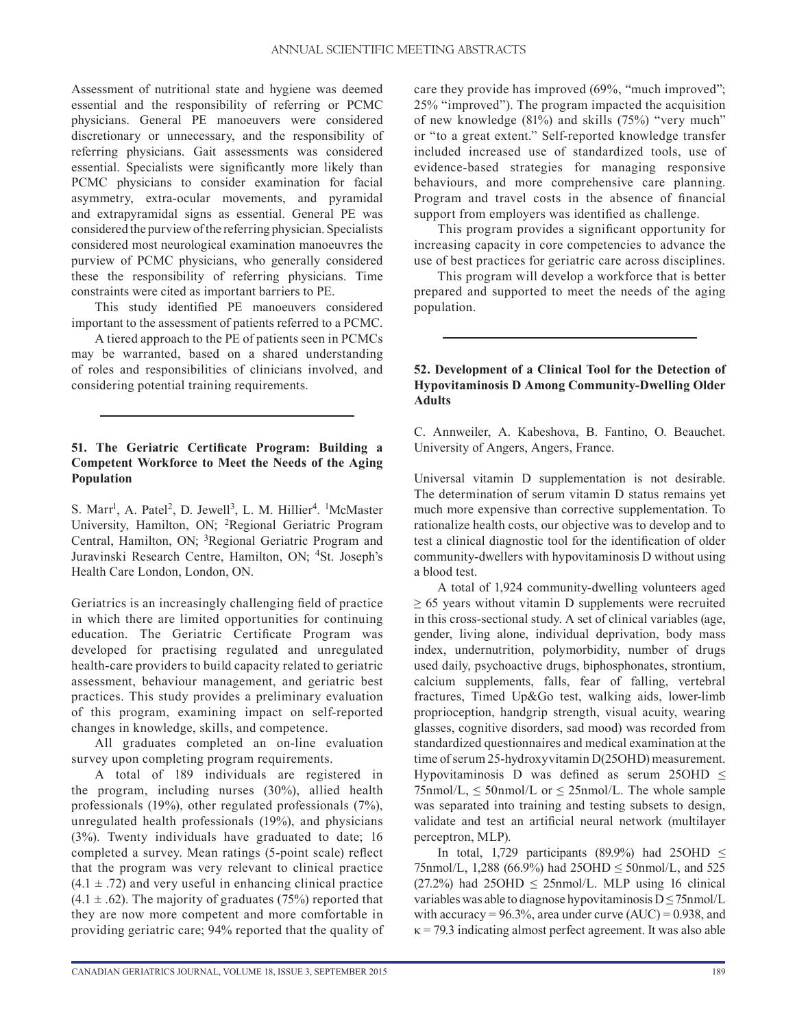Assessment of nutritional state and hygiene was deemed essential and the responsibility of referring or PCMC physicians. General PE manoeuvers were considered discretionary or unnecessary, and the responsibility of referring physicians. Gait assessments was considered essential. Specialists were significantly more likely than PCMC physicians to consider examination for facial asymmetry, extra-ocular movements, and pyramidal and extrapyramidal signs as essential. General PE was considered the purview of the referring physician. Specialists considered most neurological examination manoeuvres the purview of PCMC physicians, who generally considered these the responsibility of referring physicians. Time constraints were cited as important barriers to PE.

This study identified PE manoeuvers considered important to the assessment of patients referred to a PCMC.

A tiered approach to the PE of patients seen in PCMCs may be warranted, based on a shared understanding of roles and responsibilities of clinicians involved, and considering potential training requirements.

---

### 51. The Geriatric Certificate Program: Building a Competent Workforce to Meet the Needs of the Aging Population

S. Marr[1], A. Patel[2], D. Jewell[3], L. M. Hillier[4]. [1]McMaster University, Hamilton, ON; [2]Regional Geriatric Program Central, Hamilton, ON; [3]Regional Geriatric Program and Juravinski Research Centre, Hamilton, ON; [4]St. Joseph's Health Care London, London, ON.

Geriatrics is an increasingly challenging field of practice in which there are limited opportunities for continuing education. The Geriatric Certificate Program was developed for practising regulated and unregulated health-care providers to build capacity related to geriatric assessment, behaviour management, and geriatric best practices. This study provides a preliminary evaluation of this program, examining impact on self-reported changes in knowledge, skills, and competence.

All graduates completed an on-line evaluation survey upon completing program requirements.

A total of 189 individuals are registered in the program, including nurses (30%), allied health professionals (19%), other regulated professionals (7%), unregulated health professionals (19%), and physicians (3%). Twenty individuals have graduated to date; 16 completed a survey. Mean ratings (5-point scale) reflect that the program was very relevant to clinical practice ($4.1 \pm .72$) and very useful in enhancing clinical practice ($4.1 \pm .62$). The majority of graduates (75%) reported that they are now more competent and more comfortable in providing geriatric care; 94% reported that the quality of care they provide has improved (69%, "much improved"; 25% "improved"). The program impacted the acquisition of new knowledge (81%) and skills (75%) "very much" or "to a great extent." Self-reported knowledge transfer included increased use of standardized tools, use of evidence-based strategies for managing responsive behaviours, and more comprehensive care planning. Program and travel costs in the absence of financial support from employers was identified as challenge.

This program provides a significant opportunity for increasing capacity in core competencies to advance the use of best practices for geriatric care across disciplines.

This program will develop a workforce that is better prepared and supported to meet the needs of the aging population.

---

### 52. Development of a Clinical Tool for the Detection of Hypovitaminosis D Among Community-Dwelling Older Adults

C. Annweiler, A. Kabeshova, B. Fantino, O. Beauchet. University of Angers, Angers, France.

Universal vitamin D supplementation is not desirable. The determination of serum vitamin D status remains yet much more expensive than corrective supplementation. To rationalize health costs, our objective was to develop and to test a clinical diagnostic tool for the identification of older community-dwellers with hypovitaminosis D without using a blood test.

A total of 1,924 community-dwelling volunteers aged $\geq 65$ years without vitamin D supplements were recruited in this cross-sectional study. A set of clinical variables (age, gender, living alone, individual deprivation, body mass index, undernutrition, polymorbidity, number of drugs used daily, psychoactive drugs, biphosphonates, strontium, calcium supplements, falls, fear of falling, vertebral fractures, Timed Up&Go test, walking aids, lower-limb proprioception, handgrip strength, visual acuity, wearing glasses, cognitive disorders, sad mood) was recorded from standardized questionnaires and medical examination at the time of serum 25-hydroxyvitamin D(25OHD) measurement. Hypovitaminosis D was defined as serum 25OHD $\leq$ 75nmol/L, $\leq$ 50nmol/L or $\leq$ 25nmol/L. The whole sample was separated into training and testing subsets to design, validate and test an artificial neural network (multilayer perceptron, MLP).

In total, 1,729 participants (89.9%) had 25OHD $\leq$ 75nmol/L, 1,288 (66.9%) had 25OHD $\leq$ 50nmol/L, and 525 (27.2%) had 25OHD $\leq$ 25nmol/L. MLP using 16 clinical variables was able to diagnose hypovitaminosis D $\leq$ 75nmol/L with accuracy = 96.3%, area under curve (AUC) = 0.938, and $\kappa = 79.3$ indicating almost perfect agreement. It was also able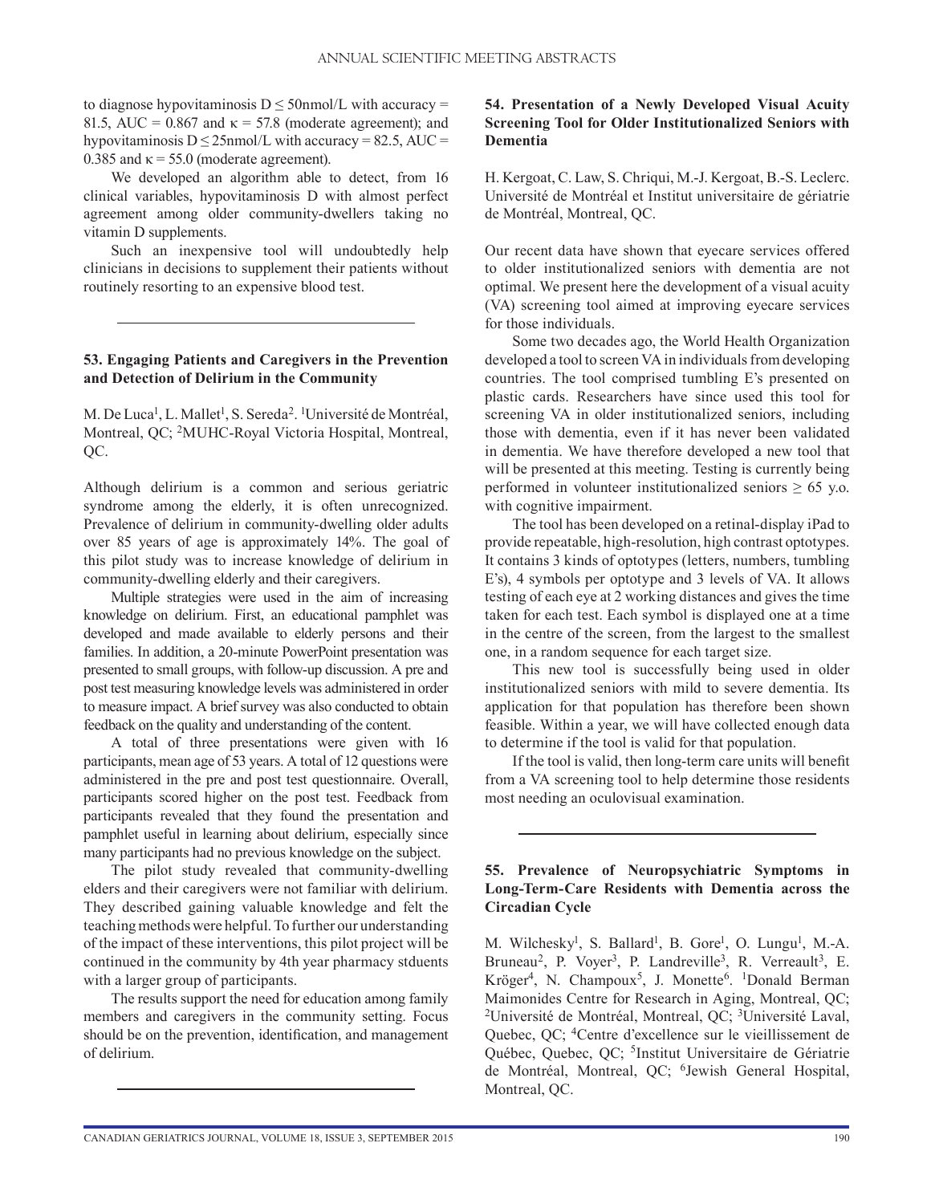to diagnose hypovitaminosis D ≤ 50nmol/L with accuracy = 81.5, AUC = 0.867 and κ = 57.8 (moderate agreement); and hypovitaminosis D ≤ 25nmol/L with accuracy = 82.5, AUC = 0.385 and κ = 55.0 (moderate agreement).

We developed an algorithm able to detect, from 16 clinical variables, hypovitaminosis D with almost perfect agreement among older community-dwellers taking no vitamin D supplements.

Such an inexpensive tool will undoubtedly help clinicians in decisions to supplement their patients without routinely resorting to an expensive blood test.

---

### 53. Engaging Patients and Caregivers in the Prevention and Detection of Delirium in the Community

M. De Luca[1], L. Mallet[1], S. Sereda[2]. [1]Université de Montréal, Montreal, QC; [2]MUHC-Royal Victoria Hospital, Montreal, QC.

Although delirium is a common and serious geriatric syndrome among the elderly, it is often unrecognized. Prevalence of delirium in community-dwelling older adults over 85 years of age is approximately 14%. The goal of this pilot study was to increase knowledge of delirium in community-dwelling elderly and their caregivers.

Multiple strategies were used in the aim of increasing knowledge on delirium. First, an educational pamphlet was developed and made available to elderly persons and their families. In addition, a 20-minute PowerPoint presentation was presented to small groups, with follow-up discussion. A pre and post test measuring knowledge levels was administered in order to measure impact. A brief survey was also conducted to obtain feedback on the quality and understanding of the content.

A total of three presentations were given with 16 participants, mean age of 53 years. A total of 12 questions were administered in the pre and post test questionnaire. Overall, participants scored higher on the post test. Feedback from participants revealed that they found the presentation and pamphlet useful in learning about delirium, especially since many participants had no previous knowledge on the subject.

The pilot study revealed that community-dwelling elders and their caregivers were not familiar with delirium. They described gaining valuable knowledge and felt the teaching methods were helpful. To further our understanding of the impact of these interventions, this pilot project will be continued in the community by 4th year pharmacy stduents with a larger group of participants.

The results support the need for education among family members and caregivers in the community setting. Focus should be on the prevention, identification, and management of delirium.

---

### 54. Presentation of a Newly Developed Visual Acuity Screening Tool for Older Institutionalized Seniors with Dementia

H. Kergoat, C. Law, S. Chriqui, M.-J. Kergoat, B.-S. Leclerc. Université de Montréal et Institut universitaire de gériatrie de Montréal, Montreal, QC.

Our recent data have shown that eyecare services offered to older institutionalized seniors with dementia are not optimal. We present here the development of a visual acuity (VA) screening tool aimed at improving eyecare services for those individuals.

Some two decades ago, the World Health Organization developed a tool to screen VA in individuals from developing countries. The tool comprised tumbling E's presented on plastic cards. Researchers have since used this tool for screening VA in older institutionalized seniors, including those with dementia, even if it has never been validated in dementia. We have therefore developed a new tool that will be presented at this meeting. Testing is currently being performed in volunteer institutionalized seniors ≥ 65 y.o. with cognitive impairment.

The tool has been developed on a retinal-display iPad to provide repeatable, high-resolution, high contrast optotypes. It contains 3 kinds of optotypes (letters, numbers, tumbling E's), 4 symbols per optotype and 3 levels of VA. It allows testing of each eye at 2 working distances and gives the time taken for each test. Each symbol is displayed one at a time in the centre of the screen, from the largest to the smallest one, in a random sequence for each target size.

This new tool is successfully being used in older institutionalized seniors with mild to severe dementia. Its application for that population has therefore been shown feasible. Within a year, we will have collected enough data to determine if the tool is valid for that population.

If the tool is valid, then long-term care units will benefit from a VA screening tool to help determine those residents most needing an oculovisual examination.

---

### 55. Prevalence of Neuropsychiatric Symptoms in Long-Term-Care Residents with Dementia across the Circadian Cycle

M. Wilchesky[1], S. Ballard[1], B. Gore[1], O. Lungu[1], M.-A. Bruneau[2], P. Voyer[3], P. Landreville[3], R. Verreault[3], E. Kröger[4], N. Champoux[5], J. Monette[6]. [1]Donald Berman Maimonides Centre for Research in Aging, Montreal, QC; [2]Université de Montréal, Montreal, QC; [3]Université Laval, Quebec, QC; [4]Centre d'excellence sur le vieillissement de Québec, Quebec, QC; [5]Institut Universitaire de Gériatrie de Montréal, Montreal, QC; [6]Jewish General Hospital, Montreal, QC.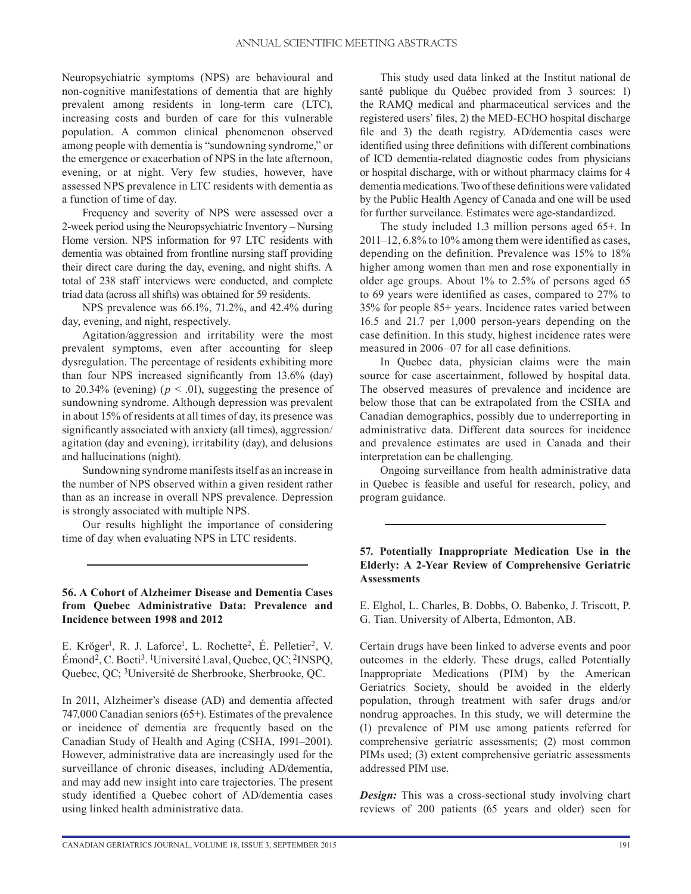Neuropsychiatric symptoms (NPS) are behavioural and non-cognitive manifestations of dementia that are highly prevalent among residents in long-term care (LTC), increasing costs and burden of care for this vulnerable population. A common clinical phenomenon observed among people with dementia is "sundowning syndrome," or the emergence or exacerbation of NPS in the late afternoon, evening, or at night. Very few studies, however, have assessed NPS prevalence in LTC residents with dementia as a function of time of day.

Frequency and severity of NPS were assessed over a 2-week period using the Neuropsychiatric Inventory – Nursing Home version. NPS information for 97 LTC residents with dementia was obtained from frontline nursing staff providing their direct care during the day, evening, and night shifts. A total of 238 staff interviews were conducted, and complete triad data (across all shifts) was obtained for 59 residents.

NPS prevalence was 66.1%, 71.2%, and 42.4% during day, evening, and night, respectively.

Agitation/aggression and irritability were the most prevalent symptoms, even after accounting for sleep dysregulation. The percentage of residents exhibiting more than four NPS increased significantly from 13.6% (day) to 20.34% (evening) ($p < .01$), suggesting the presence of sundowning syndrome. Although depression was prevalent in about 15% of residents at all times of day, its presence was significantly associated with anxiety (all times), aggression/agitation (day and evening), irritability (day), and delusions and hallucinations (night).

Sundowning syndrome manifests itself as an increase in the number of NPS observed within a given resident rather than as an increase in overall NPS prevalence. Depression is strongly associated with multiple NPS.

Our results highlight the importance of considering time of day when evaluating NPS in LTC residents.

---

**56. A Cohort of Alzheimer Disease and Dementia Cases from Quebec Administrative Data: Prevalence and Incidence between 1998 and 2012**

E. Kröger[1], R. J. Laforce[1], L. Rochette[2], É. Pelletier[2], V. Émond[2], C. Bocti[3]. [1]Université Laval, Quebec, QC; [2]INSPQ, Quebec, QC; [3]Université de Sherbrooke, Sherbrooke, QC.

In 2011, Alzheimer's disease (AD) and dementia affected 747,000 Canadian seniors (65+). Estimates of the prevalence or incidence of dementia are frequently based on the Canadian Study of Health and Aging (CSHA, 1991–2001). However, administrative data are increasingly used for the surveillance of chronic diseases, including AD/dementia, and may add new insight into care trajectories. The present study identified a Quebec cohort of AD/dementia cases using linked health administrative data.

This study used data linked at the Institut national de santé publique du Québec provided from 3 sources: 1) the RAMQ medical and pharmaceutical services and the registered users' files, 2) the MED-ECHO hospital discharge file and 3) the death registry. AD/dementia cases were identified using three definitions with different combinations of ICD dementia-related diagnostic codes from physicians or hospital discharge, with or without pharmacy claims for 4 dementia medications. Two of these definitions were validated by the Public Health Agency of Canada and one will be used for further surveillance. Estimates were age-standardized.

The study included 1.3 million persons aged 65+. In 2011–12, 6.8% to 10% among them were identified as cases, depending on the definition. Prevalence was 15% to 18% higher among women than men and rose exponentially in older age groups. About 1% to 2.5% of persons aged 65 to 69 years were identified as cases, compared to 27% to 35% for people 85+ years. Incidence rates varied between 16.5 and 21.7 per 1,000 person-years depending on the case definition. In this study, highest incidence rates were measured in 2006–07 for all case definitions.

In Quebec data, physician claims were the main source for case ascertainment, followed by hospital data. The observed measures of prevalence and incidence are below those that can be extrapolated from the CSHA and Canadian demographics, possibly due to underreporting in administrative data. Different data sources for incidence and prevalence estimates are used in Canada and their interpretation can be challenging.

Ongoing surveillance from health administrative data in Quebec is feasible and useful for research, policy, and program guidance.

---

**57. Potentially Inappropriate Medication Use in the Elderly: A 2-Year Review of Comprehensive Geriatric Assessments**

E. Elghol, L. Charles, B. Dobbs, O. Babenko, J. Triscott, P. G. Tian. University of Alberta, Edmonton, AB.

Certain drugs have been linked to adverse events and poor outcomes in the elderly. These drugs, called Potentially Inappropriate Medications (PIM) by the American Geriatrics Society, should be avoided in the elderly population, through treatment with safer drugs and/or nondrug approaches. In this study, we will determine the (1) prevalence of PIM use among patients referred for comprehensive geriatric assessments; (2) most common PIMs used; (3) extent comprehensive geriatric assessments addressed PIM use.

***Design:*** This was a cross-sectional study involving chart reviews of 200 patients (65 years and older) seen for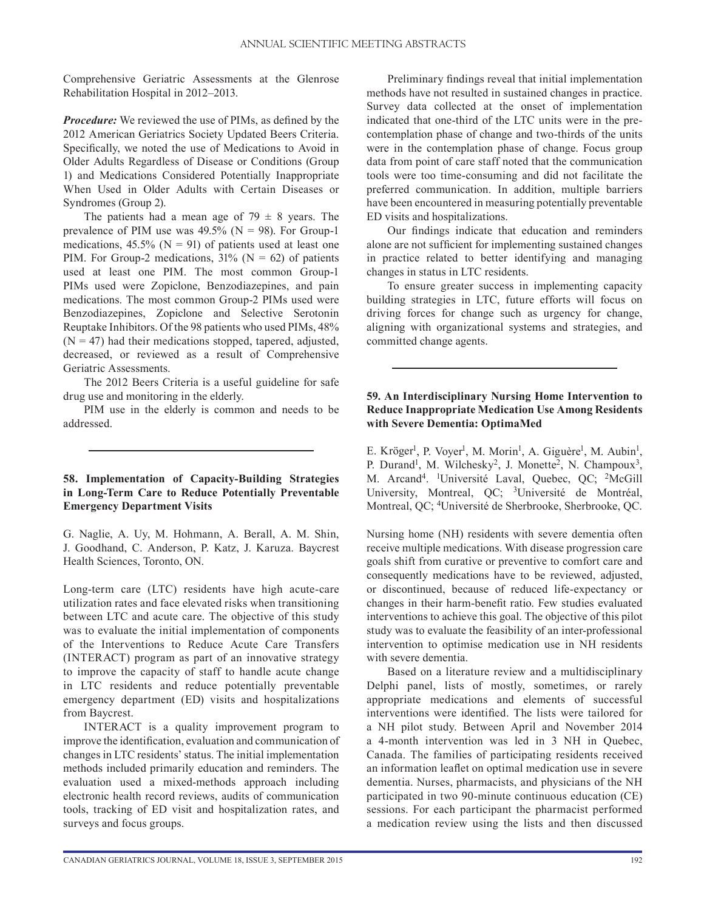Comprehensive Geriatric Assessments at the Glenrose Rehabilitation Hospital in 2012–2013.

***Procedure:*** We reviewed the use of PIMs, as defined by the 2012 American Geriatrics Society Updated Beers Criteria. Specifically, we noted the use of Medications to Avoid in Older Adults Regardless of Disease or Conditions (Group 1) and Medications Considered Potentially Inappropriate When Used in Older Adults with Certain Diseases or Syndromes (Group 2).

The patients had a mean age of 79 ± 8 years. The prevalence of PIM use was 49.5% (N = 98). For Group-1 medications, 45.5% (N = 91) of patients used at least one PIM. For Group-2 medications, 31% (N = 62) of patients used at least one PIM. The most common Group-1 PIMs used were Zopiclone, Benzodiazepines, and pain medications. The most common Group-2 PIMs used were Benzodiazepines, Zopiclone and Selective Serotonin Reuptake Inhibitors. Of the 98 patients who used PIMs, 48% (N = 47) had their medications stopped, tapered, adjusted, decreased, or reviewed as a result of Comprehensive Geriatric Assessments.

The 2012 Beers Criteria is a useful guideline for safe drug use and monitoring in the elderly.

PIM use in the elderly is common and needs to be addressed.

---

### 58. Implementation of Capacity-Building Strategies in Long-Term Care to Reduce Potentially Preventable Emergency Department Visits

G. Naglie, A. Uy, M. Hohmann, A. Berall, A. M. Shin, J. Goodhand, C. Anderson, P. Katz, J. Karuza. Baycrest Health Sciences, Toronto, ON.

Long-term care (LTC) residents have high acute-care utilization rates and face elevated risks when transitioning between LTC and acute care. The objective of this study was to evaluate the initial implementation of components of the Interventions to Reduce Acute Care Transfers (INTERACT) program as part of an innovative strategy to improve the capacity of staff to handle acute change in LTC residents and reduce potentially preventable emergency department (ED) visits and hospitalizations from Baycrest.

INTERACT is a quality improvement program to improve the identification, evaluation and communication of changes in LTC residents' status. The initial implementation methods included primarily education and reminders. The evaluation used a mixed-methods approach including electronic health record reviews, audits of communication tools, tracking of ED visit and hospitalization rates, and surveys and focus groups.

Preliminary findings reveal that initial implementation methods have not resulted in sustained changes in practice. Survey data collected at the onset of implementation indicated that one-third of the LTC units were in the pre-contemplation phase of change and two-thirds of the units were in the contemplation phase of change. Focus group data from point of care staff noted that the communication tools were too time-consuming and did not facilitate the preferred communication. In addition, multiple barriers have been encountered in measuring potentially preventable ED visits and hospitalizations.

Our findings indicate that education and reminders alone are not sufficient for implementing sustained changes in practice related to better identifying and managing changes in status in LTC residents.

To ensure greater success in implementing capacity building strategies in LTC, future efforts will focus on driving forces for change such as urgency for change, aligning with organizational systems and strategies, and committed change agents.

---

### 59. An Interdisciplinary Nursing Home Intervention to Reduce Inappropriate Medication Use Among Residents with Severe Dementia: OptimaMed

E. Kröger[1], P. Voyer[1], M. Morin[1], A. Giguère[1], M. Aubin[1], P. Durand[1], M. Wilchesky[2], J. Monette[2], N. Champoux[3], M. Arcand[4]. [1]Université Laval, Quebec, QC; [2]McGill University, Montreal, QC; [3]Université de Montréal, Montreal, QC; [4]Université de Sherbrooke, Sherbrooke, QC.

Nursing home (NH) residents with severe dementia often receive multiple medications. With disease progression care goals shift from curative or preventive to comfort care and consequently medications have to be reviewed, adjusted, or discontinued, because of reduced life-expectancy or changes in their harm-benefit ratio. Few studies evaluated interventions to achieve this goal. The objective of this pilot study was to evaluate the feasibility of an inter-professional intervention to optimise medication use in NH residents with severe dementia.

Based on a literature review and a multidisciplinary Delphi panel, lists of mostly, sometimes, or rarely appropriate medications and elements of successful interventions were identified. The lists were tailored for a NH pilot study. Between April and November 2014 a 4-month intervention was led in 3 NH in Quebec, Canada. The families of participating residents received an information leaflet on optimal medication use in severe dementia. Nurses, pharmacists, and physicians of the NH participated in two 90-minute continuous education (CE) sessions. For each participant the pharmacist performed a medication review using the lists and then discussed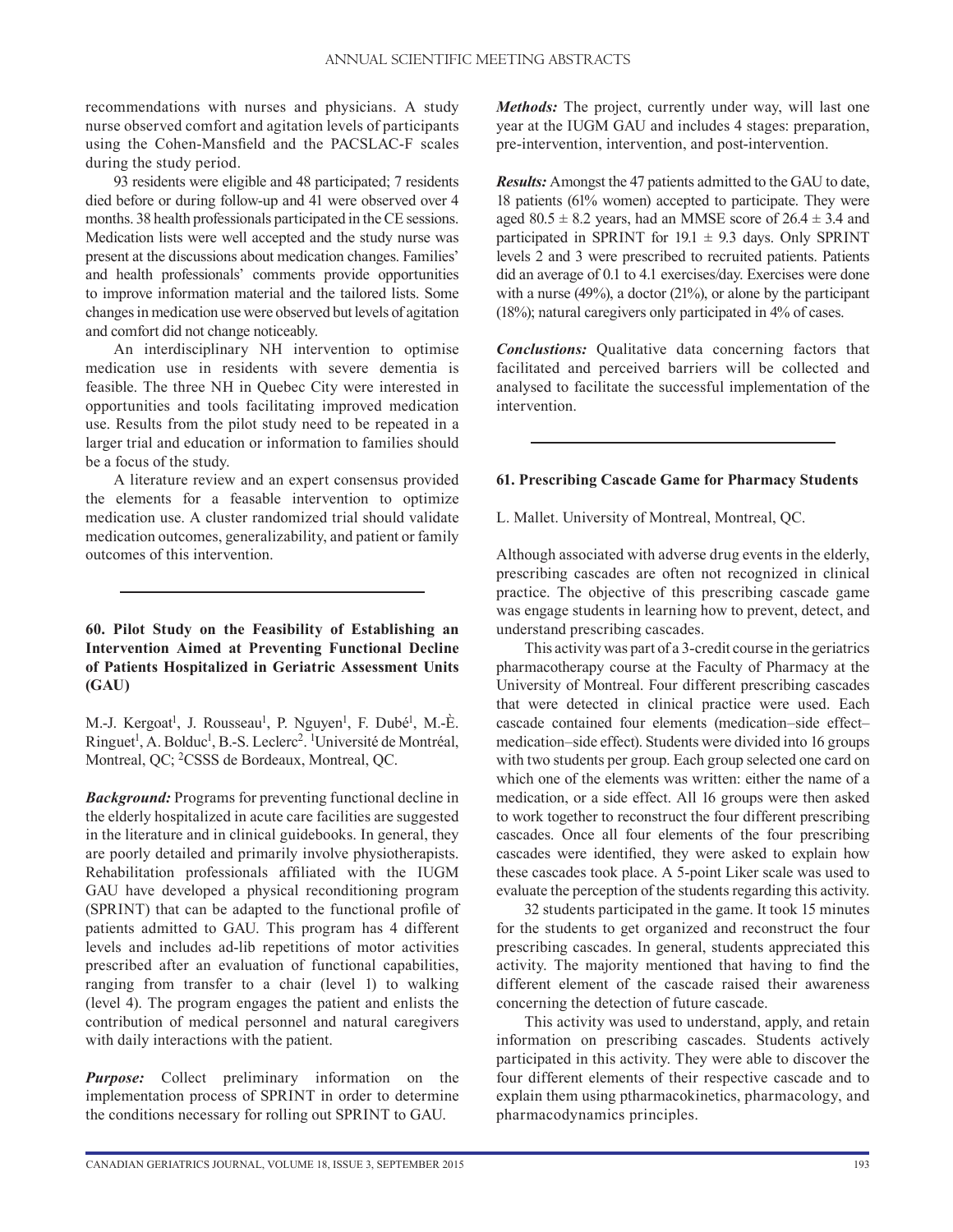recommendations with nurses and physicians. A study nurse observed comfort and agitation levels of participants using the Cohen-Mansfield and the PACSLAC-F scales during the study period.

93 residents were eligible and 48 participated; 7 residents died before or during follow-up and 41 were observed over 4 months. 38 health professionals participated in the CE sessions. Medication lists were well accepted and the study nurse was present at the discussions about medication changes. Families' and health professionals' comments provide opportunities to improve information material and the tailored lists. Some changes in medication use were observed but levels of agitation and comfort did not change noticeably.

An interdisciplinary NH intervention to optimise medication use in residents with severe dementia is feasible. The three NH in Quebec City were interested in opportunities and tools facilitating improved medication use. Results from the pilot study need to be repeated in a larger trial and education or information to families should be a focus of the study.

A literature review and an expert consensus provided the elements for a feasable intervention to optimize medication use. A cluster randomized trial should validate medication outcomes, generalizability, and patient or family outcomes of this intervention.

---

### 60. Pilot Study on the Feasibility of Establishing an Intervention Aimed at Preventing Functional Decline of Patients Hospitalized in Geriatric Assessment Units (GAU)

M.-J. Kergoat[1], J. Rousseau[1], P. Nguyen[1], F. Dubé[1], M.-È. Ringuet[1], A. Bolduc[1], B.-S. Leclerc[2]. [1]Université de Montréal, Montreal, QC; [2]CSSS de Bordeaux, Montreal, QC.

***Background:*** Programs for preventing functional decline in the elderly hospitalized in acute care facilities are suggested in the literature and in clinical guidebooks. In general, they are poorly detailed and primarily involve physiotherapists. Rehabilitation professionals affiliated with the IUGM GAU have developed a physical reconditioning program (SPRINT) that can be adapted to the functional profile of patients admitted to GAU. This program has 4 different levels and includes ad-lib repetitions of motor activities prescribed after an evaluation of functional capabilities, ranging from transfer to a chair (level 1) to walking (level 4). The program engages the patient and enlists the contribution of medical personnel and natural caregivers with daily interactions with the patient.

***Purpose:*** Collect preliminary information on the implementation process of SPRINT in order to determine the conditions necessary for rolling out SPRINT to GAU.

***Methods:*** The project, currently under way, will last one year at the IUGM GAU and includes 4 stages: preparation, pre-intervention, intervention, and post-intervention.

***Results:*** Amongst the 47 patients admitted to the GAU to date, 18 patients (61% women) accepted to participate. They were aged $80.5 \pm 8.2$ years, had an MMSE score of $26.4 \pm 3.4$ and participated in SPRINT for $19.1 \pm 9.3$ days. Only SPRINT levels 2 and 3 were prescribed to recruited patients. Patients did an average of 0.1 to 4.1 exercises/day. Exercises were done with a nurse (49%), a doctor (21%), or alone by the participant (18%); natural caregivers only participated in 4% of cases.

***Conclustions:*** Qualitative data concerning factors that facilitated and perceived barriers will be collected and analysed to facilitate the successful implementation of the intervention.

---

### 61. Prescribing Cascade Game for Pharmacy Students

L. Mallet. University of Montreal, Montreal, QC.

Although associated with adverse drug events in the elderly, prescribing cascades are often not recognized in clinical practice. The objective of this prescribing cascade game was engage students in learning how to prevent, detect, and understand prescribing cascades.

This activity was part of a 3-credit course in the geriatrics pharmacotherapy course at the Faculty of Pharmacy at the University of Montreal. Four different prescribing cascades that were detected in clinical practice were used. Each cascade contained four elements (medication–side effect–medication–side effect). Students were divided into 16 groups with two students per group. Each group selected one card on which one of the elements was written: either the name of a medication, or a side effect. All 16 groups were then asked to work together to reconstruct the four different prescribing cascades. Once all four elements of the four prescribing cascades were identified, they were asked to explain how these cascades took place. A 5-point Liker scale was used to evaluate the perception of the students regarding this activity.

32 students participated in the game. It took 15 minutes for the students to get organized and reconstruct the four prescribing cascades. In general, students appreciated this activity. The majority mentioned that having to find the different element of the cascade raised their awareness concerning the detection of future cascade.

This activity was used to understand, apply, and retain information on prescribing cascades. Students actively participated in this activity. They were able to discover the four different elements of their respective cascade and to explain them using ptharmacokinetics, pharmacology, and pharmacodynamics principles.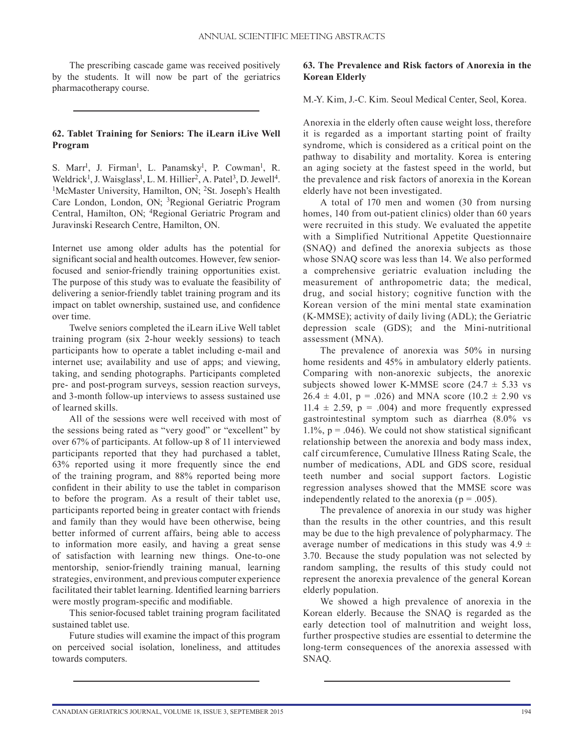The prescribing cascade game was received positively by the students. It will now be part of the geriatrics pharmacotherapy course.

---

### 62. Tablet Training for Seniors: The iLearn iLive Well Program

S. Marr[1], J. Firman[1], L. Panamsky[1], P. Cowman[1], R. Weldrick[1], J. Waisglass[1], L. M. Hillier[2], A. Patel[3], D. Jewell[4]. [1]McMaster University, Hamilton, ON; [2]St. Joseph's Health Care London, London, ON; [3]Regional Geriatric Program Central, Hamilton, ON; [4]Regional Geriatric Program and Juravinski Research Centre, Hamilton, ON.

Internet use among older adults has the potential for significant social and health outcomes. However, few senior-focused and senior-friendly training opportunities exist. The purpose of this study was to evaluate the feasibility of delivering a senior-friendly tablet training program and its impact on tablet ownership, sustained use, and confidence over time.

Twelve seniors completed the iLearn iLive Well tablet training program (six 2-hour weekly sessions) to teach participants how to operate a tablet including e-mail and internet use; availability and use of apps; and viewing, taking, and sending photographs. Participants completed pre- and post-program surveys, session reaction surveys, and 3-month follow-up interviews to assess sustained use of learned skills.

All of the sessions were well received with most of the sessions being rated as "very good" or "excellent" by over 67% of participants. At follow-up 8 of 11 interviewed participants reported that they had purchased a tablet, 63% reported using it more frequently since the end of the training program, and 88% reported being more confident in their ability to use the tablet in comparison to before the program. As a result of their tablet use, participants reported being in greater contact with friends and family than they would have been otherwise, being better informed of current affairs, being able to access to information more easily, and having a great sense of satisfaction with learning new things. One-to-one mentorship, senior-friendly training manual, learning strategies, environment, and previous computer experience facilitated their tablet learning. Identified learning barriers were mostly program-specific and modifiable.

This senior-focused tablet training program facilitated sustained tablet use.

Future studies will examine the impact of this program on perceived social isolation, loneliness, and attitudes towards computers.

---

### 63. The Prevalence and Risk factors of Anorexia in the Korean Elderly

M.-Y. Kim, J.-C. Kim. Seoul Medical Center, Seol, Korea.

Anorexia in the elderly often cause weight loss, therefore it is regarded as a important starting point of frailty syndrome, which is considered as a critical point on the pathway to disability and mortality. Korea is entering an aging society at the fastest speed in the world, but the prevalence and risk factors of anorexia in the Korean elderly have not been investigated.

A total of 170 men and women (30 from nursing homes, 140 from out-patient clinics) older than 60 years were recruited in this study. We evaluated the appetite with a Simplified Nutritional Appetite Questionnaire (SNAQ) and defined the anorexia subjects as those whose SNAQ score was less than 14. We also performed a comprehensive geriatric evaluation including the measurement of anthropometric data; the medical, drug, and social history; cognitive function with the Korean version of the mini mental state examination (K-MMSE); activity of daily living (ADL); the Geriatric depression scale (GDS); and the Mini-nutritional assessment (MNA).

The prevalence of anorexia was 50% in nursing home residents and 45% in ambulatory elderly patients. Comparing with non-anorexic subjects, the anorexic subjects showed lower K-MMSE score ($24.7 \pm 5.33$ vs $26.4 \pm 4.01$, $p = .026$) and MNA score ($10.2 \pm 2.90$ vs $11.4 \pm 2.59$, $p = .004$) and more frequently expressed gastrointestinal symptom such as diarrhea (8.0% vs 1.1%, $p = .046$). We could not show statistical significant relationship between the anorexia and body mass index, calf circumference, Cumulative Illness Rating Scale, the number of medications, ADL and GDS score, residual teeth number and social support factors. Logistic regression analyses showed that the MMSE score was independently related to the anorexia ($p = .005$).

The prevalence of anorexia in our study was higher than the results in the other countries, and this result may be due to the high prevalence of polypharmacy. The average number of medications in this study was $4.9 \pm 3.70$. Because the study population was not selected by random sampling, the results of this study could not represent the anorexia prevalence of the general Korean elderly population.

We showed a high prevalence of anorexia in the Korean elderly. Because the SNAQ is regarded as the early detection tool of malnutrition and weight loss, further prospective studies are essential to determine the long-term consequences of the anorexia assessed with SNAQ.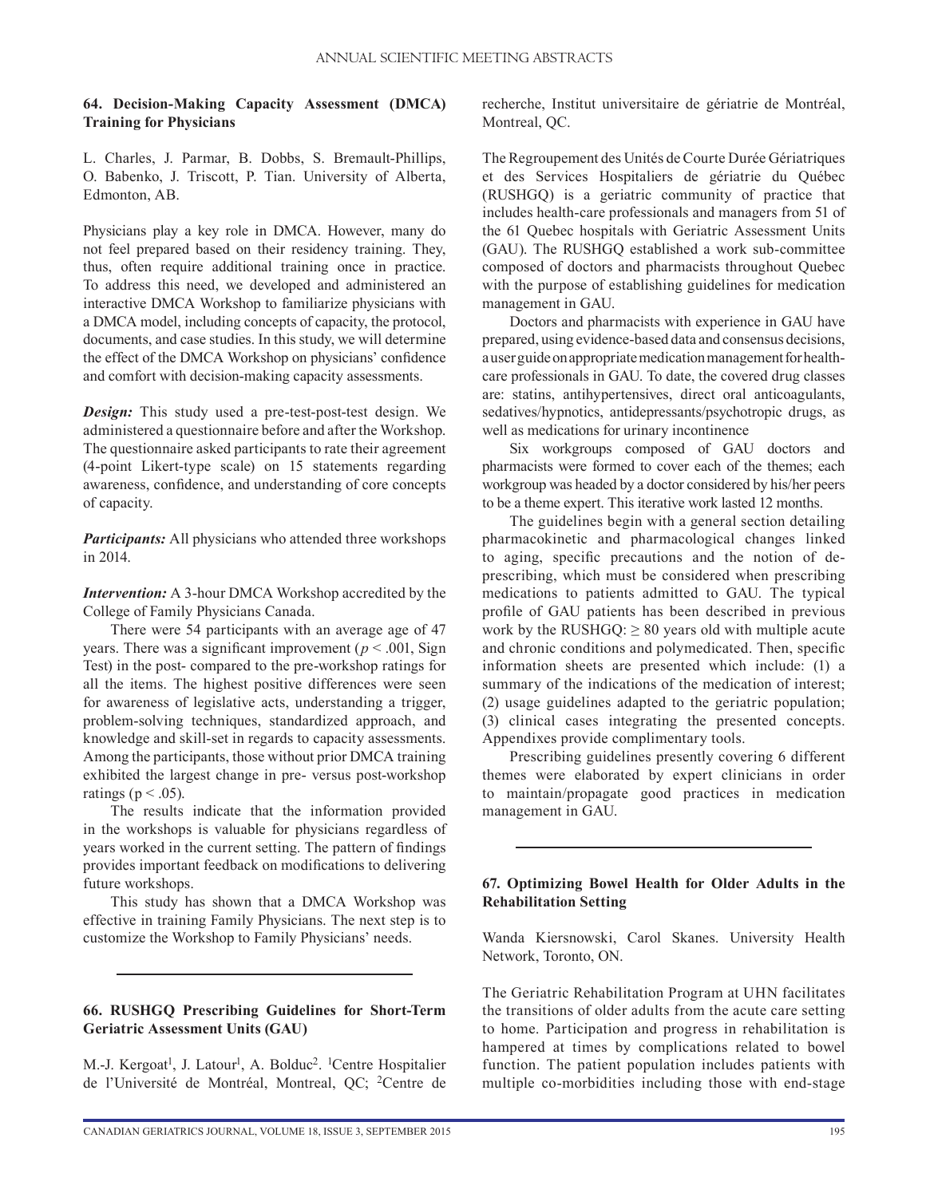### 64. Decision-Making Capacity Assessment (DMCA) Training for Physicians

L. Charles, J. Parmar, B. Dobbs, S. Bremault-Phillips, O. Babenko, J. Triscott, P. Tian. University of Alberta, Edmonton, AB.

Physicians play a key role in DMCA. However, many do not feel prepared based on their residency training. They, thus, often require additional training once in practice. To address this need, we developed and administered an interactive DMCA Workshop to familiarize physicians with a DMCA model, including concepts of capacity, the protocol, documents, and case studies. In this study, we will determine the effect of the DMCA Workshop on physicians' confidence and comfort with decision-making capacity assessments.

***Design:*** This study used a pre-test-post-test design. We administered a questionnaire before and after the Workshop. The questionnaire asked participants to rate their agreement (4-point Likert-type scale) on 15 statements regarding awareness, confidence, and understanding of core concepts of capacity.

***Participants:*** All physicians who attended three workshops in 2014.

***Intervention:*** A 3-hour DMCA Workshop accredited by the College of Family Physicians Canada.

There were 54 participants with an average age of 47 years. There was a significant improvement ($p < .001$, Sign Test) in the post- compared to the pre-workshop ratings for all the items. The highest positive differences were seen for awareness of legislative acts, understanding a trigger, problem-solving techniques, standardized approach, and knowledge and skill-set in regards to capacity assessments. Among the participants, those without prior DMCA training exhibited the largest change in pre- versus post-workshop ratings ($p < .05$).

The results indicate that the information provided in the workshops is valuable for physicians regardless of years worked in the current setting. The pattern of findings provides important feedback on modifications to delivering future workshops.

This study has shown that a DMCA Workshop was effective in training Family Physicians. The next step is to customize the Workshop to Family Physicians' needs.

---

### 66. RUSHGQ Prescribing Guidelines for Short-Term Geriatric Assessment Units (GAU)

M.-J. Kergoat[1], J. Latour[1], A. Bolduc[2]. [1]Centre Hospitalier de l'Université de Montréal, Montreal, QC; [2]Centre de recherche, Institut universitaire de gériatrie de Montréal, Montreal, QC.

The Regroupement des Unités de Courte Durée Gériatriques et des Services Hospitaliers de gériatrie du Québec (RUSHGQ) is a geriatric community of practice that includes health-care professionals and managers from 51 of the 61 Quebec hospitals with Geriatric Assessment Units (GAU). The RUSHGQ established a work sub-committee composed of doctors and pharmacists throughout Quebec with the purpose of establishing guidelines for medication management in GAU.

Doctors and pharmacists with experience in GAU have prepared, using evidence-based data and consensus decisions, a user guide on appropriate medication management for health-care professionals in GAU. To date, the covered drug classes are: statins, antihypertensives, direct oral anticoagulants, sedatives/hypnotics, antidepressants/psychotropic drugs, as well as medications for urinary incontinence

Six workgroups composed of GAU doctors and pharmacists were formed to cover each of the themes; each workgroup was headed by a doctor considered by his/her peers to be a theme expert. This iterative work lasted 12 months.

The guidelines begin with a general section detailing pharmacokinetic and pharmacological changes linked to aging, specific precautions and the notion of de-prescribing, which must be considered when prescribing medications to patients admitted to GAU. The typical profile of GAU patients has been described in previous work by the RUSHGQ: $\geq$ 80 years old with multiple acute and chronic conditions and polymedicated. Then, specific information sheets are presented which include: (1) a summary of the indications of the medication of interest; (2) usage guidelines adapted to the geriatric population; (3) clinical cases integrating the presented concepts. Appendixes provide complimentary tools.

Prescribing guidelines presently covering 6 different themes were elaborated by expert clinicians in order to maintain/propagate good practices in medication management in GAU.

---

### 67. Optimizing Bowel Health for Older Adults in the Rehabilitation Setting

Wanda Kiersnowski, Carol Skanes. University Health Network, Toronto, ON.

The Geriatric Rehabilitation Program at UHN facilitates the transitions of older adults from the acute care setting to home. Participation and progress in rehabilitation is hampered at times by complications related to bowel function. The patient population includes patients with multiple co-morbidities including those with end-stage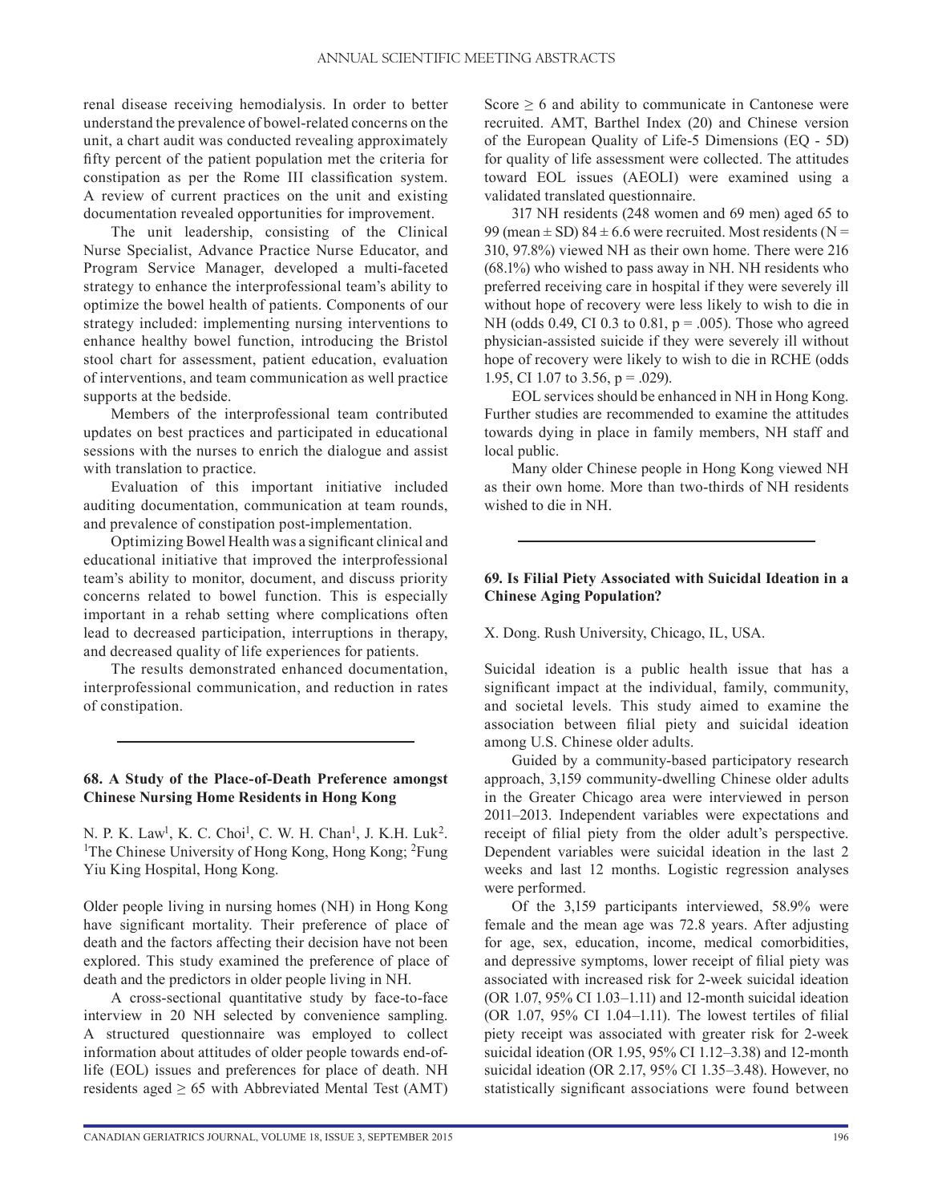renal disease receiving hemodialysis. In order to better understand the prevalence of bowel-related concerns on the unit, a chart audit was conducted revealing approximately fifty percent of the patient population met the criteria for constipation as per the Rome III classification system. A review of current practices on the unit and existing documentation revealed opportunities for improvement.

The unit leadership, consisting of the Clinical Nurse Specialist, Advance Practice Nurse Educator, and Program Service Manager, developed a multi-faceted strategy to enhance the interprofessional team's ability to optimize the bowel health of patients. Components of our strategy included: implementing nursing interventions to enhance healthy bowel function, introducing the Bristol stool chart for assessment, patient education, evaluation of interventions, and team communication as well practice supports at the bedside.

Members of the interprofessional team contributed updates on best practices and participated in educational sessions with the nurses to enrich the dialogue and assist with translation to practice.

Evaluation of this important initiative included auditing documentation, communication at team rounds, and prevalence of constipation post-implementation.

Optimizing Bowel Health was a significant clinical and educational initiative that improved the interprofessional team's ability to monitor, document, and discuss priority concerns related to bowel function. This is especially important in a rehab setting where complications often lead to decreased participation, interruptions in therapy, and decreased quality of life experiences for patients.

The results demonstrated enhanced documentation, interprofessional communication, and reduction in rates of constipation.

---

### 68. A Study of the Place-of-Death Preference amongst Chinese Nursing Home Residents in Hong Kong

N. P. K. Law[1], K. C. Choi[1], C. W. H. Chan[1], J. K.H. Luk[2]. [1]The Chinese University of Hong Kong, Hong Kong; [2]Fung Yiu King Hospital, Hong Kong.

Older people living in nursing homes (NH) in Hong Kong have significant mortality. Their preference of place of death and the factors affecting their decision have not been explored. This study examined the preference of place of death and the predictors in older people living in NH.

A cross-sectional quantitative study by face-to-face interview in 20 NH selected by convenience sampling. A structured questionnaire was employed to collect information about attitudes of older people towards end-of-life (EOL) issues and preferences for place of death. NH residents aged $\geq$ 65 with Abbreviated Mental Test (AMT) Score $\geq$ 6 and ability to communicate in Cantonese were recruited. AMT, Barthel Index (20) and Chinese version of the European Quality of Life-5 Dimensions (EQ - 5D) for quality of life assessment were collected. The attitudes toward EOL issues (AEOLI) were examined using a validated translated questionnaire.

317 NH residents (248 women and 69 men) aged 65 to 99 (mean ± SD) 84 ± 6.6 were recruited. Most residents (N = 310, 97.8%) viewed NH as their own home. There were 216 (68.1%) who wished to pass away in NH. NH residents who preferred receiving care in hospital if they were severely ill without hope of recovery were less likely to wish to die in NH (odds 0.49, CI 0.3 to 0.81, $p = .005$). Those who agreed physician-assisted suicide if they were severely ill without hope of recovery were likely to wish to die in RCHE (odds 1.95, CI 1.07 to 3.56, $p = .029$).

EOL services should be enhanced in NH in Hong Kong. Further studies are recommended to examine the attitudes towards dying in place in family members, NH staff and local public.

Many older Chinese people in Hong Kong viewed NH as their own home. More than two-thirds of NH residents wished to die in NH.

---

### 69. Is Filial Piety Associated with Suicidal Ideation in a Chinese Aging Population?

X. Dong. Rush University, Chicago, IL, USA.

Suicidal ideation is a public health issue that has a significant impact at the individual, family, community, and societal levels. This study aimed to examine the association between filial piety and suicidal ideation among U.S. Chinese older adults.

Guided by a community-based participatory research approach, 3,159 community-dwelling Chinese older adults in the Greater Chicago area were interviewed in person 2011–2013. Independent variables were expectations and receipt of filial piety from the older adult's perspective. Dependent variables were suicidal ideation in the last 2 weeks and last 12 months. Logistic regression analyses were performed.

Of the 3,159 participants interviewed, 58.9% were female and the mean age was 72.8 years. After adjusting for age, sex, education, income, medical comorbidities, and depressive symptoms, lower receipt of filial piety was associated with increased risk for 2-week suicidal ideation (OR 1.07, 95% CI 1.03–1.11) and 12-month suicidal ideation (OR 1.07, 95% CI 1.04–1.11). The lowest tertiles of filial piety receipt was associated with greater risk for 2-week suicidal ideation (OR 1.95, 95% CI 1.12–3.38) and 12-month suicidal ideation (OR 2.17, 95% CI 1.35–3.48). However, no statistically significant associations were found between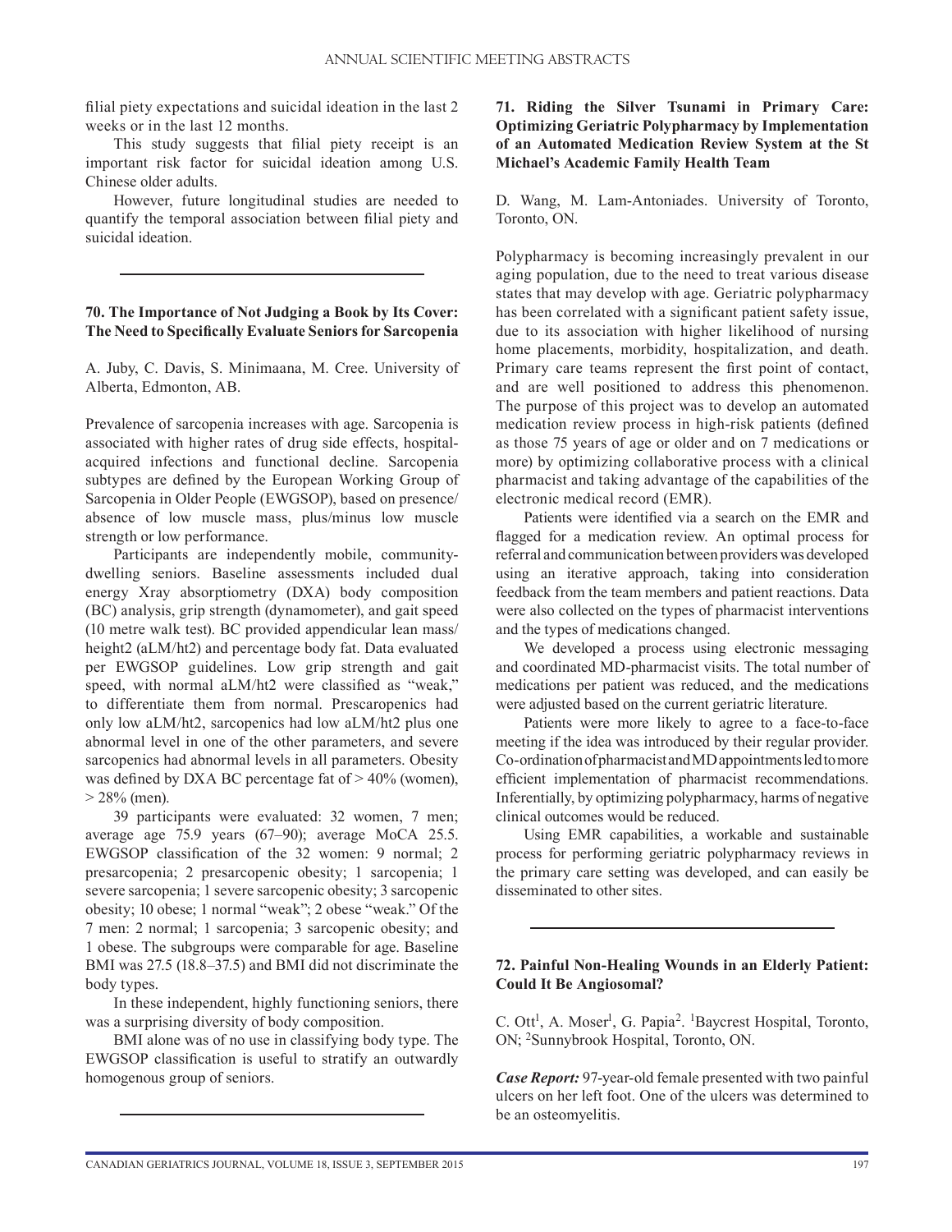filial piety expectations and suicidal ideation in the last 2 weeks or in the last 12 months.

This study suggests that filial piety receipt is an important risk factor for suicidal ideation among U.S. Chinese older adults.

However, future longitudinal studies are needed to quantify the temporal association between filial piety and suicidal ideation.

---

### 70. The Importance of Not Judging a Book by Its Cover: The Need to Specifically Evaluate Seniors for Sarcopenia

A. Juby, C. Davis, S. Minimaanna, M. Cree. University of Alberta, Edmonton, AB.

Prevalence of sarcopenia increases with age. Sarcopenia is associated with higher rates of drug side effects, hospital-acquired infections and functional decline. Sarcopenia subtypes are defined by the European Working Group of Sarcopenia in Older People (EWGSOP), based on presence/absence of low muscle mass, plus/minus low muscle strength or low performance.

Participants are independently mobile, community-dwelling seniors. Baseline assessments included dual energy Xray absorptiometry (DXA) body composition (BC) analysis, grip strength (dynamometer), and gait speed (10 metre walk test). BC provided appendicular lean mass/height2 (aLM/ht2) and percentage body fat. Data evaluated per EWGSOP guidelines. Low grip strength and gait speed, with normal aLM/ht2 were classified as "weak," to differentiate them from normal. Prescaropenics had only low aLM/ht2, sarcopenics had low aLM/ht2 plus one abnormal level in one of the other parameters, and severe sarcopenics had abnormal levels in all parameters. Obesity was defined by DXA BC percentage fat of > 40% (women), > 28% (men).

39 participants were evaluated: 32 women, 7 men; average age 75.9 years (67–90); average MoCA 25.5. EWGSOP classification of the 32 women: 9 normal; 2 presarcopenia; 2 presarcopenic obesity; 1 sarcopenia; 1 severe sarcopenia; 1 severe sarcopenic obesity; 3 sarcopenic obesity; 10 obese; 1 normal "weak"; 2 obese "weak." Of the 7 men: 2 normal; 1 sarcopenia; 3 sarcopenic obesity; and 1 obese. The subgroups were comparable for age. Baseline BMI was 27.5 (18.8–37.5) and BMI did not discriminate the body types.

In these independent, highly functioning seniors, there was a surprising diversity of body composition.

BMI alone was of no use in classifying body type. The EWGSOP classification is useful to stratify an outwardly homogenous group of seniors.

---

### 71. Riding the Silver Tsunami in Primary Care: Optimizing Geriatric Polypharmacy by Implementation of an Automated Medication Review System at the St Michael's Academic Family Health Team

D. Wang, M. Lam-Antoniades. University of Toronto, Toronto, ON.

Polypharmacy is becoming increasingly prevalent in our aging population, due to the need to treat various disease states that may develop with age. Geriatric polypharmacy has been correlated with a significant patient safety issue, due to its association with higher likelihood of nursing home placements, morbidity, hospitalization, and death. Primary care teams represent the first point of contact, and are well positioned to address this phenomenon. The purpose of this project was to develop an automated medication review process in high-risk patients (defined as those 75 years of age or older and on 7 medications or more) by optimizing collaborative process with a clinical pharmacist and taking advantage of the capabilities of the electronic medical record (EMR).

Patients were identified via a search on the EMR and flagged for a medication review. An optimal process for referral and communication between providers was developed using an iterative approach, taking into consideration feedback from the team members and patient reactions. Data were also collected on the types of pharmacist interventions and the types of medications changed.

We developed a process using electronic messaging and coordinated MD-pharmacist visits. The total number of medications per patient was reduced, and the medications were adjusted based on the current geriatric literature.

Patients were more likely to agree to a face-to-face meeting if the idea was introduced by their regular provider. Co-ordination of pharmacist and MD appointments led to more efficient implementation of pharmacist recommendations. Inferentially, by optimizing polypharmacy, harms of negative clinical outcomes would be reduced.

Using EMR capabilities, a workable and sustainable process for performing geriatric polypharmacy reviews in the primary care setting was developed, and can easily be disseminated to other sites.

---

### 72. Painful Non-Healing Wounds in an Elderly Patient: Could It Be Angiosomal?

C. Ott[1], A. Moser[1], G. Papia[2]. [1]Baycrest Hospital, Toronto, ON; [2]Sunnybrook Hospital, Toronto, ON.

***Case Report:*** 97-year-old female presented with two painful ulcers on her left foot. One of the ulcers was determined to be an osteomyelitis.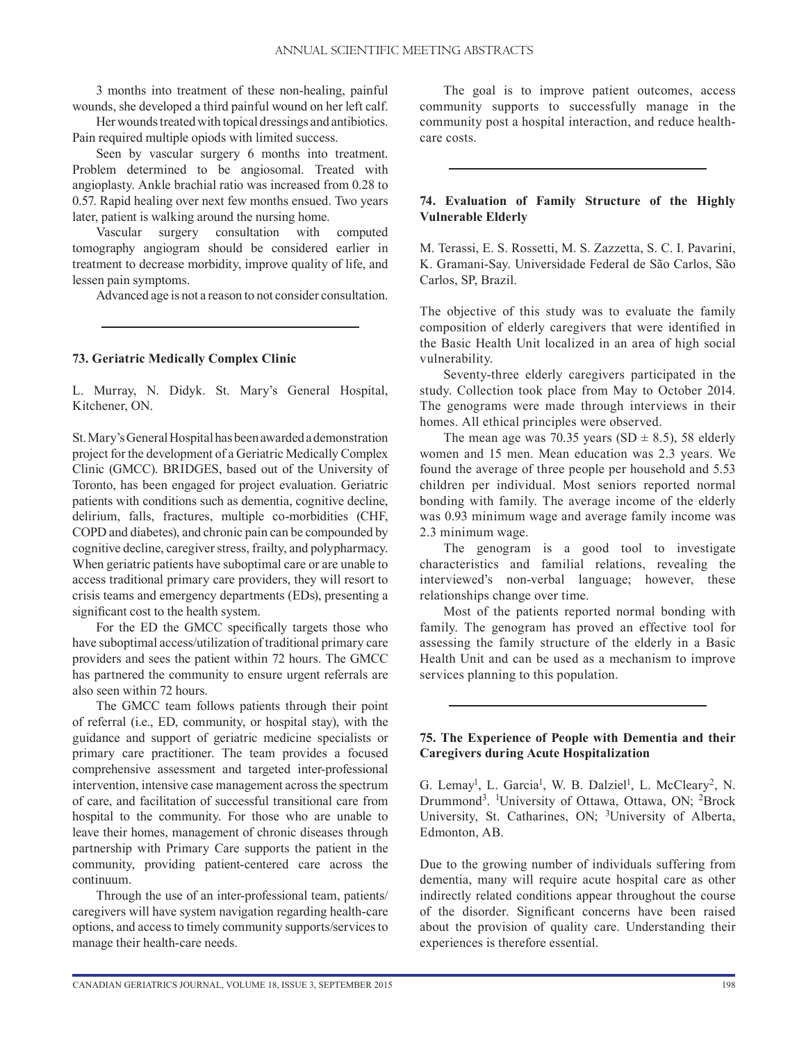3 months into treatment of these non-healing, painful wounds, she developed a third painful wound on her left calf.

Her wounds treated with topical dressings and antibiotics. Pain required multiple opiods with limited success.

Seen by vascular surgery 6 months into treatment. Problem determined to be angiosomal. Treated with angioplasty. Ankle brachial ratio was increased from 0.28 to 0.57. Rapid healing over next few months ensued. Two years later, patient is walking around the nursing home.

Vascular surgery consultation with computed tomography angiogram should be considered earlier in treatment to decrease morbidity, improve quality of life, and lessen pain symptoms.

Advanced age is not a reason to not consider consultation.

---

### 73. Geriatric Medically Complex Clinic

L. Murray, N. Didyk. St. Mary's General Hospital, Kitchener, ON.

St. Mary's General Hospital has been awarded a demonstration project for the development of a Geriatric Medically Complex Clinic (GMCC). BRIDGES, based out of the University of Toronto, has been engaged for project evaluation. Geriatric patients with conditions such as dementia, cognitive decline, delirium, falls, fractures, multiple co-morbidities (CHF, COPD and diabetes), and chronic pain can be compounded by cognitive decline, caregiver stress, frailty, and polypharmacy. When geriatric patients have suboptimal care or are unable to access traditional primary care providers, they will resort to crisis teams and emergency departments (EDs), presenting a significant cost to the health system.

For the ED the GMCC specifically targets those who have suboptimal access/utilization of traditional primary care providers and sees the patient within 72 hours. The GMCC has partnered the community to ensure urgent referrals are also seen within 72 hours.

The GMCC team follows patients through their point of referral (i.e., ED, community, or hospital stay), with the guidance and support of geriatric medicine specialists or primary care practitioner. The team provides a focused comprehensive assessment and targeted inter-professional intervention, intensive case management across the spectrum of care, and facilitation of successful transitional care from hospital to the community. For those who are unable to leave their homes, management of chronic diseases through partnership with Primary Care supports the patient in the community, providing patient-centered care across the continuum.

Through the use of an inter-professional team, patients/caregivers will have system navigation regarding health-care options, and access to timely community supports/services to manage their health-care needs.

The goal is to improve patient outcomes, access community supports to successfully manage in the community post a hospital interaction, and reduce health-care costs.

---

### 74. Evaluation of Family Structure of the Highly Vulnerable Elderly

M. Terassi, E. S. Rossetti, M. S. Zazzetta, S. C. I. Pavarini, K. Gramani-Say. Universidade Federal de São Carlos, São Carlos, SP, Brazil.

The objective of this study was to evaluate the family composition of elderly caregivers that were identified in the Basic Health Unit localized in an area of high social vulnerability.

Seventy-three elderly caregivers participated in the study. Collection took place from May to October 2014. The genograms were made through interviews in their homes. All ethical principles were observed.

The mean age was 70.35 years (SD $\pm$ 8.5), 58 elderly women and 15 men. Mean education was 2.3 years. We found the average of three people per household and 5.53 children per individual. Most seniors reported normal bonding with family. The average income of the elderly was 0.93 minimum wage and average family income was 2.3 minimum wage.

The genogram is a good tool to investigate characteristics and familial relations, revealing the interviewed's non-verbal language; however, these relationships change over time.

Most of the patients reported normal bonding with family. The genogram has proved an effective tool for assessing the family structure of the elderly in a Basic Health Unit and can be used as a mechanism to improve services planning to this population.

---

### 75. The Experience of People with Dementia and their Caregivers during Acute Hospitalization

G. Lemay[1], L. Garcia[1], W. B. Dalziel[1], L. McCleary[2], N. Drummond[3]. [1]University of Ottawa, Ottawa, ON; [2]Brock University, St. Catharines, ON; [3]University of Alberta, Edmonton, AB.

Due to the growing number of individuals suffering from dementia, many will require acute hospital care as other indirectly related conditions appear throughout the course of the disorder. Significant concerns have been raised about the provision of quality care. Understanding their experiences is therefore essential.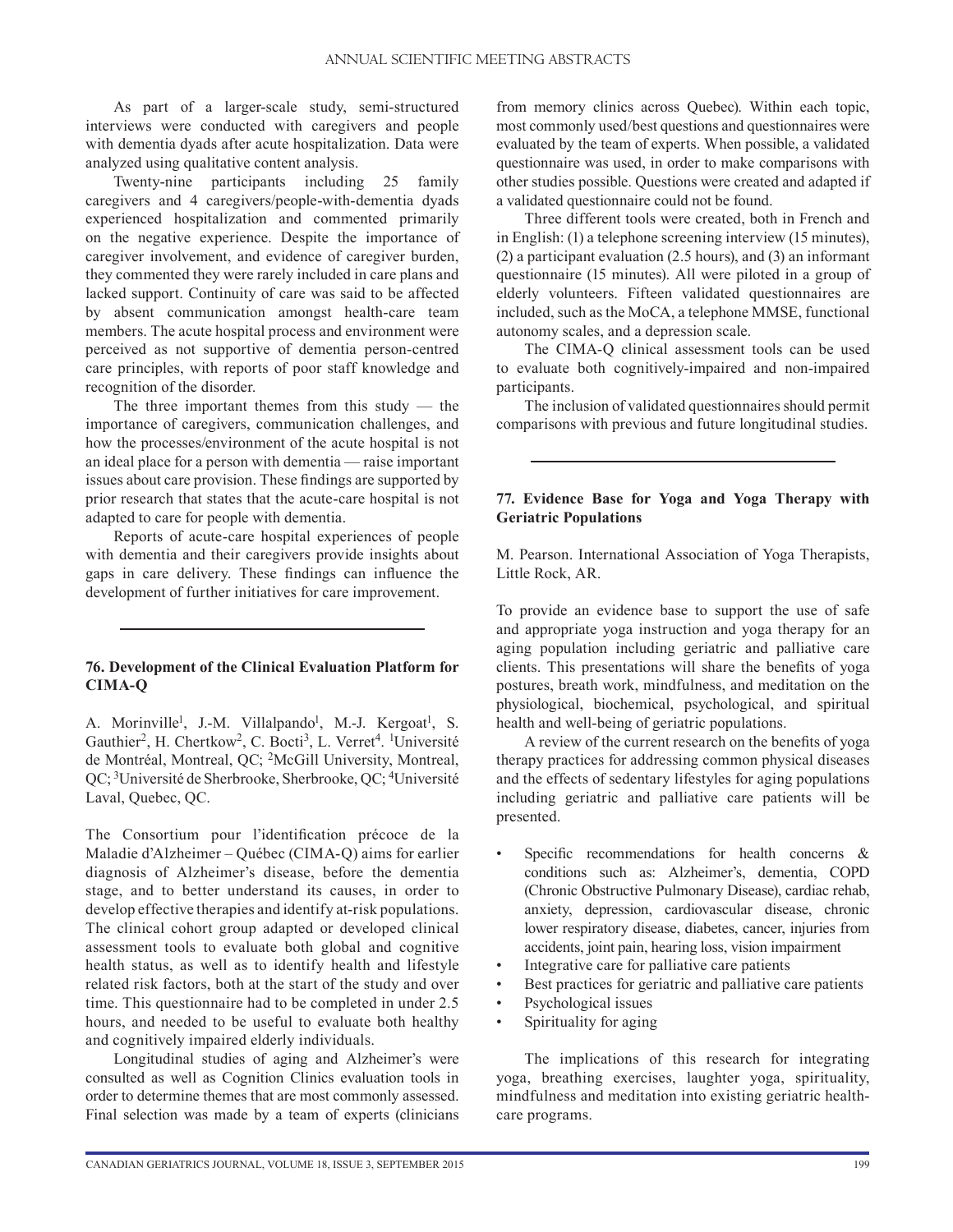As part of a larger-scale study, semi-structured interviews were conducted with caregivers and people with dementia dyads after acute hospitalization. Data were analyzed using qualitative content analysis.

Twenty-nine participants including 25 family caregivers and 4 caregivers/people-with-dementia dyads experienced hospitalization and commented primarily on the negative experience. Despite the importance of caregiver involvement, and evidence of caregiver burden, they commented they were rarely included in care plans and lacked support. Continuity of care was said to be affected by absent communication amongst health-care team members. The acute hospital process and environment were perceived as not supportive of dementia person-centred care principles, with reports of poor staff knowledge and recognition of the disorder.

The three important themes from this study — the importance of caregivers, communication challenges, and how the processes/environment of the acute hospital is not an ideal place for a person with dementia — raise important issues about care provision. These findings are supported by prior research that states that the acute-care hospital is not adapted to care for people with dementia.

Reports of acute-care hospital experiences of people with dementia and their caregivers provide insights about gaps in care delivery. These findings can influence the development of further initiatives for care improvement.

---

### 76. Development of the Clinical Evaluation Platform for CIMA-Q

A. Morinville[1], J.-M. Villalpando[1], M.-J. Kergoat[1], S. Gauthier[2], H. Chertkow[2], C. Bocti[3], L. Verret[4]. [1]Université de Montréal, Montreal, QC; [2]McGill University, Montreal, QC; [3]Université de Sherbrooke, Sherbrooke, QC; [4]Université Laval, Quebec, QC.

The Consortium pour l'identification précoce de la Maladie d'Alzheimer – Québec (CIMA-Q) aims for earlier diagnosis of Alzheimer's disease, before the dementia stage, and to better understand its causes, in order to develop effective therapies and identify at-risk populations. The clinical cohort group adapted or developed clinical assessment tools to evaluate both global and cognitive health status, as well as to identify health and lifestyle related risk factors, both at the start of the study and over time. This questionnaire had to be completed in under 2.5 hours, and needed to be useful to evaluate both healthy and cognitively impaired elderly individuals.

Longitudinal studies of aging and Alzheimer's were consulted as well as Cognition Clinics evaluation tools in order to determine themes that are most commonly assessed. Final selection was made by a team of experts (clinicians from memory clinics across Quebec). Within each topic, most commonly used/best questions and questionnaires were evaluated by the team of experts. When possible, a validated questionnaire was used, in order to make comparisons with other studies possible. Questions were created and adapted if a validated questionnaire could not be found.

Three different tools were created, both in French and in English: (1) a telephone screening interview (15 minutes), (2) a participant evaluation (2.5 hours), and (3) an informant questionnaire (15 minutes). All were piloted in a group of elderly volunteers. Fifteen validated questionnaires are included, such as the MoCA, a telephone MMSE, functional autonomy scales, and a depression scale.

The CIMA-Q clinical assessment tools can be used to evaluate both cognitively-impaired and non-impaired participants.

The inclusion of validated questionnaires should permit comparisons with previous and future longitudinal studies.

---

### 77. Evidence Base for Yoga and Yoga Therapy with Geriatric Populations

M. Pearson. International Association of Yoga Therapists, Little Rock, AR.

To provide an evidence base to support the use of safe and appropriate yoga instruction and yoga therapy for an aging population including geriatric and palliative care clients. This presentations will share the benefits of yoga postures, breath work, mindfulness, and meditation on the physiological, biochemical, psychological, and spiritual health and well-being of geriatric populations.

A review of the current research on the benefits of yoga therapy practices for addressing common physical diseases and the effects of sedentary lifestyles for aging populations including geriatric and palliative care patients will be presented.

- Specific recommendations for health concerns & conditions such as: Alzheimer's, dementia, COPD (Chronic Obstructive Pulmonary Disease), cardiac rehab, anxiety, depression, cardiovascular disease, chronic lower respiratory disease, diabetes, cancer, injuries from accidents, joint pain, hearing loss, vision impairment
- Integrative care for palliative care patients
- Best practices for geriatric and palliative care patients
- Psychological issues
- Spirituality for aging

The implications of this research for integrating yoga, breathing exercises, laughter yoga, spirituality, mindfulness and meditation into existing geriatric health-care programs.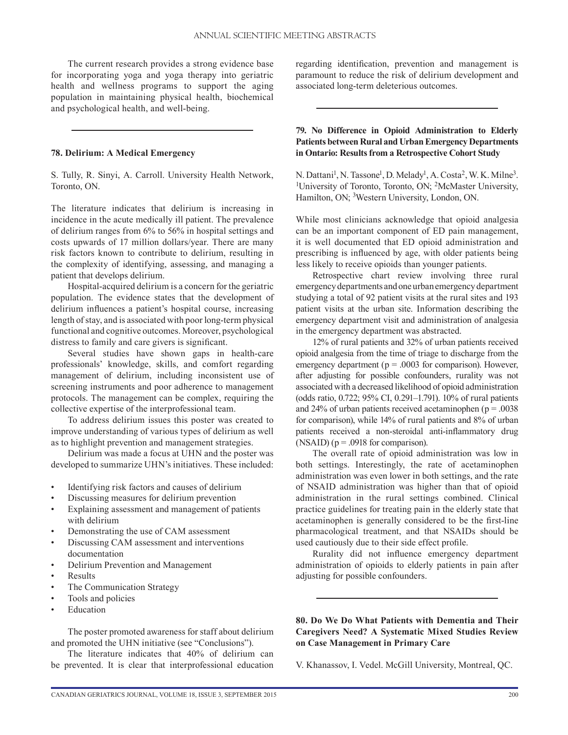The current research provides a strong evidence base for incorporating yoga and yoga therapy into geriatric health and wellness programs to support the aging population in maintaining physical health, biochemical and psychological health, and well-being.

---

### 78. Delirium: A Medical Emergency

S. Tully, R. Sinyi, A. Carroll. University Health Network, Toronto, ON.

The literature indicates that delirium is increasing in incidence in the acute medically ill patient. The prevalence of delirium ranges from 6% to 56% in hospital settings and costs upwards of 17 million dollars/year. There are many risk factors known to contribute to delirium, resulting in the complexity of identifying, assessing, and managing a patient that develops delirium.

Hospital-acquired delirium is a concern for the geriatric population. The evidence states that the development of delirium influences a patient's hospital course, increasing length of stay, and is associated with poor long-term physical functional and cognitive outcomes. Moreover, psychological distress to family and care givers is significant.

Several studies have shown gaps in health-care professionals' knowledge, skills, and comfort regarding management of delirium, including inconsistent use of screening instruments and poor adherence to management protocols. The management can be complex, requiring the collective expertise of the interprofessional team.

To address delirium issues this poster was created to improve understanding of various types of delirium as well as to highlight prevention and management strategies.

Delirium was made a focus at UHN and the poster was developed to summarize UHN's initiatives. These included:

- Identifying risk factors and causes of delirium
- Discussing measures for delirium prevention
- Explaining assessment and management of patients with delirium
- Demonstrating the use of CAM assessment
- Discussing CAM assessment and interventions documentation
- Delirium Prevention and Management
- Results
- The Communication Strategy
- Tools and policies
- Education

The poster promoted awareness for staff about delirium and promoted the UHN initiative (see "Conclusions").

The literature indicates that 40% of delirium can be prevented. It is clear that interprofessional education regarding identification, prevention and management is paramount to reduce the risk of delirium development and associated long-term deleterious outcomes.

---

### 79. No Difference in Opioid Administration to Elderly Patients between Rural and Urban Emergency Departments in Ontario: Results from a Retrospective Cohort Study

N. Dattani[1], N. Tassone[1], D. Melady[1], A. Costa[2], W. K. Milne[3]. [1]University of Toronto, Toronto, ON; [2]McMaster University, Hamilton, ON; [3]Western University, London, ON.

While most clinicians acknowledge that opioid analgesia can be an important component of ED pain management, it is well documented that ED opioid administration and prescribing is influenced by age, with older patients being less likely to receive opioids than younger patients.

Retrospective chart review involving three rural emergency departments and one urban emergency department studying a total of 92 patient visits at the rural sites and 193 patient visits at the urban site. Information describing the emergency department visit and administration of analgesia in the emergency department was abstracted.

12% of rural patients and 32% of urban patients received opioid analgesia from the time of triage to discharge from the emergency department ($p = .0003$ for comparison). However, after adjusting for possible confounders, rurality was not associated with a decreased likelihood of opioid administration (odds ratio, 0.722; 95% CI, 0.291–1.791). 10% of rural patients and 24% of urban patients received acetaminophen ($p = .0038$ for comparison), while 14% of rural patients and 8% of urban patients received a non-steroidal anti-inflammatory drug (NSAID) ($p = .0918$ for comparison).

The overall rate of opioid administration was low in both settings. Interestingly, the rate of acetaminophen administration was even lower in both settings, and the rate of NSAID administration was higher than that of opioid administration in the rural settings combined. Clinical practice guidelines for treating pain in the elderly state that acetaminophen is generally considered to be the first-line pharmacological treatment, and that NSAIDs should be used cautiously due to their side effect profile.

Rurality did not influence emergency department administration of opioids to elderly patients in pain after adjusting for possible confounders.

---

### 80. Do We Do What Patients with Dementia and Their Caregivers Need? A Systematic Mixed Studies Review on Case Management in Primary Care

V. Khanassov, I. Vedel. McGill University, Montreal, QC.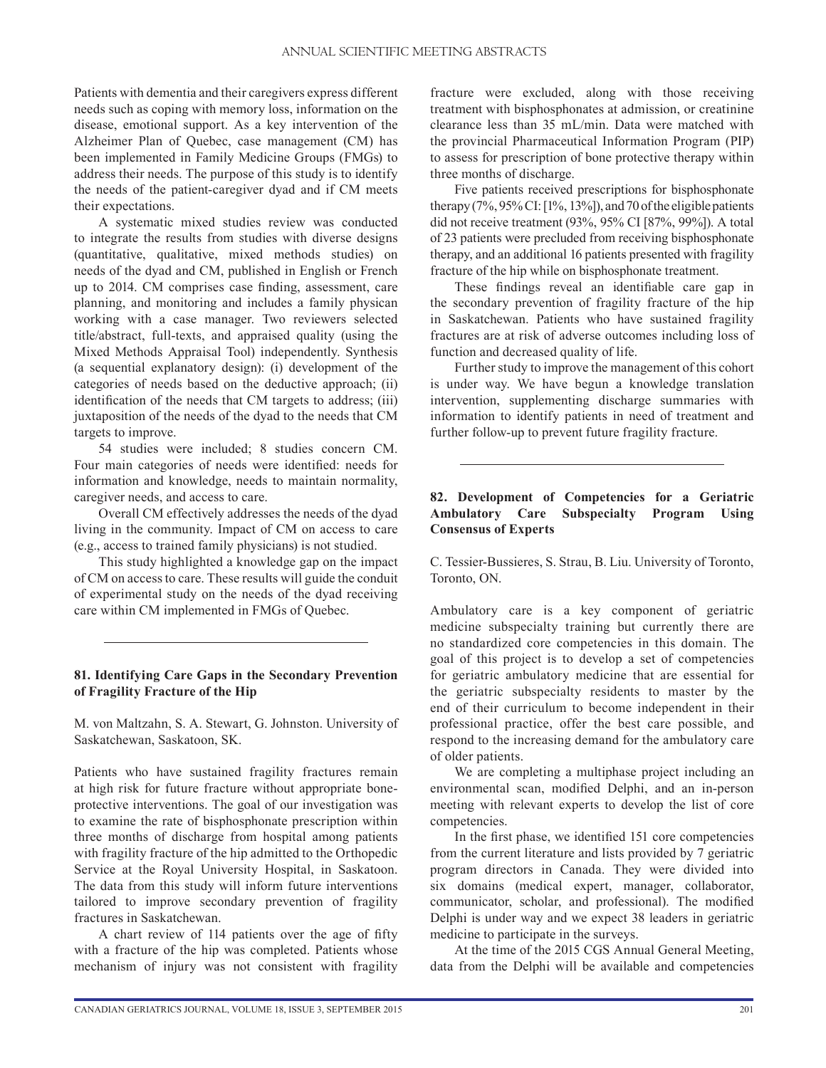Patients with dementia and their caregivers express different needs such as coping with memory loss, information on the disease, emotional support. As a key intervention of the Alzheimer Plan of Quebec, case management (CM) has been implemented in Family Medicine Groups (FMGs) to address their needs. The purpose of this study is to identify the needs of the patient-caregiver dyad and if CM meets their expectations.

A systematic mixed studies review was conducted to integrate the results from studies with diverse designs (quantitative, qualitative, mixed methods studies) on needs of the dyad and CM, published in English or French up to 2014. CM comprises case finding, assessment, care planning, and monitoring and includes a family physican working with a case manager. Two reviewers selected title/abstract, full-texts, and appraised quality (using the Mixed Methods Appraisal Tool) independently. Synthesis (a sequential explanatory design): (i) development of the categories of needs based on the deductive approach; (ii) identification of the needs that CM targets to address; (iii) juxtaposition of the needs of the dyad to the needs that CM targets to improve.

54 studies were included; 8 studies concern CM. Four main categories of needs were identified: needs for information and knowledge, needs to maintain normality, caregiver needs, and access to care.

Overall CM effectively addresses the needs of the dyad living in the community. Impact of CM on access to care (e.g., access to trained family physicians) is not studied.

This study highlighted a knowledge gap on the impact of CM on access to care. These results will guide the conduit of experimental study on the needs of the dyad receiving care within CM implemented in FMGs of Quebec.

---

### 81. Identifying Care Gaps in the Secondary Prevention of Fragility Fracture of the Hip

M. von Maltzahn, S. A. Stewart, G. Johnston. University of Saskatchewan, Saskatoon, SK.

Patients who have sustained fragility fractures remain at high risk for future fracture without appropriate bone-protective interventions. The goal of our investigation was to examine the rate of bisphosphonate prescription within three months of discharge from hospital among patients with fragility fracture of the hip admitted to the Orthopedic Service at the Royal University Hospital, in Saskatoon. The data from this study will inform future interventions tailored to improve secondary prevention of fragility fractures in Saskatchewan.

A chart review of 114 patients over the age of fifty with a fracture of the hip was completed. Patients whose mechanism of injury was not consistent with fragility fracture were excluded, along with those receiving treatment with bisphosphonates at admission, or creatinine clearance less than 35 mL/min. Data were matched with the provincial Pharmaceutical Information Program (PIP) to assess for prescription of bone protective therapy within three months of discharge.

Five patients received prescriptions for bisphosphonate therapy (7%, 95% CI: [1%, 13%]), and 70 of the eligible patients did not receive treatment (93%, 95% CI [87%, 99%]). A total of 23 patients were precluded from receiving bisphosphonate therapy, and an additional 16 patients presented with fragility fracture of the hip while on bisphosphonate treatment.

These findings reveal an identifiable care gap in the secondary prevention of fragility fracture of the hip in Saskatchewan. Patients who have sustained fragility fractures are at risk of adverse outcomes including loss of function and decreased quality of life.

Further study to improve the management of this cohort is under way. We have begun a knowledge translation intervention, supplementing discharge summaries with information to identify patients in need of treatment and further follow-up to prevent future fragility fracture.

---

### 82. Development of Competencies for a Geriatric Ambulatory Care Subspecialty Program Using Consensus of Experts

C. Tessier-Bussieres, S. Strau, B. Liu. University of Toronto, Toronto, ON.

Ambulatory care is a key component of geriatric medicine subspecialty training but currently there are no standardized core competencies in this domain. The goal of this project is to develop a set of competencies for geriatric ambulatory medicine that are essential for the geriatric subspecialty residents to master by the end of their curriculum to become independent in their professional practice, offer the best care possible, and respond to the increasing demand for the ambulatory care of older patients.

We are completing a multiphase project including an environmental scan, modified Delphi, and an in-person meeting with relevant experts to develop the list of core competencies.

In the first phase, we identified 151 core competencies from the current literature and lists provided by 7 geriatric program directors in Canada. They were divided into six domains (medical expert, manager, collaborator, communicator, scholar, and professional). The modified Delphi is under way and we expect 38 leaders in geriatric medicine to participate in the surveys.

At the time of the 2015 CGS Annual General Meeting, data from the Delphi will be available and competencies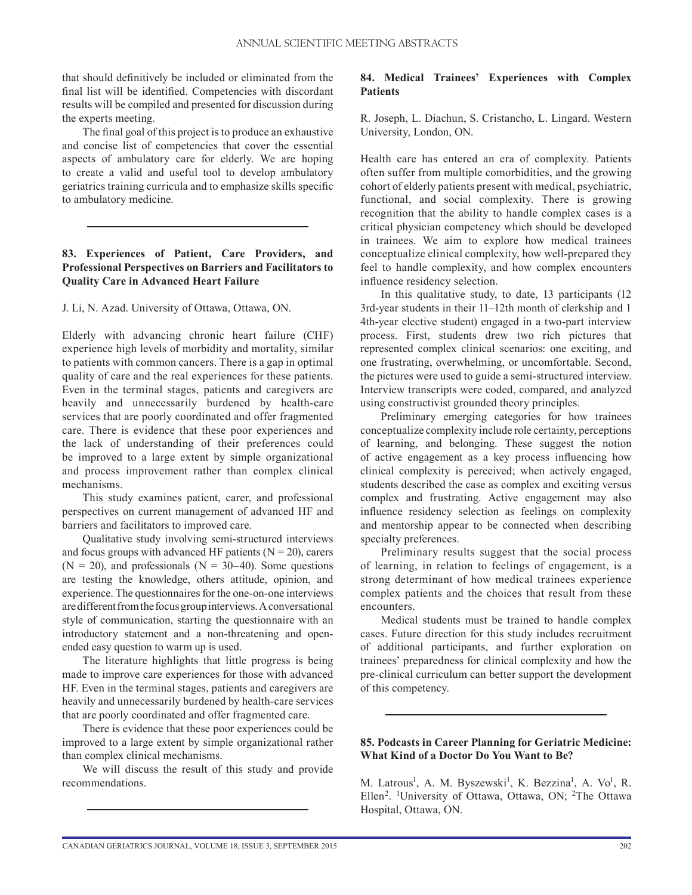that should definitively be included or eliminated from the final list will be identified. Competencies with discordant results will be compiled and presented for discussion during the experts meeting.

The final goal of this project is to produce an exhaustive and concise list of competencies that cover the essential aspects of ambulatory care for elderly. We are hoping to create a valid and useful tool to develop ambulatory geriatrics training curricula and to emphasize skills specific to ambulatory medicine.

---

**83. Experiences of Patient, Care Providers, and Professional Perspectives on Barriers and Facilitators to Quality Care in Advanced Heart Failure**

J. Li, N. Azad. University of Ottawa, Ottawa, ON.

Elderly with advancing chronic heart failure (CHF) experience high levels of morbidity and mortality, similar to patients with common cancers. There is a gap in optimal quality of care and the real experiences for these patients. Even in the terminal stages, patients and caregivers are heavily and unnecessarily burdened by health-care services that are poorly coordinated and offer fragmented care. There is evidence that these poor experiences and the lack of understanding of their preferences could be improved to a large extent by simple organizational and process improvement rather than complex clinical mechanisms.

This study examines patient, carer, and professional perspectives on current management of advanced HF and barriers and facilitators to improved care.

Qualitative study involving semi-structured interviews and focus groups with advanced HF patients (N = 20), carers (N = 20), and professionals (N = 30–40). Some questions are testing the knowledge, others attitude, opinion, and experience. The questionnaires for the one-on-one interviews are different from the focus group interviews. A conversational style of communication, starting the questionnaire with an introductory statement and a non-threatening and open-ended easy question to warm up is used.

The literature highlights that little progress is being made to improve care experiences for those with advanced HF. Even in the terminal stages, patients and caregivers are heavily and unnecessarily burdened by health-care services that are poorly coordinated and offer fragmented care.

There is evidence that these poor experiences could be improved to a large extent by simple organizational rather than complex clinical mechanisms.

We will discuss the result of this study and provide recommendations.

---

**84. Medical Trainees' Experiences with Complex Patients**

R. Joseph, L. Diachun, S. Cristancho, L. Lingard. Western University, London, ON.

Health care has entered an era of complexity. Patients often suffer from multiple comorbidities, and the growing cohort of elderly patients present with medical, psychiatric, functional, and social complexity. There is growing recognition that the ability to handle complex cases is a critical physician competency which should be developed in trainees. We aim to explore how medical trainees conceptualize clinical complexity, how well-prepared they feel to handle complexity, and how complex encounters influence residency selection.

In this qualitative study, to date, 13 participants (12 3rd-year students in their 11–12th month of clerkship and 1 4th-year elective student) engaged in a two-part interview process. First, students drew two rich pictures that represented complex clinical scenarios: one exciting, and one frustrating, overwhelming, or uncomfortable. Second, the pictures were used to guide a semi-structured interview. Interview transcripts were coded, compared, and analyzed using constructivist grounded theory principles.

Preliminary emerging categories for how trainees conceptualize complexity include role certainty, perceptions of learning, and belonging. These suggest the notion of active engagement as a key process influencing how clinical complexity is perceived; when actively engaged, students described the case as complex and exciting versus complex and frustrating. Active engagement may also influence residency selection as feelings on complexity and mentorship appear to be connected when describing specialty preferences.

Preliminary results suggest that the social process of learning, in relation to feelings of engagement, is a strong determinant of how medical trainees experience complex patients and the choices that result from these encounters.

Medical students must be trained to handle complex cases. Future direction for this study includes recruitment of additional participants, and further exploration on trainees' preparedness for clinical complexity and how the pre-clinical curriculum can better support the development of this competency.

---

**85. Podcasts in Career Planning for Geriatric Medicine: What Kind of a Doctor Do You Want to Be?**

M. Latrous[1], A. M. Byszewski[1], K. Bezzina[1], A. Vo[1], R. Ellen[2]. [1]University of Ottawa, Ottawa, ON; [2]The Ottawa Hospital, Ottawa, ON.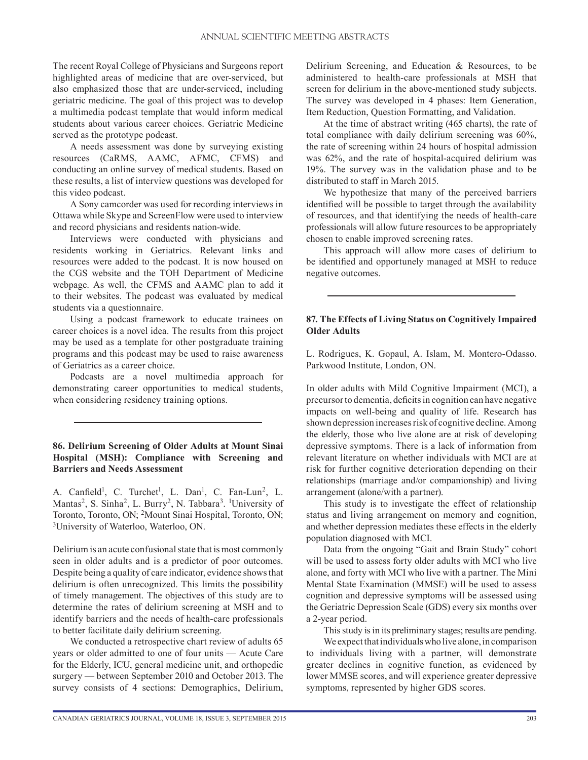The recent Royal College of Physicians and Surgeons report highlighted areas of medicine that are over-serviced, but also emphasized those that are under-serviced, including geriatric medicine. The goal of this project was to develop a multimedia podcast template that would inform medical students about various career choices. Geriatric Medicine served as the prototype podcast.

A needs assessment was done by surveying existing resources (CaRMS, AAMC, AFMC, CFMS) and conducting an online survey of medical students. Based on these results, a list of interview questions was developed for this video podcast.

A Sony camcorder was used for recording interviews in Ottawa while Skype and ScreenFlow were used to interview and record physicians and residents nation-wide.

Interviews were conducted with physicians and residents working in Geriatrics. Relevant links and resources were added to the podcast. It is now housed on the CGS website and the TOH Department of Medicine webpage. As well, the CFMS and AAMC plan to add it to their websites. The podcast was evaluated by medical students via a questionnaire.

Using a podcast framework to educate trainees on career choices is a novel idea. The results from this project may be used as a template for other postgraduate training programs and this podcast may be used to raise awareness of Geriatrics as a career choice.

Podcasts are a novel multimedia approach for demonstrating career opportunities to medical students, when considering residency training options.

---

### 86. Delirium Screening of Older Adults at Mount Sinai Hospital (MSH): Compliance with Screening and Barriers and Needs Assessment

A. Canfield[1], C. Turchet[1], L. Dan[1], C. Fan-Lun[2], L. Mantas[2], S. Sinha[2], L. Burry[2], N. Tabbara[3]. [1]University of Toronto, Toronto, ON; [2]Mount Sinai Hospital, Toronto, ON; [3]University of Waterloo, Waterloo, ON.

Delirium is an acute confusional state that is most commonly seen in older adults and is a predictor of poor outcomes. Despite being a quality of care indicator, evidence shows that delirium is often unrecognized. This limits the possibility of timely management. The objectives of this study are to determine the rates of delirium screening at MSH and to identify barriers and the needs of health-care professionals to better facilitate daily delirium screening.

We conducted a retrospective chart review of adults 65 years or older admitted to one of four units — Acute Care for the Elderly, ICU, general medicine unit, and orthopedic surgery — between September 2010 and October 2013. The survey consists of 4 sections: Demographics, Delirium, Delirium Screening, and Education & Resources, to be administered to health-care professionals at MSH that screen for delirium in the above-mentioned study subjects. The survey was developed in 4 phases: Item Generation, Item Reduction, Question Formatting, and Validation.

At the time of abstract writing (465 charts), the rate of total compliance with daily delirium screening was 60%, the rate of screening within 24 hours of hospital admission was 62%, and the rate of hospital-acquired delirium was 19%. The survey was in the validation phase and to be distributed to staff in March 2015.

We hypothesize that many of the perceived barriers identified will be possible to target through the availability of resources, and that identifying the needs of health-care professionals will allow future resources to be appropriately chosen to enable improved screening rates.

This approach will allow more cases of delirium to be identified and opportunely managed at MSH to reduce negative outcomes.

---

### 87. The Effects of Living Status on Cognitively Impaired Older Adults

L. Rodrigues, K. Gopaul, A. Islam, M. Montero-Odasso. Parkwood Institute, London, ON.

In older adults with Mild Cognitive Impairment (MCI), a precursor to dementia, deficits in cognition can have negative impacts on well-being and quality of life. Research has shown depression increases risk of cognitive decline. Among the elderly, those who live alone are at risk of developing depressive symptoms. There is a lack of information from relevant literature on whether individuals with MCI are at risk for further cognitive deterioration depending on their relationships (marriage and/or companionship) and living arrangement (alone/with a partner).

This study is to investigate the effect of relationship status and living arrangement on memory and cognition, and whether depression mediates these effects in the elderly population diagnosed with MCI.

Data from the ongoing "Gait and Brain Study" cohort will be used to assess forty older adults with MCI who live alone, and forty with MCI who live with a partner. The Mini Mental State Examination (MMSE) will be used to assess cognition and depressive symptoms will be assessed using the Geriatric Depression Scale (GDS) every six months over a 2-year period.

This study is in its preliminary stages; results are pending.

We expect that individuals who live alone, in comparison to individuals living with a partner, will demonstrate greater declines in cognitive function, as evidenced by lower MMSE scores, and will experience greater depressive symptoms, represented by higher GDS scores.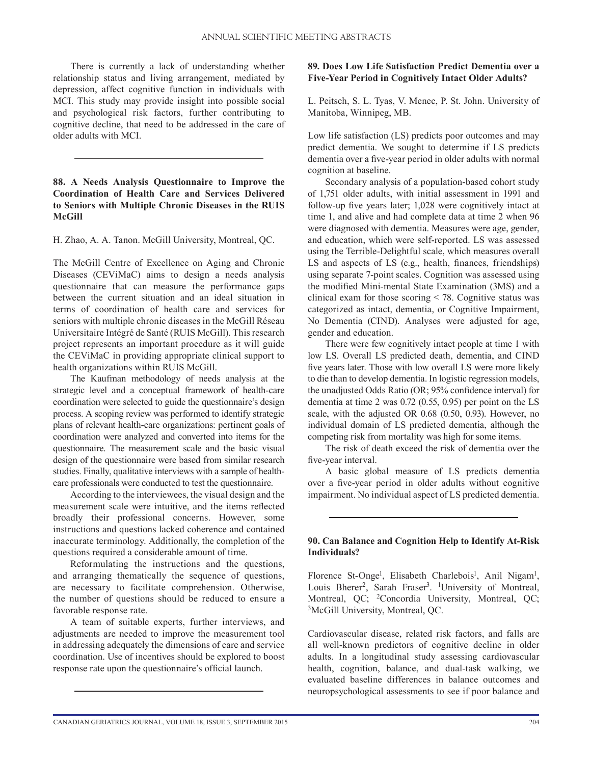There is currently a lack of understanding whether relationship status and living arrangement, mediated by depression, affect cognitive function in individuals with MCI. This study may provide insight into possible social and psychological risk factors, further contributing to cognitive decline, that need to be addressed in the care of older adults with MCI.

---

**88. A Needs Analysis Questionnaire to Improve the Coordination of Health Care and Services Delivered to Seniors with Multiple Chronic Diseases in the RUIS McGill**

H. Zhao, A. A. Tanon. McGill University, Montreal, QC.

The McGill Centre of Excellence on Aging and Chronic Diseases (CEViMaC) aims to design a needs analysis questionnaire that can measure the performance gaps between the current situation and an ideal situation in terms of coordination of health care and services for seniors with multiple chronic diseases in the McGill Réseau Universitaire Intégré de Santé (RUIS McGill). This research project represents an important procedure as it will guide the CEViMaC in providing appropriate clinical support to health organizations within RUIS McGill.

The Kaufman methodology of needs analysis at the strategic level and a conceptual framework of health-care coordination were selected to guide the questionnaire's design process. A scoping review was performed to identify strategic plans of relevant health-care organizations: pertinent goals of coordination were analyzed and converted into items for the questionnaire. The measurement scale and the basic visual design of the questionnaire were based from similar research studies. Finally, qualitative interviews with a sample of health-care professionals were conducted to test the questionnaire.

According to the interviewees, the visual design and the measurement scale were intuitive, and the items reflected broadly their professional concerns. However, some instructions and questions lacked coherence and contained inaccurate terminology. Additionally, the completion of the questions required a considerable amount of time.

Reformulating the instructions and the questions, and arranging thematically the sequence of questions, are necessary to facilitate comprehension. Otherwise, the number of questions should be reduced to ensure a favorable response rate.

A team of suitable experts, further interviews, and adjustments are needed to improve the measurement tool in addressing adequately the dimensions of care and service coordination. Use of incentives should be explored to boost response rate upon the questionnaire's official launch.

---

**89. Does Low Life Satisfaction Predict Dementia over a Five-Year Period in Cognitively Intact Older Adults?**

L. Peitsch, S. L. Tyas, V. Menec, P. St. John. University of Manitoba, Winnipeg, MB.

Low life satisfaction (LS) predicts poor outcomes and may predict dementia. We sought to determine if LS predicts dementia over a five-year period in older adults with normal cognition at baseline.

Secondary analysis of a population-based cohort study of 1,751 older adults, with initial assessment in 1991 and follow-up five years later; 1,028 were cognitively intact at time 1, and alive and had complete data at time 2 when 96 were diagnosed with dementia. Measures were age, gender, and education, which were self-reported. LS was assessed using the Terrible-Delightful scale, which measures overall LS and aspects of LS (e.g., health, finances, friendships) using separate 7-point scales. Cognition was assessed using the modified Mini-mental State Examination (3MS) and a clinical exam for those scoring < 78. Cognitive status was categorized as intact, dementia, or Cognitive Impairment, No Dementia (CIND). Analyses were adjusted for age, gender and education.

There were few cognitively intact people at time 1 with low LS. Overall LS predicted death, dementia, and CIND five years later. Those with low overall LS were more likely to die than to develop dementia. In logistic regression models, the unadjusted Odds Ratio (OR; 95% confidence interval) for dementia at time 2 was 0.72 (0.55, 0.95) per point on the LS scale, with the adjusted OR 0.68 (0.50, 0.93). However, no individual domain of LS predicted dementia, although the competing risk from mortality was high for some items.

The risk of death exceed the risk of dementia over the five-year interval.

A basic global measure of LS predicts dementia over a five-year period in older adults without cognitive impairment. No individual aspect of LS predicted dementia.

---

**90. Can Balance and Cognition Help to Identify At-Risk Individuals?**

Florence St-Onge[1], Elisabeth Charlebois[1], Anil Nigam[1], Louis Bherer[2], Sarah Fraser[3]. [1]University of Montreal, Montreal, QC; [2]Concordia University, Montreal, QC; [3]McGill University, Montreal, QC.

Cardiovascular disease, related risk factors, and falls are all well-known predictors of cognitive decline in older adults. In a longitudinal study assessing cardiovascular health, cognition, balance, and dual-task walking, we evaluated baseline differences in balance outcomes and neuropsychological assessments to see if poor balance and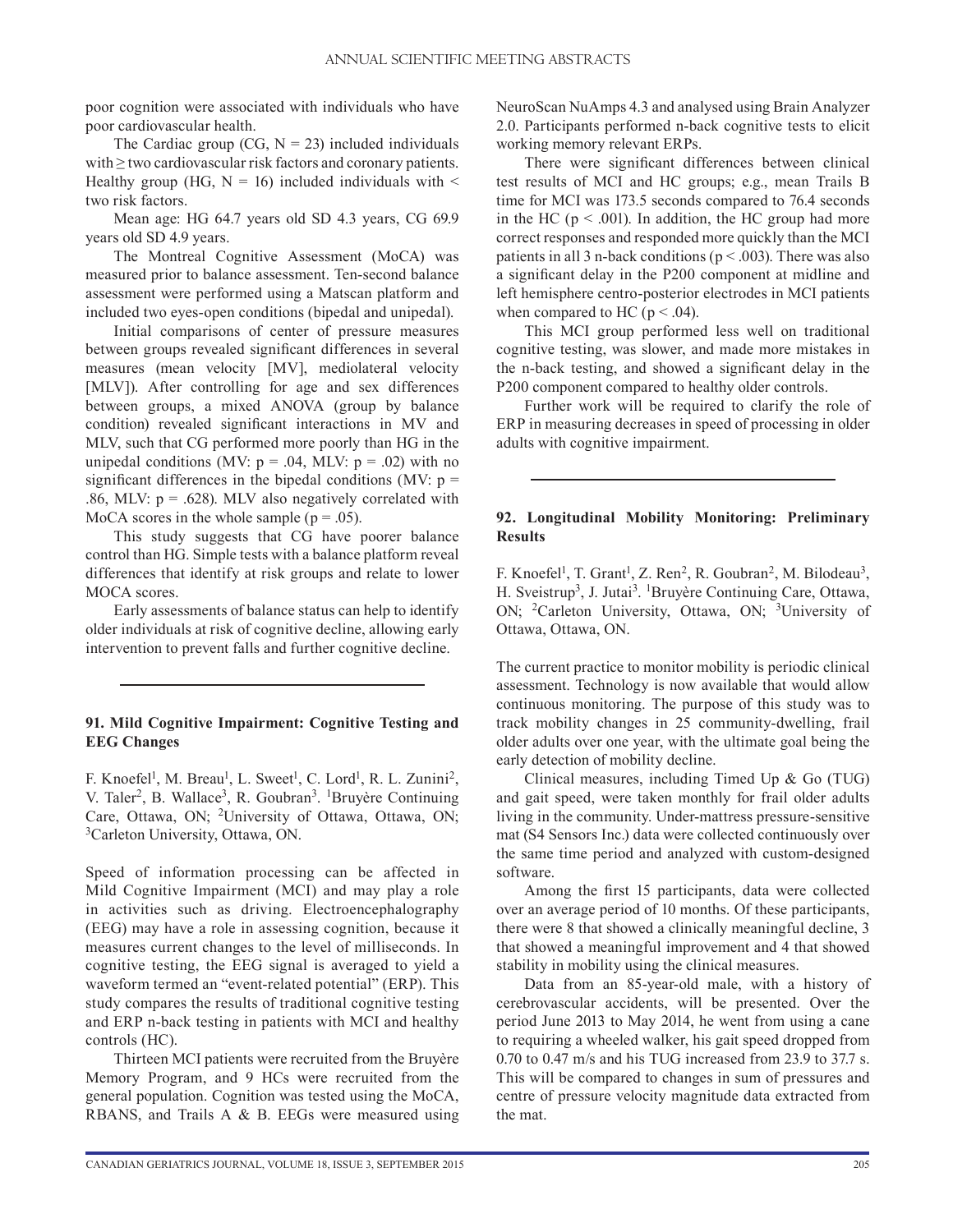poor cognition were associated with individuals who have poor cardiovascular health.

The Cardiac group (CG, N = 23) included individuals with ≥ two cardiovascular risk factors and coronary patients. Healthy group (HG, N = 16) included individuals with < two risk factors.

Mean age: HG 64.7 years old SD 4.3 years, CG 69.9 years old SD 4.9 years.

The Montreal Cognitive Assessment (MoCA) was measured prior to balance assessment. Ten-second balance assessment were performed using a Matscan platform and included two eyes-open conditions (bipedal and unipedal).

Initial comparisons of center of pressure measures between groups revealed significant differences in several measures (mean velocity [MV], mediolateral velocity [MLV]). After controlling for age and sex differences between groups, a mixed ANOVA (group by balance condition) revealed significant interactions in MV and MLV, such that CG performed more poorly than HG in the unipedal conditions (MV: $p = .04$, MLV: $p = .02$) with no significant differences in the bipedal conditions (MV: $p = .86$, MLV: $p = .628$). MLV also negatively correlated with MoCA scores in the whole sample ($p = .05$).

This study suggests that CG have poorer balance control than HG. Simple tests with a balance platform reveal differences that identify at risk groups and relate to lower MOCA scores.

Early assessments of balance status can help to identify older individuals at risk of cognitive decline, allowing early intervention to prevent falls and further cognitive decline.

---

### 91. Mild Cognitive Impairment: Cognitive Testing and EEG Changes

F. Knoefel[1], M. Breau[1], L. Sweet[1], C. Lord[1], R. L. Zunini[2], V. Taler[2], B. Wallace[3], R. Goubran[3]. [1]Bruyère Continuing Care, Ottawa, ON; [2]University of Ottawa, Ottawa, ON; [3]Carleton University, Ottawa, ON.

Speed of information processing can be affected in Mild Cognitive Impairment (MCI) and may play a role in activities such as driving. Electroencephalography (EEG) may have a role in assessing cognition, because it measures current changes to the level of milliseconds. In cognitive testing, the EEG signal is averaged to yield a waveform termed an "event-related potential" (ERP). This study compares the results of traditional cognitive testing and ERP n-back testing in patients with MCI and healthy controls (HC).

Thirteen MCI patients were recruited from the Bruyère Memory Program, and 9 HCs were recruited from the general population. Cognition was tested using the MoCA, RBANS, and Trails A & B. EEGs were measured using NeuroScan NuAmps 4.3 and analysed using Brain Analyzer 2.0. Participants performed n-back cognitive tests to elicit working memory relevant ERPs.

There were significant differences between clinical test results of MCI and HC groups; e.g., mean Trails B time for MCI was 173.5 seconds compared to 76.4 seconds in the HC ($p < .001$). In addition, the HC group had more correct responses and responded more quickly than the MCI patients in all 3 n-back conditions ($p < .003$). There was also a significant delay in the P200 component at midline and left hemisphere centro-posterior electrodes in MCI patients when compared to HC ($p < .04$).

This MCI group performed less well on traditional cognitive testing, was slower, and made more mistakes in the n-back testing, and showed a significant delay in the P200 component compared to healthy older controls.

Further work will be required to clarify the role of ERP in measuring decreases in speed of processing in older adults with cognitive impairment.

---

### 92. Longitudinal Mobility Monitoring: Preliminary Results

F. Knoefel[1], T. Grant[1], Z. Ren[2], R. Goubran[2], M. Bilodeau[3], H. Sveistrup[3], J. Jutai[3]. [1]Bruyère Continuing Care, Ottawa, ON; [2]Carleton University, Ottawa, ON; [3]University of Ottawa, Ottawa, ON.

The current practice to monitor mobility is periodic clinical assessment. Technology is now available that would allow continuous monitoring. The purpose of this study was to track mobility changes in 25 community-dwelling, frail older adults over one year, with the ultimate goal being the early detection of mobility decline.

Clinical measures, including Timed Up & Go (TUG) and gait speed, were taken monthly for frail older adults living in the community. Under-mattress pressure-sensitive mat (S4 Sensors Inc.) data were collected continuously over the same time period and analyzed with custom-designed software.

Among the first 15 participants, data were collected over an average period of 10 months. Of these participants, there were 8 that showed a clinically meaningful decline, 3 that showed a meaningful improvement and 4 that showed stability in mobility using the clinical measures.

Data from an 85-year-old male, with a history of cerebrovascular accidents, will be presented. Over the period June 2013 to May 2014, he went from using a cane to requiring a wheeled walker, his gait speed dropped from 0.70 to 0.47 m/s and his TUG increased from 23.9 to 37.7 s. This will be compared to changes in sum of pressures and centre of pressure velocity magnitude data extracted from the mat.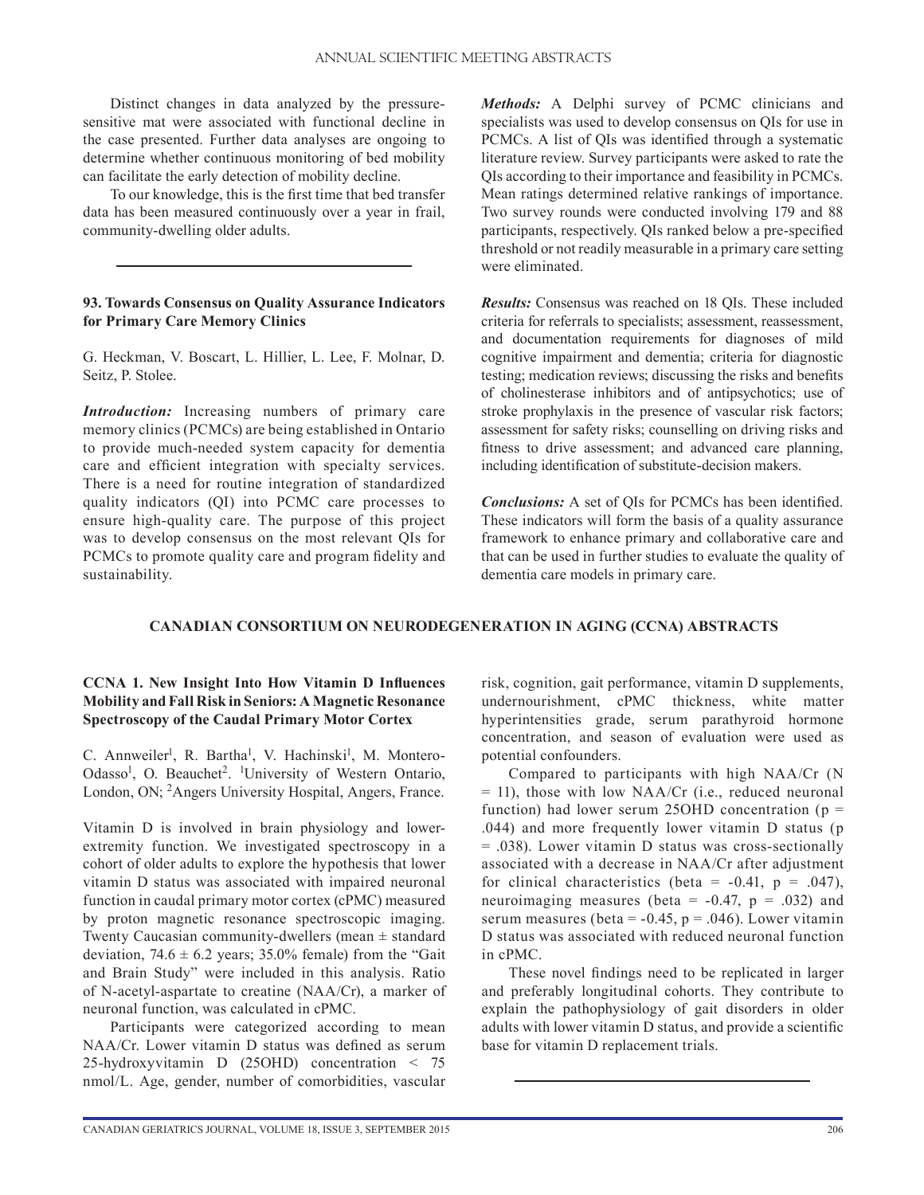Distinct changes in data analyzed by the pressure-sensitive mat were associated with functional decline in the case presented. Further data analyses are ongoing to determine whether continuous monitoring of bed mobility can facilitate the early detection of mobility decline.

To our knowledge, this is the first time that bed transfer data has been measured continuously over a year in frail, community-dwelling older adults.

---

**93. Towards Consensus on Quality Assurance Indicators for Primary Care Memory Clinics**

G. Heckman, V. Boscart, L. Hillier, L. Lee, F. Molnar, D. Seitz, P. Stolee.

***Introduction:*** Increasing numbers of primary care memory clinics (PCMCs) are being established in Ontario to provide much-needed system capacity for dementia care and efficient integration with specialty services. There is a need for routine integration of standardized quality indicators (QI) into PCMC care processes to ensure high-quality care. The purpose of this project was to develop consensus on the most relevant QIs for PCMCs to promote quality care and program fidelity and sustainability.

***Methods:*** A Delphi survey of PCMC clinicians and specialists was used to develop consensus on QIs for use in PCMCs. A list of QIs was identified through a systematic literature review. Survey participants were asked to rate the QIs according to their importance and feasibility in PCMCs. Mean ratings determined relative rankings of importance. Two survey rounds were conducted involving 179 and 88 participants, respectively. QIs ranked below a pre-specified threshold or not readily measurable in a primary care setting were eliminated.

***Results:*** Consensus was reached on 18 QIs. These included criteria for referrals to specialists; assessment, reassessment, and documentation requirements for diagnoses of mild cognitive impairment and dementia; criteria for diagnostic testing; medication reviews; discussing the risks and benefits of cholinesterase inhibitors and of antipsychotics; use of stroke prophylaxis in the presence of vascular risk factors; assessment for safety risks; counselling on driving risks and fitness to drive assessment; and advanced care planning, including identification of substitute-decision makers.

***Conclusions:*** A set of QIs for PCMCs has been identified. These indicators will form the basis of a quality assurance framework to enhance primary and collaborative care and that can be used in further studies to evaluate the quality of dementia care models in primary care.

## CANADIAN CONSORTIUM ON NEURODEGENERATION IN AGING (CCNA) ABSTRACTS

**CCNA 1. New Insight Into How Vitamin D Influences Mobility and Fall Risk in Seniors: A Magnetic Resonance Spectroscopy of the Caudal Primary Motor Cortex**

C. Annweiler[1], R. Bartha[1], V. Hachinski[1], M. Montero-Odasso[1], O. Beauchet[2]. [1]University of Western Ontario, London, ON; [2]Angers University Hospital, Angers, France.

Vitamin D is involved in brain physiology and lower-extremity function. We investigated spectroscopy in a cohort of older adults to explore the hypothesis that lower vitamin D status was associated with impaired neuronal function in caudal primary motor cortex (cPMC) measured by proton magnetic resonance spectroscopic imaging. Twenty Caucasian community-dwellers (mean ± standard deviation, 74.6 ± 6.2 years; 35.0% female) from the "Gait and Brain Study" were included in this analysis. Ratio of N-acetyl-aspartate to creatine (NAA/Cr), a marker of neuronal function, was calculated in cPMC.

Participants were categorized according to mean NAA/Cr. Lower vitamin D status was defined as serum 25-hydroxyvitamin D (25OHD) concentration < 75 nmol/L. Age, gender, number of comorbidities, vascular risk, cognition, gait performance, vitamin D supplements, undernourishment, cPMC thickness, white matter hyperintensities grade, serum parathyroid hormone concentration, and season of evaluation were used as potential confounders.

Compared to participants with high NAA/Cr (N = 11), those with low NAA/Cr (i.e., reduced neuronal function) had lower serum 25OHD concentration ($p = .044$) and more frequently lower vitamin D status ($p = .038$). Lower vitamin D status was cross-sectionally associated with a decrease in NAA/Cr after adjustment for clinical characteristics (beta = -0.41, $p = .047$), neuroimaging measures (beta = -0.47, $p = .032$) and serum measures (beta = -0.45, $p = .046$). Lower vitamin D status was associated with reduced neuronal function in cPMC.

These novel findings need to be replicated in larger and preferably longitudinal cohorts. They contribute to explain the pathophysiology of gait disorders in older adults with lower vitamin D status, and provide a scientific base for vitamin D replacement trials.

---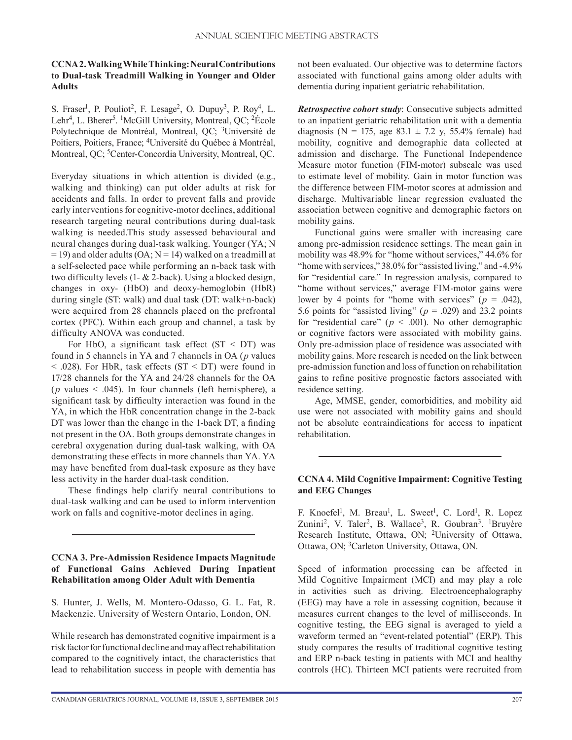### CCNA 2. Walking While Thinking: Neural Contributions to Dual-task Treadmill Walking in Younger and Older Adults

S. Fraser[1], P. Pouliot[2], F. Lesage[2], O. Dupuy[3], P. Roy[4], L. Lehr[4], L. Bherer[5]. [1]McGill University, Montreal, QC; [2]École Polytechnique de Montréal, Montreal, QC; [3]Université de Poitiers, Poitiers, France; [4]Université du Québec à Montréal, Montreal, QC; [5]Center-Concordia University, Montreal, QC.

Everyday situations in which attention is divided (e.g., walking and thinking) can put older adults at risk for accidents and falls. In order to prevent falls and provide early interventions for cognitive-motor declines, additional research targeting neural contributions during dual-task walking is needed.This study assessed behavioural and neural changes during dual-task walking. Younger (YA; N = 19) and older adults (OA; N = 14) walked on a treadmill at a self-selected pace while performing an n-back task with two difficulty levels (1- & 2-back). Using a blocked design, changes in oxy- (HbO) and deoxy-hemoglobin (HbR) during single (ST: walk) and dual task (DT: walk+n-back) were acquired from 28 channels placed on the prefrontal cortex (PFC). Within each group and channel, a task by difficulty ANOVA was conducted.

For HbO, a significant task effect (ST < DT) was found in 5 channels in YA and 7 channels in OA ($p$ values < .028). For HbR, task effects (ST < DT) were found in 17/28 channels for the YA and 24/28 channels for the OA ($p$ values < .045). In four channels (left hemisphere), a significant task by difficulty interaction was found in the YA, in which the HbR concentration change in the 2-back DT was lower than the change in the 1-back DT, a finding not present in the OA. Both groups demonstrate changes in cerebral oxygenation during dual-task walking, with OA demonstrating these effects in more channels than YA. YA may have benefited from dual-task exposure as they have less activity in the harder dual-task condition.

These findings help clarify neural contributions to dual-task walking and can be used to inform intervention work on falls and cognitive-motor declines in aging.

### CCNA 3. Pre-Admission Residence Impacts Magnitude of Functional Gains Achieved During Inpatient Rehabilitation among Older Adult with Dementia

S. Hunter, J. Wells, M. Montero-Odasso, G. L. Fat, R. Mackenzie. University of Western Ontario, London, ON.

While research has demonstrated cognitive impairment is a risk factor for functional decline and may affect rehabilitation compared to the cognitively intact, the characteristics that lead to rehabilitation success in people with dementia has not been evaluated. Our objective was to determine factors associated with functional gains among older adults with dementia during inpatient geriatric rehabilitation.

***Retrospective cohort study***: Consecutive subjects admitted to an inpatient geriatric rehabilitation unit with a dementia diagnosis (N = 175, age 83.1 ± 7.2 y, 55.4% female) had mobility, cognitive and demographic data collected at admission and discharge. The Functional Independence Measure motor function (FIM-motor) subscale was used to estimate level of mobility. Gain in motor function was the difference between FIM-motor scores at admission and discharge. Multivariable linear regression evaluated the association between cognitive and demographic factors on mobility gains.

Functional gains were smaller with increasing care among pre-admission residence settings. The mean gain in mobility was 48.9% for "home without services," 44.6% for "home with services," 38.0% for "assisted living," and -4.9% for "residential care." In regression analysis, compared to "home without services," average FIM-motor gains were lower by 4 points for "home with services" ($p$ = .042), 5.6 points for "assisted living" ($p$ = .029) and 23.2 points for "residential care" ($p$ < .001). No other demographic or cognitive factors were associated with mobility gains. Only pre-admission place of residence was associated with mobility gains. More research is needed on the link between pre-admission function and loss of function on rehabilitation gains to refine positive prognostic factors associated with residence setting.

Age, MMSE, gender, comorbidities, and mobility aid use were not associated with mobility gains and should not be absolute contraindications for access to inpatient rehabilitation.

### CCNA 4. Mild Cognitive Impairment: Cognitive Testing and EEG Changes

F. Knoefel[1], M. Breau[1], L. Sweet[1], C. Lord[1], R. Lopez Zunini[2], V. Taler[2], B. Wallace[3], R. Goubran[3]. [1]Bruyère Research Institute, Ottawa, ON; [2]University of Ottawa, Ottawa, ON; [3]Carleton University, Ottawa, ON.

Speed of information processing can be affected in Mild Cognitive Impairment (MCI) and may play a role in activities such as driving. Electroencephalography (EEG) may have a role in assessing cognition, because it measures current changes to the level of milliseconds. In cognitive testing, the EEG signal is averaged to yield a waveform termed an "event-related potential" (ERP). This study compares the results of traditional cognitive testing and ERP n-back testing in patients with MCI and healthy controls (HC). Thirteen MCI patients were recruited from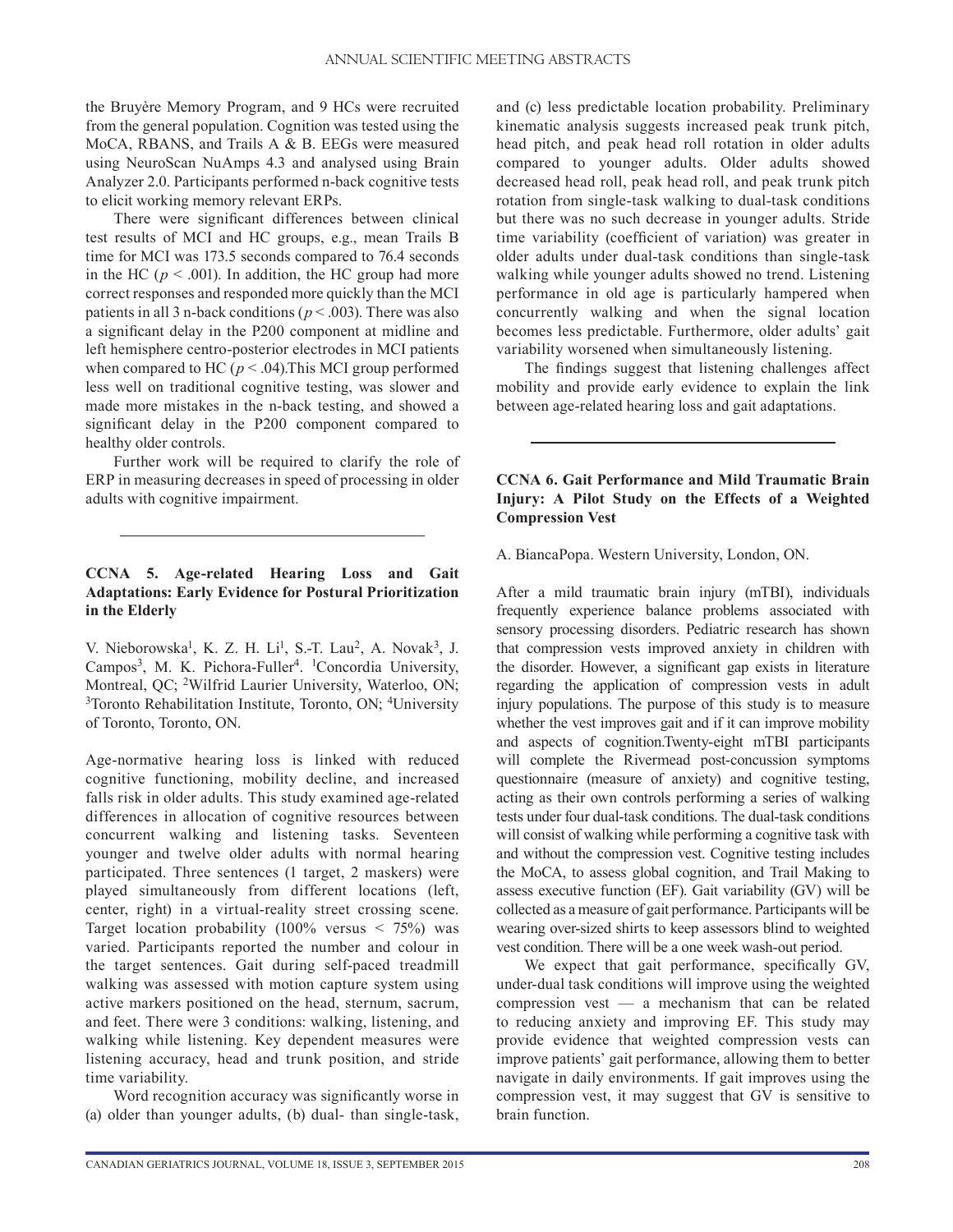the Bruyère Memory Program, and 9 HCs were recruited from the general population. Cognition was tested using the MoCA, RBANS, and Trails A & B. EEGs were measured using NeuroScan NuAmps 4.3 and analysed using Brain Analyzer 2.0. Participants performed n-back cognitive tests to elicit working memory relevant ERPs.

There were significant differences between clinical test results of MCI and HC groups, e.g., mean Trails B time for MCI was 173.5 seconds compared to 76.4 seconds in the HC ($p < .001$). In addition, the HC group had more correct responses and responded more quickly than the MCI patients in all 3 n-back conditions ($p < .003$). There was also a significant delay in the P200 component at midline and left hemisphere centro-posterior electrodes in MCI patients when compared to HC ($p < .04$).This MCI group performed less well on traditional cognitive testing, was slower and made more mistakes in the n-back testing, and showed a significant delay in the P200 component compared to healthy older controls.

Further work will be required to clarify the role of ERP in measuring decreases in speed of processing in older adults with cognitive impairment.

---

### CCNA 5. Age-related Hearing Loss and Gait Adaptations: Early Evidence for Postural Prioritization in the Elderly

V. Nieborowska[1], K. Z. H. Li[1], S.-T. Lau[2], A. Novak[3], J. Campos[3], M. K. Pichora-Fuller[4]. [1]Concordia University, Montreal, QC; [2]Wilfrid Laurier University, Waterloo, ON; [3]Toronto Rehabilitation Institute, Toronto, ON; [4]University of Toronto, Toronto, ON.

Age-normative hearing loss is linked with reduced cognitive functioning, mobility decline, and increased falls risk in older adults. This study examined age-related differences in allocation of cognitive resources between concurrent walking and listening tasks. Seventeen younger and twelve older adults with normal hearing participated. Three sentences (1 target, 2 maskers) were played simultaneously from different locations (left, center, right) in a virtual-reality street crossing scene. Target location probability (100% versus < 75%) was varied. Participants reported the number and colour in the target sentences. Gait during self-paced treadmill walking was assessed with motion capture system using active markers positioned on the head, sternum, sacrum, and feet. There were 3 conditions: walking, listening, and walking while listening. Key dependent measures were listening accuracy, head and trunk position, and stride time variability.

Word recognition accuracy was significantly worse in (a) older than younger adults, (b) dual- than single-task, and (c) less predictable location probability. Preliminary kinematic analysis suggests increased peak trunk pitch, head pitch, and peak head roll rotation in older adults compared to younger adults. Older adults showed decreased head roll, peak head roll, and peak trunk pitch rotation from single-task walking to dual-task conditions but there was no such decrease in younger adults. Stride time variability (coefficient of variation) was greater in older adults under dual-task conditions than single-task walking while younger adults showed no trend. Listening performance in old age is particularly hampered when concurrently walking and when the signal location becomes less predictable. Furthermore, older adults' gait variability worsened when simultaneously listening.

The findings suggest that listening challenges affect mobility and provide early evidence to explain the link between age-related hearing loss and gait adaptations.

---

### CCNA 6. Gait Performance and Mild Traumatic Brain Injury: A Pilot Study on the Effects of a Weighted Compression Vest

A. BiancaPopa. Western University, London, ON.

After a mild traumatic brain injury (mTBI), individuals frequently experience balance problems associated with sensory processing disorders. Pediatric research has shown that compression vests improved anxiety in children with the disorder. However, a significant gap exists in literature regarding the application of compression vests in adult injury populations. The purpose of this study is to measure whether the vest improves gait and if it can improve mobility and aspects of cognition.Twenty-eight mTBI participants will complete the Rivermead post-concussion symptoms questionnaire (measure of anxiety) and cognitive testing, acting as their own controls performing a series of walking tests under four dual-task conditions. The dual-task conditions will consist of walking while performing a cognitive task with and without the compression vest. Cognitive testing includes the MoCA, to assess global cognition, and Trail Making to assess executive function (EF). Gait variability (GV) will be collected as a measure of gait performance. Participants will be wearing over-sized shirts to keep assessors blind to weighted vest condition. There will be a one week wash-out period.

We expect that gait performance, specifically GV, under-dual task conditions will improve using the weighted compression vest — a mechanism that can be related to reducing anxiety and improving EF. This study may provide evidence that weighted compression vests can improve patients' gait performance, allowing them to better navigate in daily environments. If gait improves using the compression vest, it may suggest that GV is sensitive to brain function.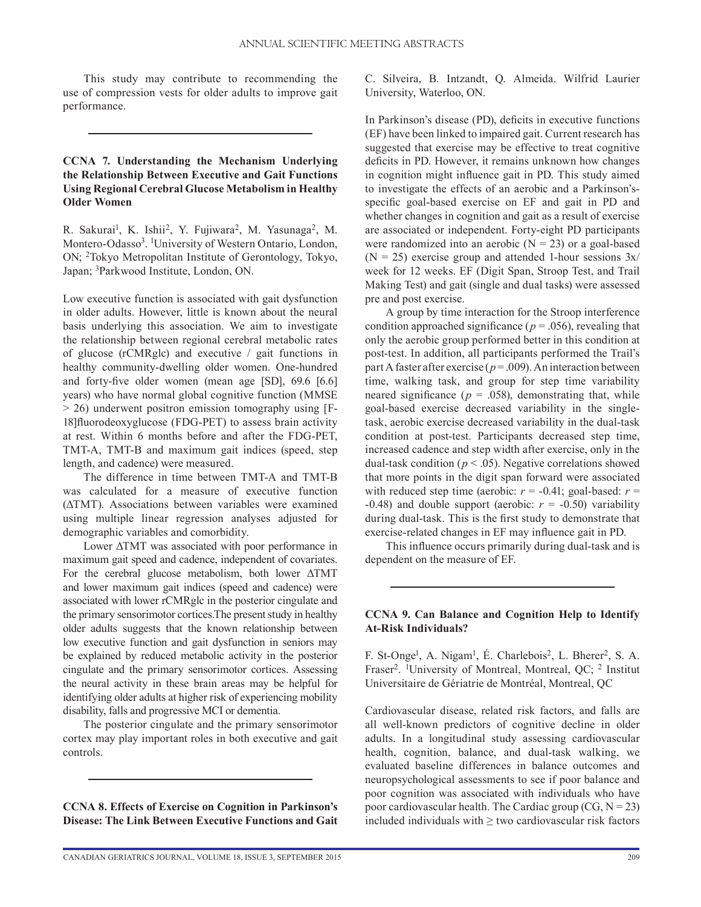This study may contribute to recommending the use of compression vests for older adults to improve gait performance.

---

### CCNA 7. Understanding the Mechanism Underlying the Relationship Between Executive and Gait Functions Using Regional Cerebral Glucose Metabolism in Healthy Older Women

R. Sakurai[1], K. Ishii[2], Y. Fujiwara[2], M. Yasunaga[2], M. Montero-Odasso[3]. [1]University of Western Ontario, London, ON; [2]Tokyo Metropolitan Institute of Gerontology, Tokyo, Japan; [3]Parkwood Institute, London, ON.

Low executive function is associated with gait dysfunction in older adults. However, little is known about the neural basis underlying this association. We aim to investigate the relationship between regional cerebral metabolic rates of glucose (rCMRglc) and executive / gait functions in healthy community-dwelling older women. One-hundred and forty-five older women (mean age [SD], 69.6 [6.6] years) who have normal global cognitive function (MMSE > 26) underwent positron emission tomography using [F-18]fluorodeoxyglucose (FDG-PET) to assess brain activity at rest. Within 6 months before and after the FDG-PET, TMT-A, TMT-B and maximum gait indices (speed, step length, and cadence) were measured.

The difference in time between TMT-A and TMT-B was calculated for a measure of executive function (ΔTMT). Associations between variables were examined using multiple linear regression analyses adjusted for demographic variables and comorbidity.

Lower ΔTMT was associated with poor performance in maximum gait speed and cadence, independent of covariates. For the cerebral glucose metabolism, both lower ΔTMT and lower maximum gait indices (speed and cadence) were associated with lower rCMRglc in the posterior cingulate and the primary sensorimotor cortices.The present study in healthy older adults suggests that the known relationship between low executive function and gait dysfunction in seniors may be explained by reduced metabolic activity in the posterior cingulate and the primary sensorimotor cortices. Assessing the neural activity in these brain areas may be helpful for identifying older adults at higher risk of experiencing mobility disability, falls and progressive MCI or dementia.

The posterior cingulate and the primary sensorimotor cortex may play important roles in both executive and gait controls.

---

### CCNA 8. Effects of Exercise on Cognition in Parkinson's Disease: The Link Between Executive Functions and Gait

C. Silveira, B. Intzandt, Q. Almeida. Wilfrid Laurier University, Waterloo, ON.

In Parkinson's disease (PD), deficits in executive functions (EF) have been linked to impaired gait. Current research has suggested that exercise may be effective to treat cognitive deficits in PD. However, it remains unknown how changes in cognition might influence gait in PD. This study aimed to investigate the effects of an aerobic and a Parkinson's-specific goal-based exercise on EF and gait in PD and whether changes in cognition and gait as a result of exercise are associated or independent. Forty-eight PD participants were randomized into an aerobic ($N = 23$) or a goal-based ($N = 25$) exercise group and attended 1-hour sessions 3x/week for 12 weeks. EF (Digit Span, Stroop Test, and Trail Making Test) and gait (single and dual tasks) were assessed pre and post exercise.

A group by time interaction for the Stroop interference condition approached significance ($p = .056$), revealing that only the aerobic group performed better in this condition at post-test. In addition, all participants performed the Trail's part A faster after exercise ($p = .009$). An interaction between time, walking task, and group for step time variability neared significance ($p = .058$), demonstrating that, while goal-based exercise decreased variability in the single-task, aerobic exercise decreased variability in the dual-task condition at post-test. Participants decreased step time, increased cadence and step width after exercise, only in the dual-task condition ($p < .05$). Negative correlations showed that more points in the digit span forward were associated with reduced step time (aerobic: $r = -0.41$; goal-based: $r = -0.48$) and double support (aerobic: $r = -0.50$) variability during dual-task. This is the first study to demonstrate that exercise-related changes in EF may influence gait in PD.

This influence occurs primarily during dual-task and is dependent on the measure of EF.

---

### CCNA 9. Can Balance and Cognition Help to Identify At-Risk Individuals?

F. St-Onge[1], A. Nigam[1], É. Charlebois[2], L. Bherer[2], S. A. Fraser[2]. [1]University of Montreal, Montreal, QC; [2] Institut Universitaire de Gériatrie de Montréal, Montreal, QC

Cardiovascular disease, related risk factors, and falls are all well-known predictors of cognitive decline in older adults. In a longitudinal study assessing cardiovascular health, cognition, balance, and dual-task walking, we evaluated baseline differences in balance outcomes and neuropsychological assessments to see if poor balance and poor cognition was associated with individuals who have poor cardiovascular health. The Cardiac group (CG, $N = 23$) included individuals with ≥ two cardiovascular risk factors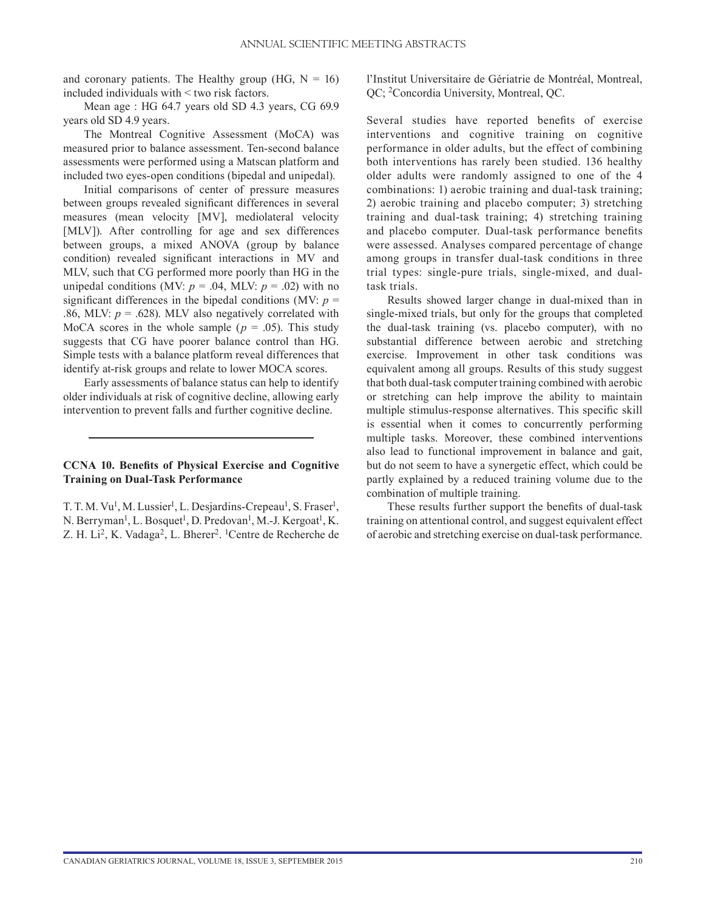and coronary patients. The Healthy group (HG, N = 16) included individuals with < two risk factors.

Mean age : HG 64.7 years old SD 4.3 years, CG 69.9 years old SD 4.9 years.

The Montreal Cognitive Assessment (MoCA) was measured prior to balance assessment. Ten-second balance assessments were performed using a Matscan platform and included two eyes-open conditions (bipedal and unipedal).

Initial comparisons of center of pressure measures between groups revealed significant differences in several measures (mean velocity [MV], mediolateral velocity [MLV]). After controlling for age and sex differences between groups, a mixed ANOVA (group by balance condition) revealed significant interactions in MV and MLV, such that CG performed more poorly than HG in the unipedal conditions (MV: $p = .04$, MLV: $p = .02$) with no significant differences in the bipedal conditions (MV: $p = .86$, MLV: $p = .628$). MLV also negatively correlated with MoCA scores in the whole sample ($p = .05$). This study suggests that CG have poorer balance control than HG. Simple tests with a balance platform reveal differences that identify at-risk groups and relate to lower MOCA scores.

Early assessments of balance status can help to identify older individuals at risk of cognitive decline, allowing early intervention to prevent falls and further cognitive decline.

---

### CCNA 10. Benefits of Physical Exercise and Cognitive Training on Dual-Task Performance

T. T. M. Vu[1], M. Lussier[1], L. Desjardins-Crepeau[1], S. Fraser[1], N. Berryman[1], L. Bosquet[1], D. Predovan[1], M.-J. Kergoat[1], K. Z. H. Li[2], K. Vadaga[2], L. Bherer[2]. [1]Centre de Recherche de l'Institut Universitaire de Gériatrie de Montréal, Montreal, QC; [2]Concordia University, Montreal, QC.

Several studies have reported benefits of exercise interventions and cognitive training on cognitive performance in older adults, but the effect of combining both interventions has rarely been studied. 136 healthy older adults were randomly assigned to one of the 4 combinations: 1) aerobic training and dual-task training; 2) aerobic training and placebo computer; 3) stretching training and dual-task training; 4) stretching training and placebo computer. Dual-task performance benefits were assessed. Analyses compared percentage of change among groups in transfer dual-task conditions in three trial types: single-pure trials, single-mixed, and dual-task trials.

Results showed larger change in dual-mixed than in single-mixed trials, but only for the groups that completed the dual-task training (vs. placebo computer), with no substantial difference between aerobic and stretching exercise. Improvement in other task conditions was equivalent among all groups. Results of this study suggest that both dual-task computer training combined with aerobic or stretching can help improve the ability to maintain multiple stimulus-response alternatives. This specific skill is essential when it comes to concurrently performing multiple tasks. Moreover, these combined interventions also lead to functional improvement in balance and gait, but do not seem to have a synergetic effect, which could be partly explained by a reduced training volume due to the combination of multiple training.

These results further support the benefits of dual-task training on attentional control, and suggest equivalent effect of aerobic and stretching exercise on dual-task performance.